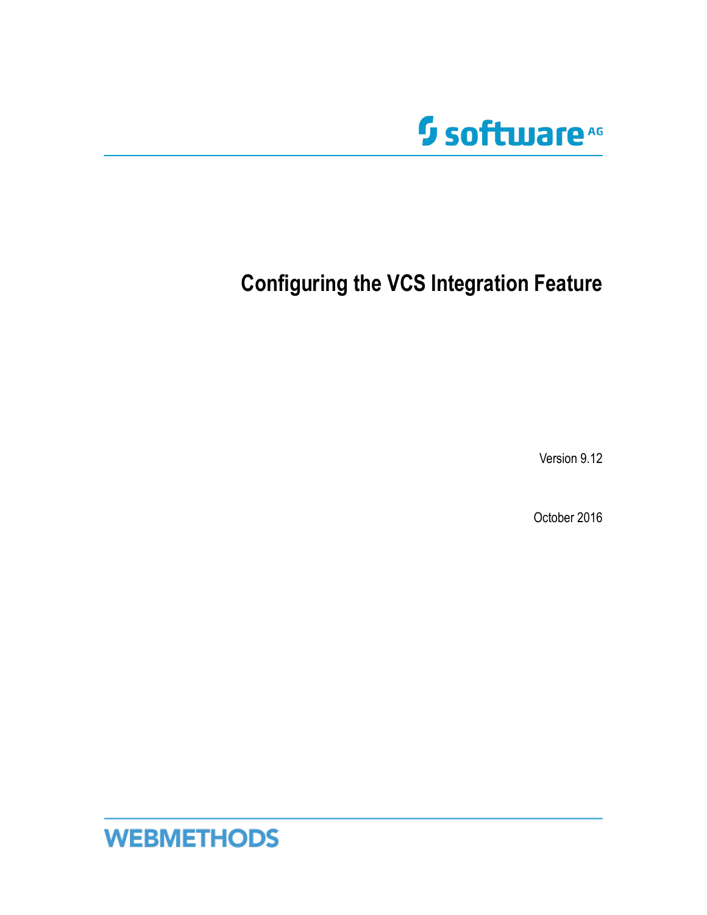software AG

# Configuring the VCS Integration Feature

Version 9.12

October 2016

WEBMETHODS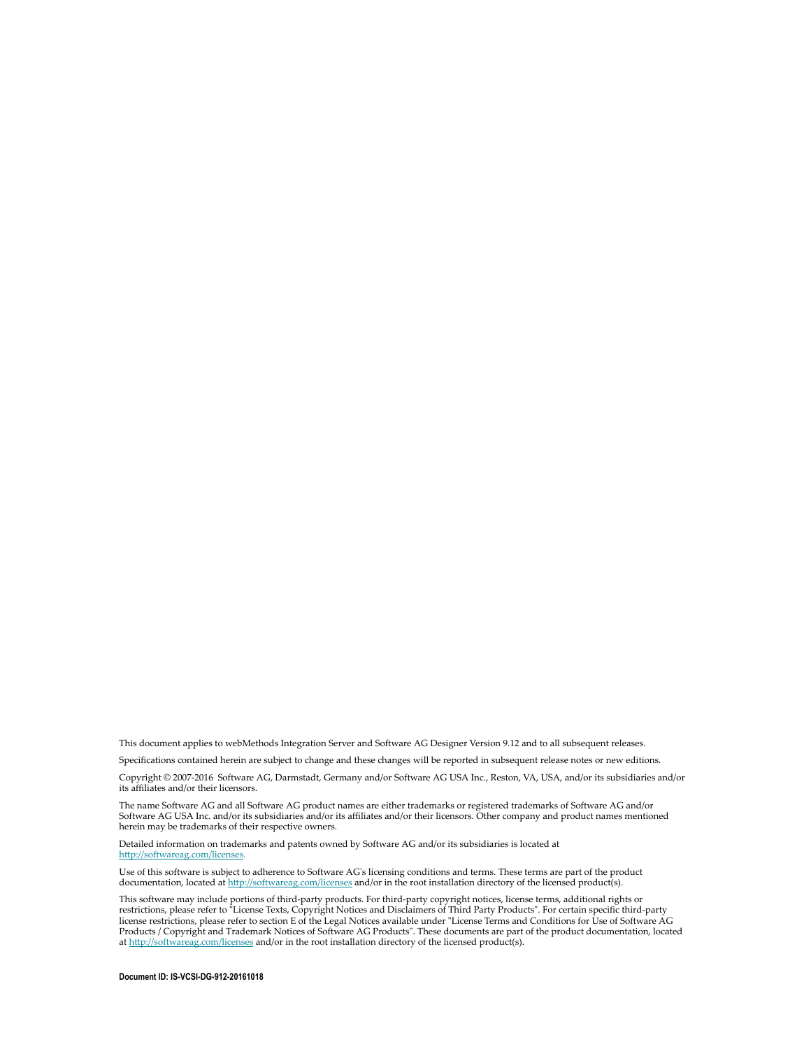This document applies to webMethods Integration Server and Software AG Designer Version 9.12 and to all subsequent releases.

Specifications contained herein are subject to change and these changes will be reported in subsequent release notes or new editions.

Copyright © 2007-2016 Software AG, Darmstadt, Germany and/or Software AG USA Inc., Reston, VA, USA, and/or its subsidiaries and/or its affiliates and/or their licensors.

The name Software AG and all Software AG product names are either trademarks or registered trademarks of Software AG and/or Software AG USA Inc. and/or its subsidiaries and/or its affiliates and/or their licensors. Other company and product names mentioned herein may be trademarks of their respective owners.

Detailed information on trademarks and patents owned by Software AG and/or its subsidiaries is located at http://softwareag.com/licenses.

Use of this software is subject to adherence to Software AG's licensing conditions and terms. These terms are part of the product documentation, located at http://softwareag.com/licenses and/or in the root installation directory of the licensed product(s).

This software may include portions of third-party products. For third-party copyright notices, license terms, additional rights or restrictions, please refer to "License Texts, Copyright Notices and Disclaimers of Third Party Products". For certain specific third-party license restrictions, please refer to section E of the Legal Notices available under "License Terms and Conditions for Use of Software AG Products / Copyright and Trademark Notices of Software AG Products". These documents are part of the product documentation, located at http://softwareag.com/licenses and/or in the root installation directory of the licensed product(s).

**Document ID: IS-VCSI-DG-912-20161018**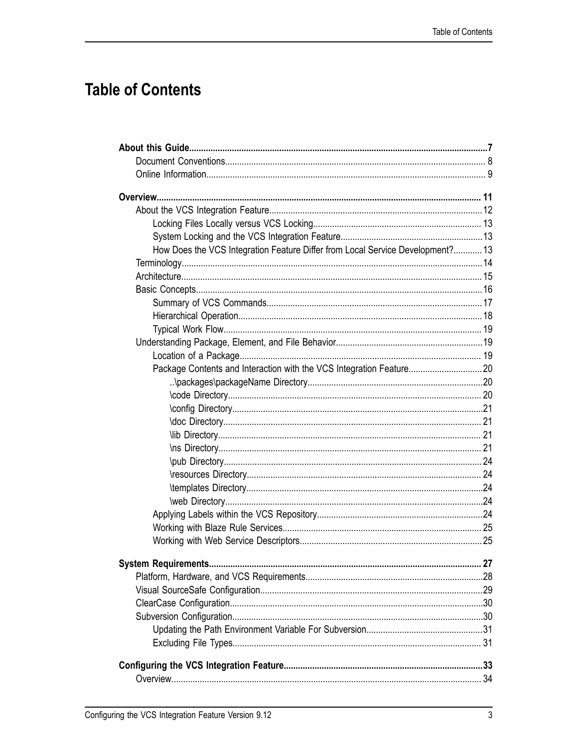# Table of Contents

**About this Guide....7**

- Document Conventions....8
- Online Information....9

**Overview....11**

- About the VCS Integration Feature....12
  - Locking Files Locally versus VCS Locking....13
  - System Locking and the VCS Integration Feature....13
  - How Does the VCS Integration Feature Differ from Local Service Development?....13
- Terminology....14
- Architecture....15
- Basic Concepts....16
  - Summary of VCS Commands....17
  - Hierarchical Operation....18
  - Typical Work Flow....19
- Understanding Package, Element, and File Behavior....19
  - Location of a Package....19
  - Package Contents and Interaction with the VCS Integration Feature....20
    - ..\packages\packageName Directory....20
    - \code Directory....20
    - \config Directory....21
    - \doc Directory....21
    - \lib Directory....21
    - \ns Directory....21
    - \pub Directory....24
    - \resources Directory....24
    - \templates Directory....24
    - \web Directory....24
  - Applying Labels within the VCS Repository....24
  - Working with Blaze Rule Services....25
  - Working with Web Service Descriptors....25

**System Requirements....27**

- Platform, Hardware, and VCS Requirements....28
- Visual SourceSafe Configuration....29
- ClearCase Configuration....30
- Subversion Configuration....30
  - Updating the Path Environment Variable For Subversion....31
  - Excluding File Types....31

**Configuring the VCS Integration Feature....33**

- Overview....34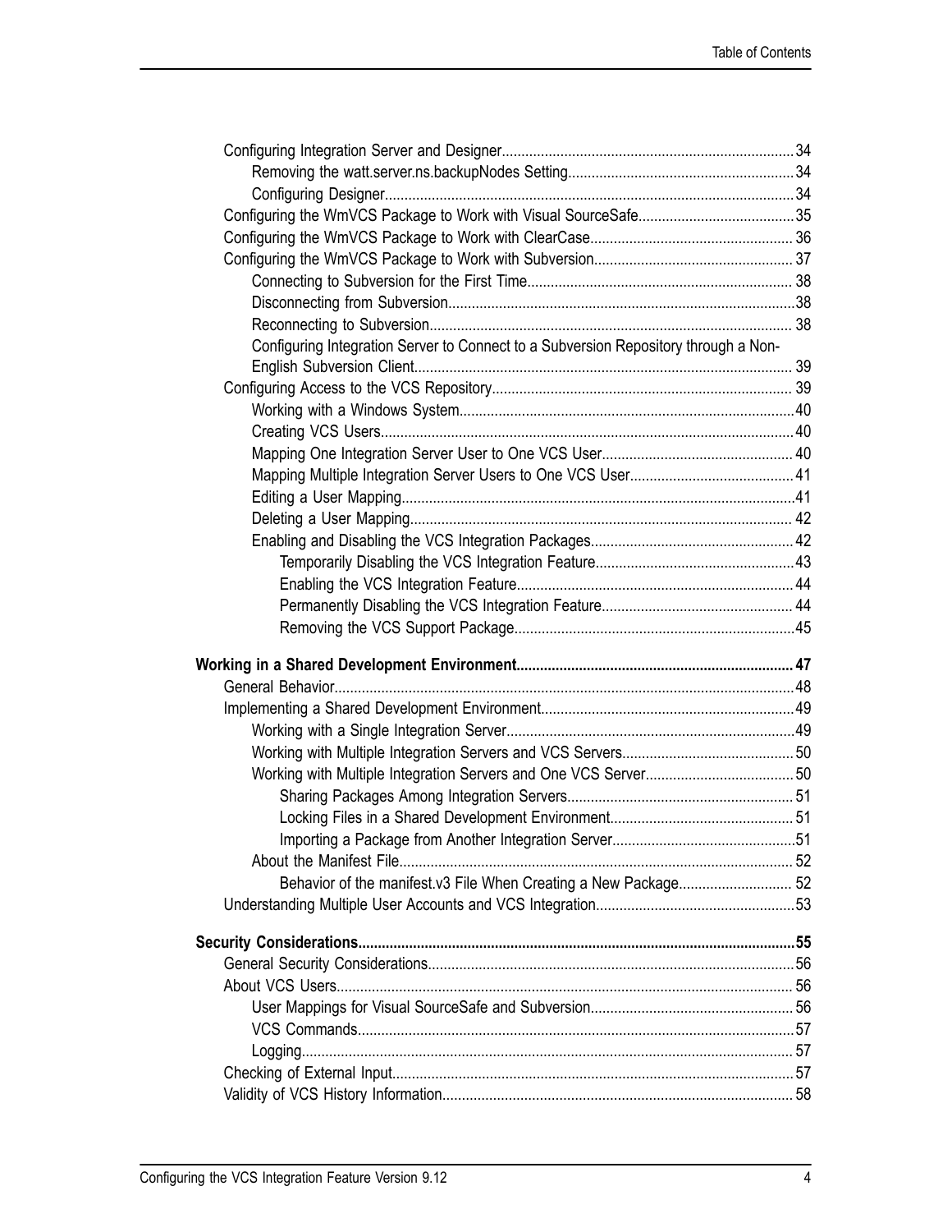- Configuring Integration Server and Designer....34
  - Removing the watt.server.ns.backupNodes Setting....34
  - Configuring Designer....34
- Configuring the WmVCS Package to Work with Visual SourceSafe....35
- Configuring the WmVCS Package to Work with ClearCase....36
- Configuring the WmVCS Package to Work with Subversion....37
  - Connecting to Subversion for the First Time....38
  - Disconnecting from Subversion....38
  - Reconnecting to Subversion....38
  - Configuring Integration Server to Connect to a Subversion Repository through a Non-English Subversion Client....39
- Configuring Access to the VCS Repository....39
  - Working with a Windows System....40
  - Creating VCS Users....40
  - Mapping One Integration Server User to One VCS User....40
  - Mapping Multiple Integration Server Users to One VCS User....41
  - Editing a User Mapping....41
  - Deleting a User Mapping....42
  - Enabling and Disabling the VCS Integration Packages....42
    - Temporarily Disabling the VCS Integration Feature....43
    - Enabling the VCS Integration Feature....44
    - Permanently Disabling the VCS Integration Feature....44
    - Removing the VCS Support Package....45

**Working in a Shared Development Environment....47**

- General Behavior....48
- Implementing a Shared Development Environment....49
  - Working with a Single Integration Server....49
  - Working with Multiple Integration Servers and VCS Servers....50
  - Working with Multiple Integration Servers and One VCS Server....50
    - Sharing Packages Among Integration Servers....51
    - Locking Files in a Shared Development Environment....51
    - Importing a Package from Another Integration Server....51
  - About the Manifest File....52
    - Behavior of the manifest.v3 File When Creating a New Package....52
- Understanding Multiple User Accounts and VCS Integration....53

**Security Considerations....55**

- General Security Considerations....56
- About VCS Users....56
  - User Mappings for Visual SourceSafe and Subversion....56
  - VCS Commands....57
  - Logging....57
- Checking of External Input....57
- Validity of VCS History Information....58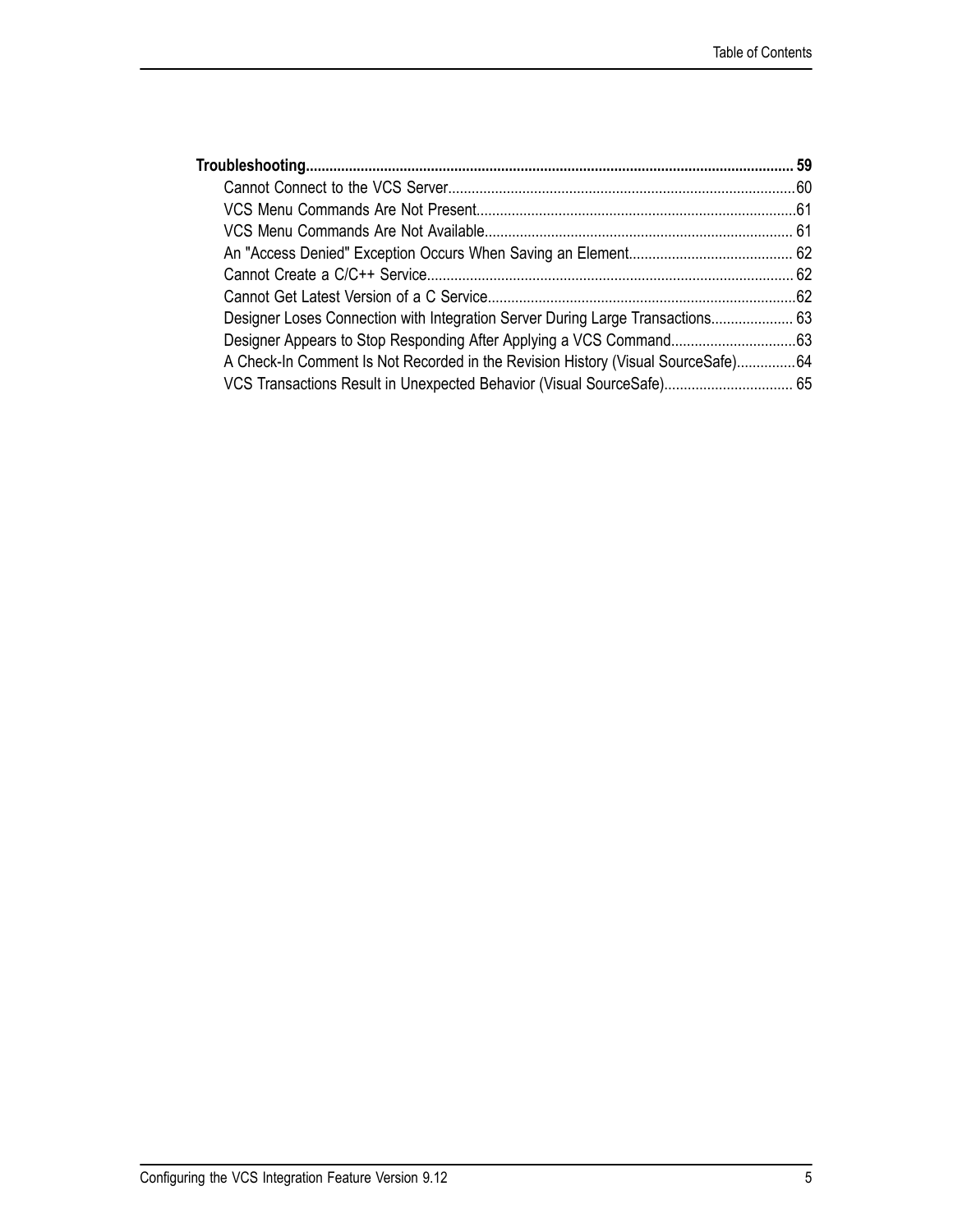**Troubleshooting** ... **59**

- Cannot Connect to the VCS Server ... 60
- VCS Menu Commands Are Not Present ... 61
- VCS Menu Commands Are Not Available ... 61
- An "Access Denied" Exception Occurs When Saving an Element ... 62
- Cannot Create a C/C++ Service ... 62
- Cannot Get Latest Version of a C Service ... 62
- Designer Loses Connection with Integration Server During Large Transactions ... 63
- Designer Appears to Stop Responding After Applying a VCS Command ... 63
- A Check-In Comment Is Not Recorded in the Revision History (Visual SourceSafe) ... 64
- VCS Transactions Result in Unexpected Behavior (Visual SourceSafe) ... 65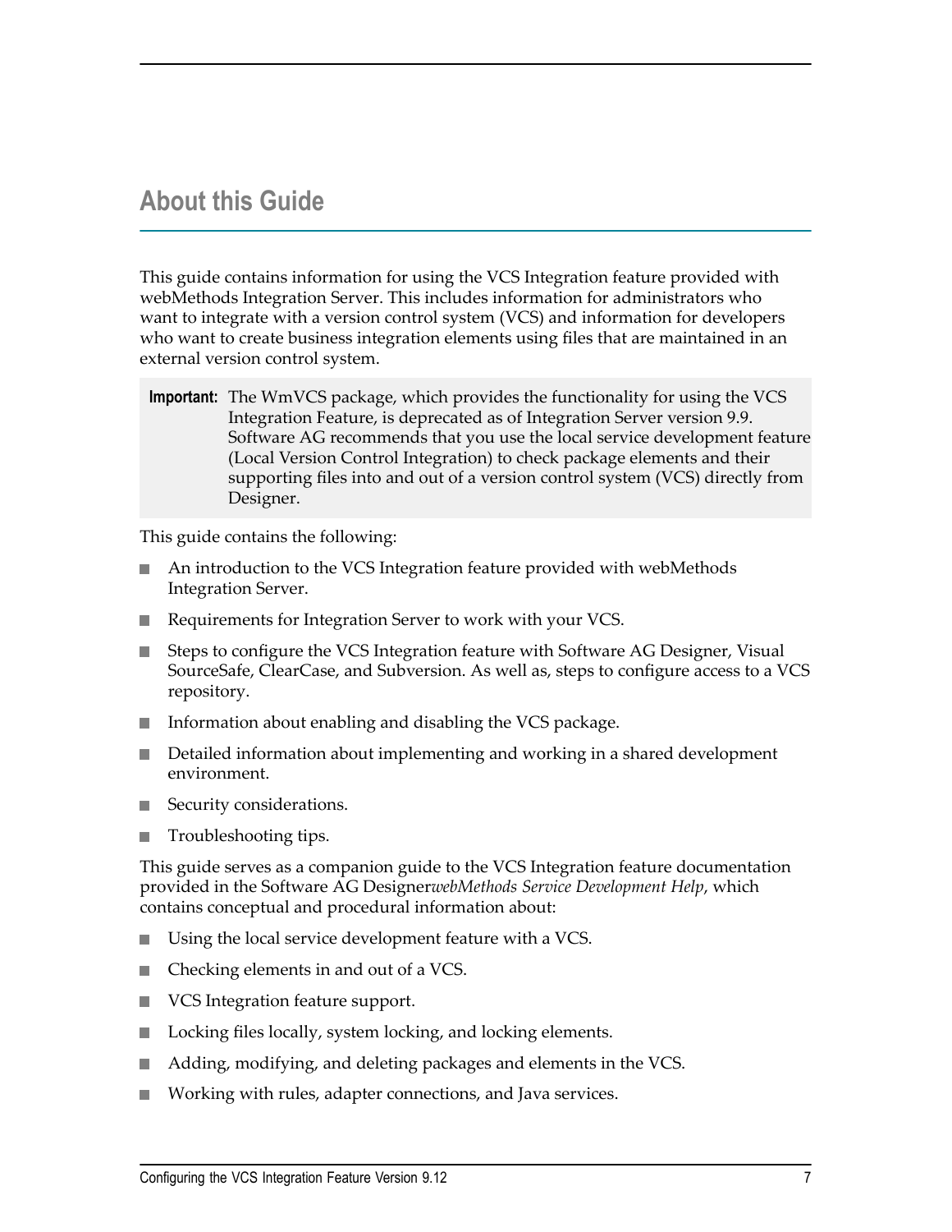# About this Guide

This guide contains information for using the VCS Integration feature provided with webMethods Integration Server. This includes information for administrators who want to integrate with a version control system (VCS) and information for developers who want to create business integration elements using files that are maintained in an external version control system.

> **Important:** The WmVCS package, which provides the functionality for using the VCS Integration Feature, is deprecated as of Integration Server version 9.9. Software AG recommends that you use the local service development feature (Local Version Control Integration) to check package elements and their supporting files into and out of a version control system (VCS) directly from Designer.

This guide contains the following:

- An introduction to the VCS Integration feature provided with webMethods Integration Server.
- Requirements for Integration Server to work with your VCS.
- Steps to configure the VCS Integration feature with Software AG Designer, Visual SourceSafe, ClearCase, and Subversion. As well as, steps to configure access to a VCS repository.
- Information about enabling and disabling the VCS package.
- Detailed information about implementing and working in a shared development environment.
- Security considerations.
- Troubleshooting tips.

This guide serves as a companion guide to the VCS Integration feature documentation provided in the Software AG Designer*webMethods Service Development Help*, which contains conceptual and procedural information about:

- Using the local service development feature with a VCS.
- Checking elements in and out of a VCS.
- VCS Integration feature support.
- Locking files locally, system locking, and locking elements.
- Adding, modifying, and deleting packages and elements in the VCS.
- Working with rules, adapter connections, and Java services.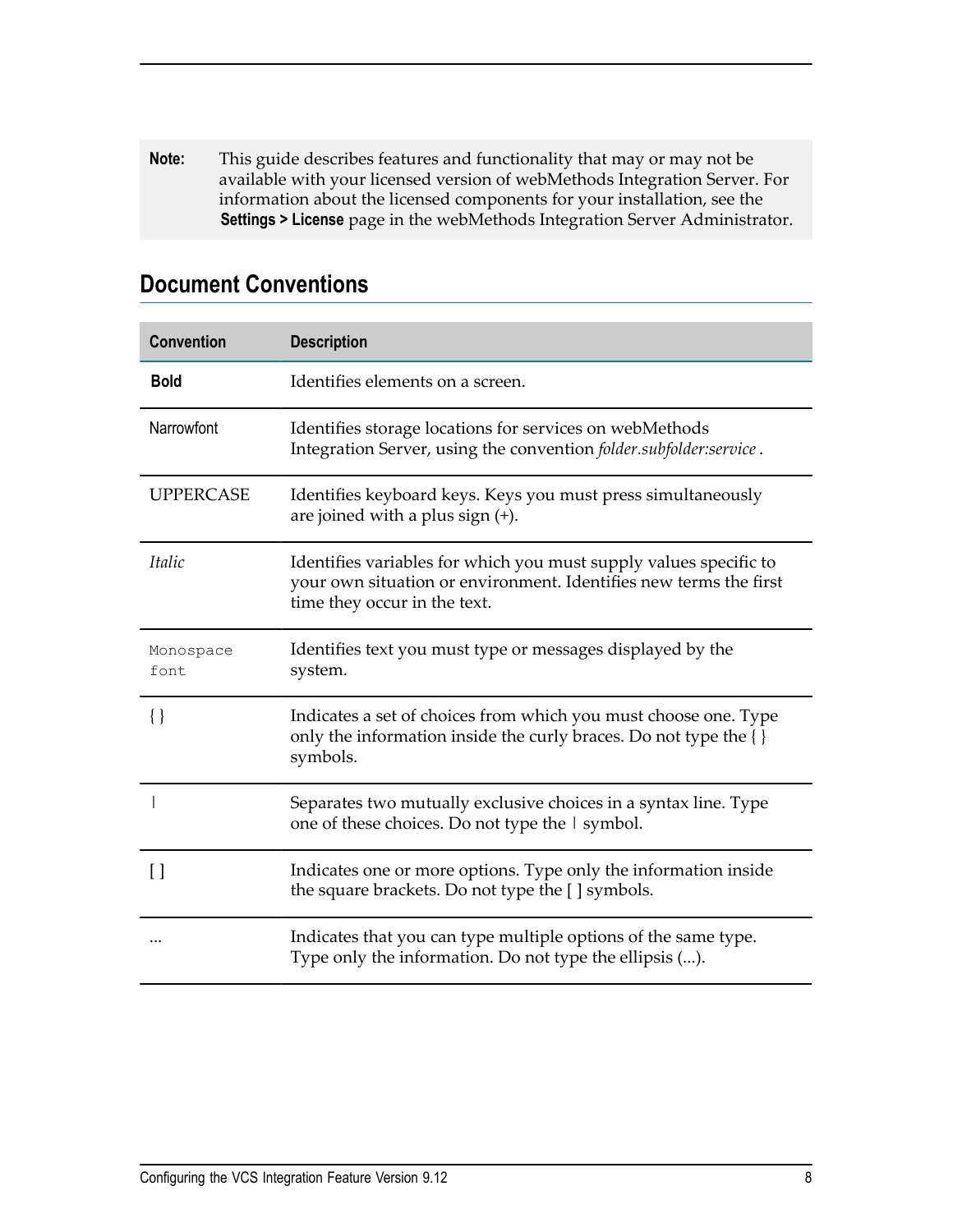**Note:** This guide describes features and functionality that may or may not be available with your licensed version of webMethods Integration Server. For information about the licensed components for your installation, see the **Settings > License** page in the webMethods Integration Server Administrator.

## Document Conventions

| Convention | Description |
|---|---|
| **Bold** | Identifies elements on a screen. |
| Narrowfont | Identifies storage locations for services on webMethods Integration Server, using the convention *folder.subfolder:service* . |
| UPPERCASE | Identifies keyboard keys. Keys you must press simultaneously are joined with a plus sign (+). |
| *Italic* | Identifies variables for which you must supply values specific to your own situation or environment. Identifies new terms the first time they occur in the text. |
| `Monospace font` | Identifies text you must type or messages displayed by the system. |
| { } | Indicates a set of choices from which you must choose one. Type only the information inside the curly braces. Do not type the { } symbols. |
| \| | Separates two mutually exclusive choices in a syntax line. Type one of these choices. Do not type the \| symbol. |
| [ ] | Indicates one or more options. Type only the information inside the square brackets. Do not type the [ ] symbols. |
| ... | Indicates that you can type multiple options of the same type. Type only the information. Do not type the ellipsis (...). |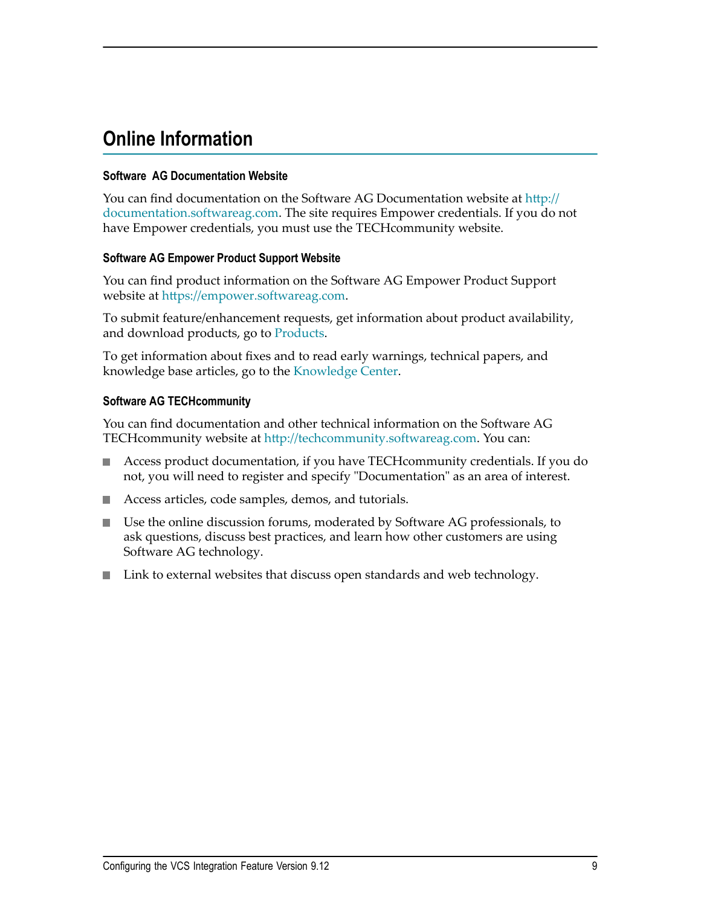# Online Information

### Software AG Documentation Website

You can find documentation on the Software AG Documentation website at http://documentation.softwareag.com. The site requires Empower credentials. If you do not have Empower credentials, you must use the TECHcommunity website.

### Software AG Empower Product Support Website

You can find product information on the Software AG Empower Product Support website at https://empower.softwareag.com.

To submit feature/enhancement requests, get information about product availability, and download products, go to Products.

To get information about fixes and to read early warnings, technical papers, and knowledge base articles, go to the Knowledge Center.

### Software AG TECHcommunity

You can find documentation and other technical information on the Software AG TECHcommunity website at http://techcommunity.softwareag.com. You can:

- Access product documentation, if you have TECHcommunity credentials. If you do not, you will need to register and specify "Documentation" as an area of interest.
- Access articles, code samples, demos, and tutorials.
- Use the online discussion forums, moderated by Software AG professionals, to ask questions, discuss best practices, and learn how other customers are using Software AG technology.
- Link to external websites that discuss open standards and web technology.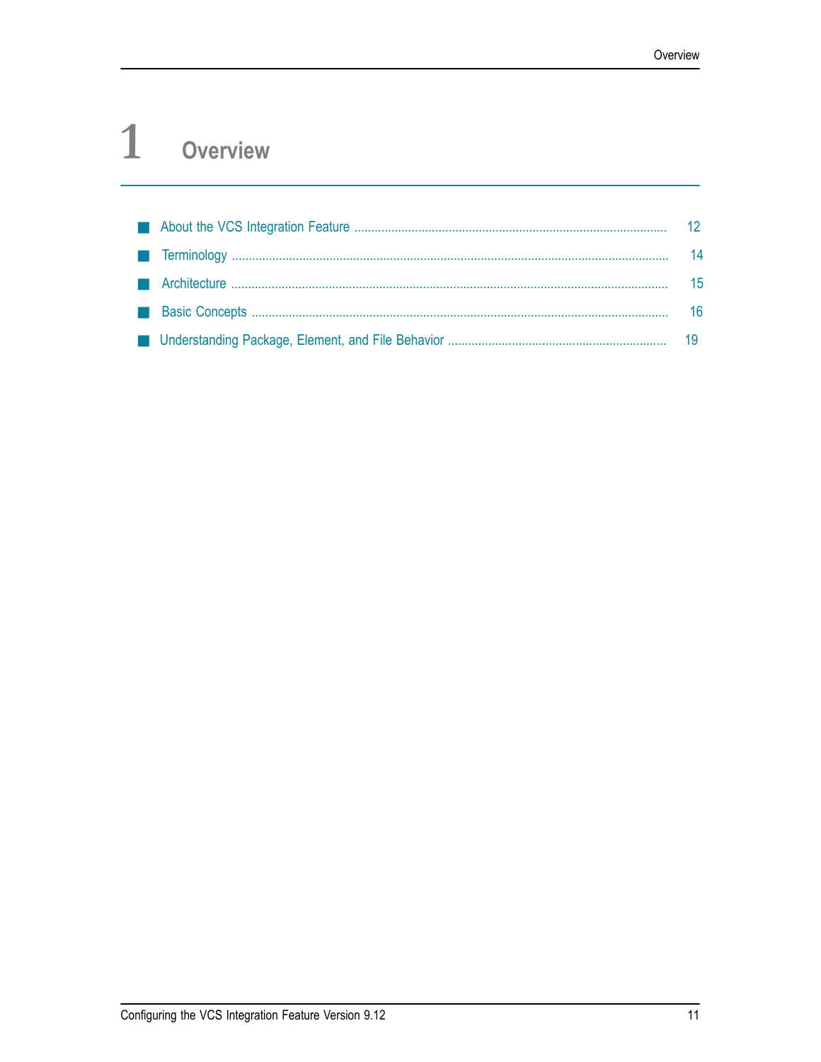# 1 Overview

- About the VCS Integration Feature ........ 12
- Terminology ........ 14
- Architecture ........ 15
- Basic Concepts ........ 16
- Understanding Package, Element, and File Behavior ........ 19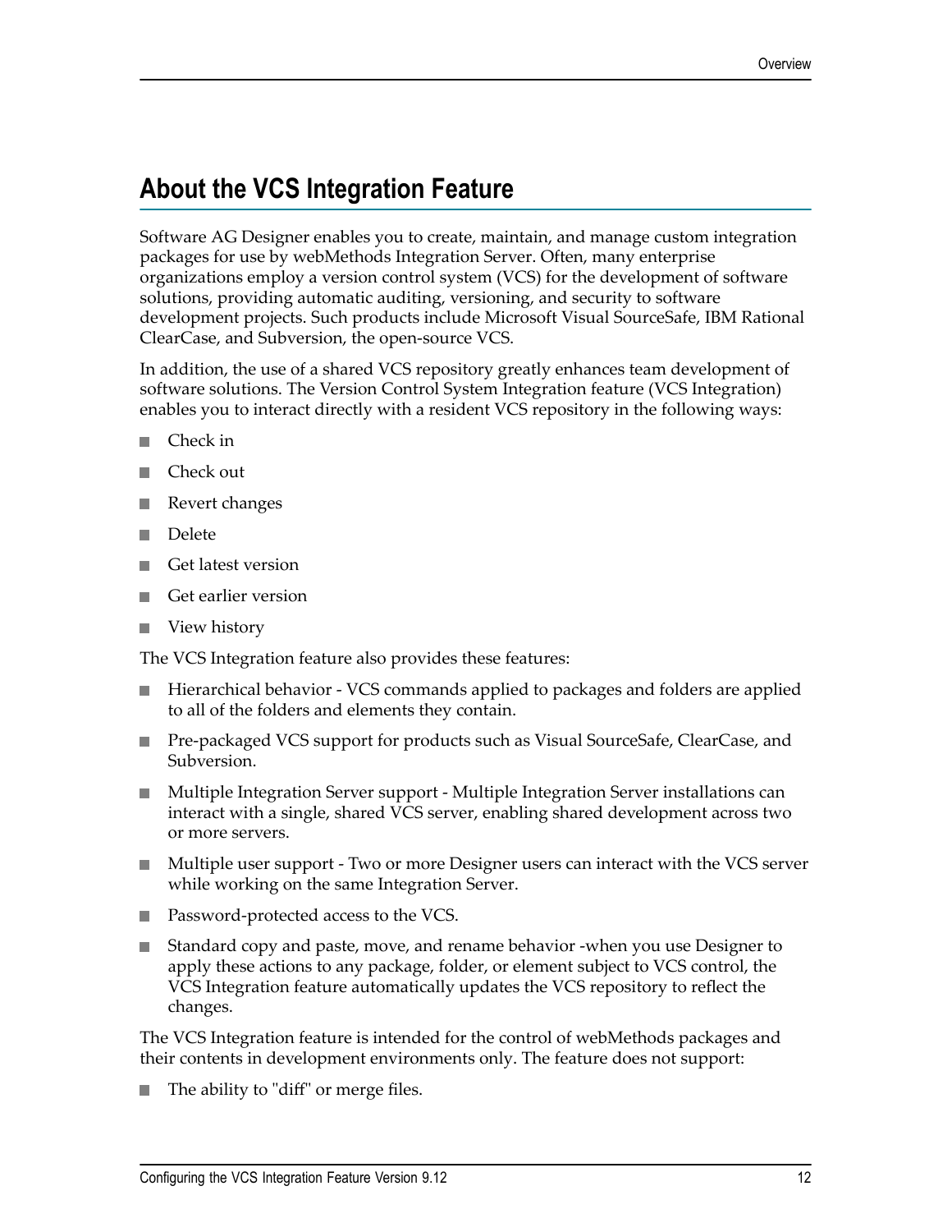## About the VCS Integration Feature

Software AG Designer enables you to create, maintain, and manage custom integration packages for use by webMethods Integration Server. Often, many enterprise organizations employ a version control system (VCS) for the development of software solutions, providing automatic auditing, versioning, and security to software development projects. Such products include Microsoft Visual SourceSafe, IBM Rational ClearCase, and Subversion, the open-source VCS.

In addition, the use of a shared VCS repository greatly enhances team development of software solutions. The Version Control System Integration feature (VCS Integration) enables you to interact directly with a resident VCS repository in the following ways:

- Check in
- Check out
- Revert changes
- Delete
- Get latest version
- Get earlier version
- View history

The VCS Integration feature also provides these features:

- Hierarchical behavior - VCS commands applied to packages and folders are applied to all of the folders and elements they contain.
- Pre-packaged VCS support for products such as Visual SourceSafe, ClearCase, and Subversion.
- Multiple Integration Server support - Multiple Integration Server installations can interact with a single, shared VCS server, enabling shared development across two or more servers.
- Multiple user support - Two or more Designer users can interact with the VCS server while working on the same Integration Server.
- Password-protected access to the VCS.
- Standard copy and paste, move, and rename behavior -when you use Designer to apply these actions to any package, folder, or element subject to VCS control, the VCS Integration feature automatically updates the VCS repository to reflect the changes.

The VCS Integration feature is intended for the control of webMethods packages and their contents in development environments only. The feature does not support:

- The ability to "diff" or merge files.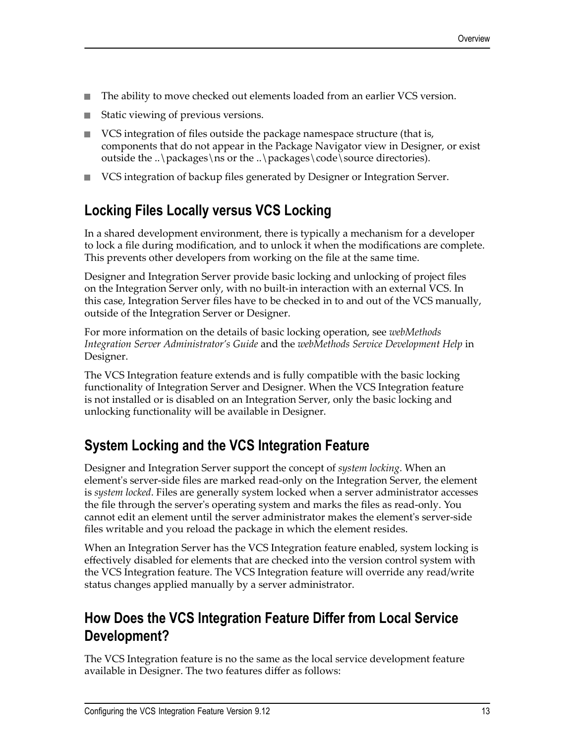- The ability to move checked out elements loaded from an earlier VCS version.
- Static viewing of previous versions.
- VCS integration of files outside the package namespace structure (that is, components that do not appear in the Package Navigator view in Designer, or exist outside the ..\packages\ns or the ..\packages\code\source directories).
- VCS integration of backup files generated by Designer or Integration Server.

## Locking Files Locally versus VCS Locking

In a shared development environment, there is typically a mechanism for a developer to lock a file during modification, and to unlock it when the modifications are complete. This prevents other developers from working on the file at the same time.

Designer and Integration Server provide basic locking and unlocking of project files on the Integration Server only, with no built-in interaction with an external VCS. In this case, Integration Server files have to be checked in to and out of the VCS manually, outside of the Integration Server or Designer.

For more information on the details of basic locking operation, see *webMethods Integration Server Administrator's Guide* and the *webMethods Service Development Help* in Designer.

The VCS Integration feature extends and is fully compatible with the basic locking functionality of Integration Server and Designer. When the VCS Integration feature is not installed or is disabled on an Integration Server, only the basic locking and unlocking functionality will be available in Designer.

## System Locking and the VCS Integration Feature

Designer and Integration Server support the concept of *system locking*. When an element's server-side files are marked read-only on the Integration Server, the element is *system locked*. Files are generally system locked when a server administrator accesses the file through the server's operating system and marks the files as read-only. You cannot edit an element until the server administrator makes the element's server-side files writable and you reload the package in which the element resides.

When an Integration Server has the VCS Integration feature enabled, system locking is effectively disabled for elements that are checked into the version control system with the VCS Integration feature. The VCS Integration feature will override any read/write status changes applied manually by a server administrator.

## How Does the VCS Integration Feature Differ from Local Service Development?

The VCS Integration feature is no the same as the local service development feature available in Designer. The two features differ as follows: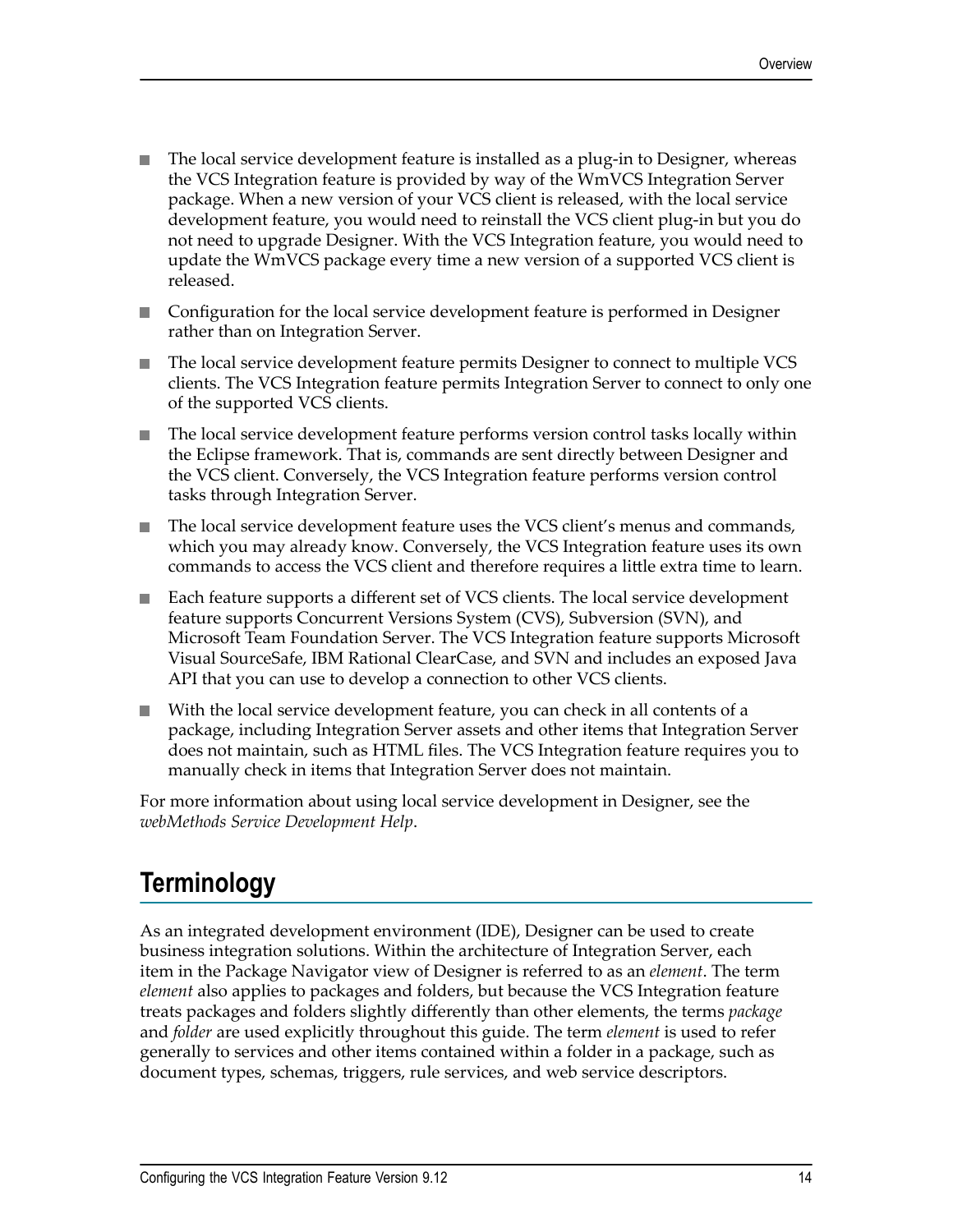- The local service development feature is installed as a plug-in to Designer, whereas the VCS Integration feature is provided by way of the WmVCS Integration Server package. When a new version of your VCS client is released, with the local service development feature, you would need to reinstall the VCS client plug-in but you do not need to upgrade Designer. With the VCS Integration feature, you would need to update the WmVCS package every time a new version of a supported VCS client is released.
- Configuration for the local service development feature is performed in Designer rather than on Integration Server.
- The local service development feature permits Designer to connect to multiple VCS clients. The VCS Integration feature permits Integration Server to connect to only one of the supported VCS clients.
- The local service development feature performs version control tasks locally within the Eclipse framework. That is, commands are sent directly between Designer and the VCS client. Conversely, the VCS Integration feature performs version control tasks through Integration Server.
- The local service development feature uses the VCS client's menus and commands, which you may already know. Conversely, the VCS Integration feature uses its own commands to access the VCS client and therefore requires a little extra time to learn.
- Each feature supports a different set of VCS clients. The local service development feature supports Concurrent Versions System (CVS), Subversion (SVN), and Microsoft Team Foundation Server. The VCS Integration feature supports Microsoft Visual SourceSafe, IBM Rational ClearCase, and SVN and includes an exposed Java API that you can use to develop a connection to other VCS clients.
- With the local service development feature, you can check in all contents of a package, including Integration Server assets and other items that Integration Server does not maintain, such as HTML files. The VCS Integration feature requires you to manually check in items that Integration Server does not maintain.

For more information about using local service development in Designer, see the *webMethods Service Development Help*.

## Terminology

As an integrated development environment (IDE), Designer can be used to create business integration solutions. Within the architecture of Integration Server, each item in the Package Navigator view of Designer is referred to as an *element*. The term *element* also applies to packages and folders, but because the VCS Integration feature treats packages and folders slightly differently than other elements, the terms *package* and *folder* are used explicitly throughout this guide. The term *element* is used to refer generally to services and other items contained within a folder in a package, such as document types, schemas, triggers, rule services, and web service descriptors.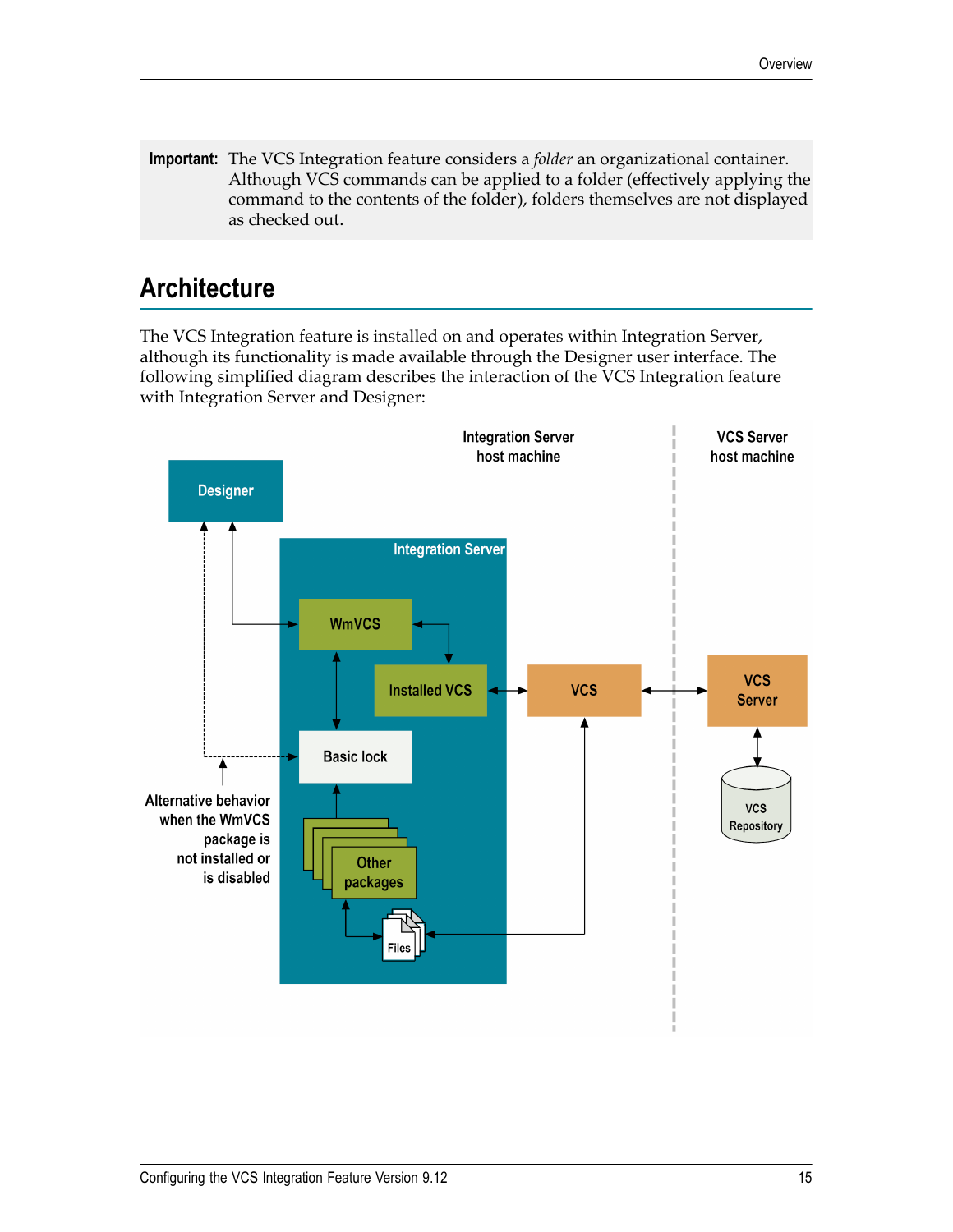**Important:** The VCS Integration feature considers a *folder* an organizational container. Although VCS commands can be applied to a folder (effectively applying the command to the contents of the folder), folders themselves are not displayed as checked out.

## Architecture

The VCS Integration feature is installed on and operates within Integration Server, although its functionality is made available through the Designer user interface. The following simplified diagram describes the interaction of the VCS Integration feature with Integration Server and Designer:

Integration Server host machine

VCS Server host machine

Designer

Integration Server

WmVCS

Installed VCS

VCS

VCS Server

VCS Repository

Basic lock

Other packages

Files

Alternative behavior when the WmVCS package is not installed or is disabled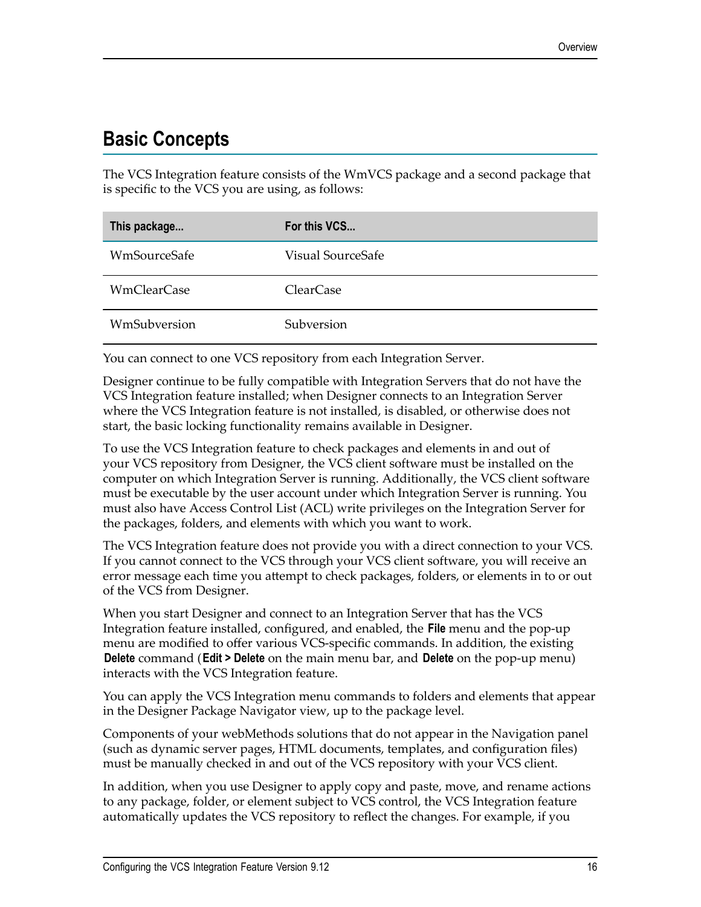## Basic Concepts

The VCS Integration feature consists of the WmVCS package and a second package that is specific to the VCS you are using, as follows:

| This package... | For this VCS... |
| --- | --- |
| WmSourceSafe | Visual SourceSafe |
| WmClearCase | ClearCase |
| WmSubversion | Subversion |

You can connect to one VCS repository from each Integration Server.

Designer continue to be fully compatible with Integration Servers that do not have the VCS Integration feature installed; when Designer connects to an Integration Server where the VCS Integration feature is not installed, is disabled, or otherwise does not start, the basic locking functionality remains available in Designer.

To use the VCS Integration feature to check packages and elements in and out of your VCS repository from Designer, the VCS client software must be installed on the computer on which Integration Server is running. Additionally, the VCS client software must be executable by the user account under which Integration Server is running. You must also have Access Control List (ACL) write privileges on the Integration Server for the packages, folders, and elements with which you want to work.

The VCS Integration feature does not provide you with a direct connection to your VCS. If you cannot connect to the VCS through your VCS client software, you will receive an error message each time you attempt to check packages, folders, or elements in to or out of the VCS from Designer.

When you start Designer and connect to an Integration Server that has the VCS Integration feature installed, configured, and enabled, the **File** menu and the pop-up menu are modified to offer various VCS-specific commands. In addition, the existing **Delete** command (**Edit > Delete** on the main menu bar, and **Delete** on the pop-up menu) interacts with the VCS Integration feature.

You can apply the VCS Integration menu commands to folders and elements that appear in the Designer Package Navigator view, up to the package level.

Components of your webMethods solutions that do not appear in the Navigation panel (such as dynamic server pages, HTML documents, templates, and configuration files) must be manually checked in and out of the VCS repository with your VCS client.

In addition, when you use Designer to apply copy and paste, move, and rename actions to any package, folder, or element subject to VCS control, the VCS Integration feature automatically updates the VCS repository to reflect the changes. For example, if you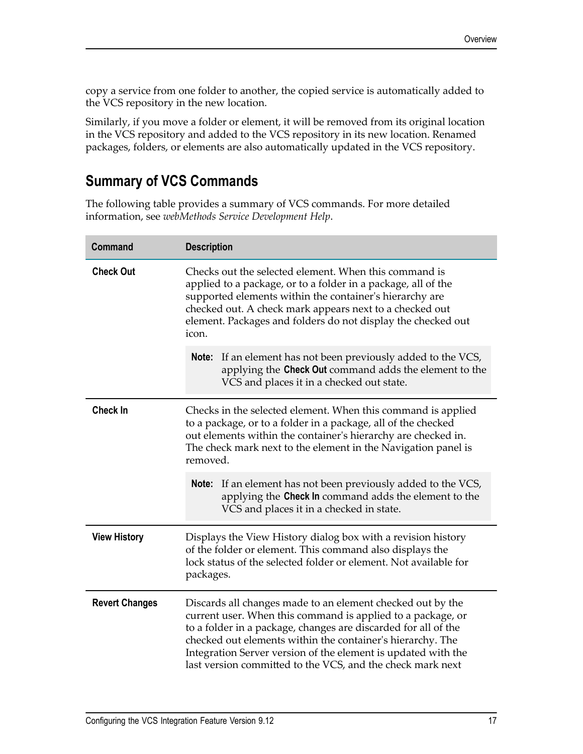copy a service from one folder to another, the copied service is automatically added to the VCS repository in the new location.

Similarly, if you move a folder or element, it will be removed from its original location in the VCS repository and added to the VCS repository in its new location. Renamed packages, folders, or elements are also automatically updated in the VCS repository.

## Summary of VCS Commands

The following table provides a summary of VCS commands. For more detailed information, see *webMethods Service Development Help*.

| Command | Description |
| --- | --- |
| **Check Out** | Checks out the selected element. When this command is applied to a package, or to a folder in a package, all of the supported elements within the container's hierarchy are checked out. A check mark appears next to a checked out element. Packages and folders do not display the checked out icon.<br><br>**Note:** If an element has not been previously added to the VCS, applying the **Check Out** command adds the element to the VCS and places it in a checked out state. |
| **Check In** | Checks in the selected element. When this command is applied to a package, or to a folder in a package, all of the checked out elements within the container's hierarchy are checked in. The check mark next to the element in the Navigation panel is removed.<br><br>**Note:** If an element has not been previously added to the VCS, applying the **Check In** command adds the element to the VCS and places it in a checked in state. |
| **View History** | Displays the View History dialog box with a revision history of the folder or element. This command also displays the lock status of the selected folder or element. Not available for packages. |
| **Revert Changes** | Discards all changes made to an element checked out by the current user. When this command is applied to a package, or to a folder in a package, changes are discarded for all of the checked out elements within the container's hierarchy. The Integration Server version of the element is updated with the last version committed to the VCS, and the check mark next |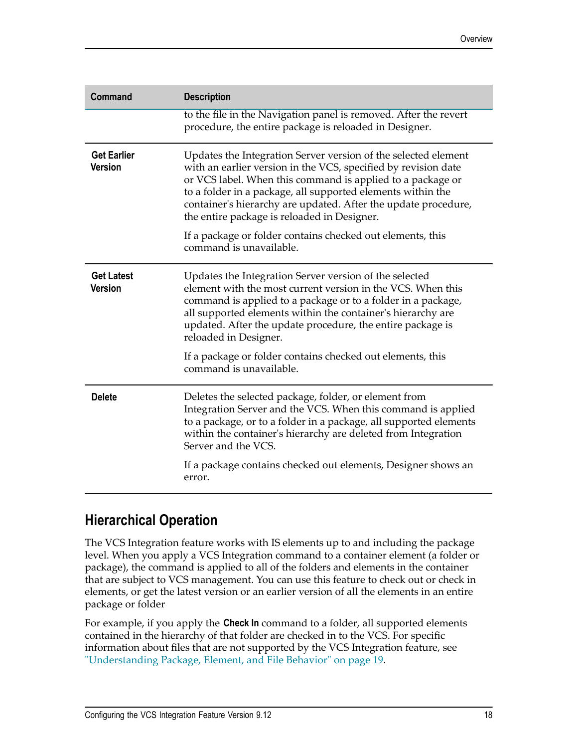| Command | Description |
| --- | --- |
| | to the file in the Navigation panel is removed. After the revert procedure, the entire package is reloaded in Designer. |
| **Get Earlier Version** | Updates the Integration Server version of the selected element with an earlier version in the VCS, specified by revision date or VCS label. When this command is applied to a package or to a folder in a package, all supported elements within the container's hierarchy are updated. After the update procedure, the entire package is reloaded in Designer.<br><br>If a package or folder contains checked out elements, this command is unavailable. |
| **Get Latest Version** | Updates the Integration Server version of the selected element with the most current version in the VCS. When this command is applied to a package or to a folder in a package, all supported elements within the container's hierarchy are updated. After the update procedure, the entire package is reloaded in Designer.<br><br>If a package or folder contains checked out elements, this command is unavailable. |
| **Delete** | Deletes the selected package, folder, or element from Integration Server and the VCS. When this command is applied to a package, or to a folder in a package, all supported elements within the container's hierarchy are deleted from Integration Server and the VCS.<br><br>If a package contains checked out elements, Designer shows an error. |

## Hierarchical Operation

The VCS Integration feature works with IS elements up to and including the package level. When you apply a VCS Integration command to a container element (a folder or package), the command is applied to all of the folders and elements in the container that are subject to VCS management. You can use this feature to check out or check in elements, or get the latest version or an earlier version of all the elements in an entire package or folder

For example, if you apply the **Check In** command to a folder, all supported elements contained in the hierarchy of that folder are checked in to the VCS. For specific information about files that are not supported by the VCS Integration feature, see "Understanding Package, Element, and File Behavior" on page 19.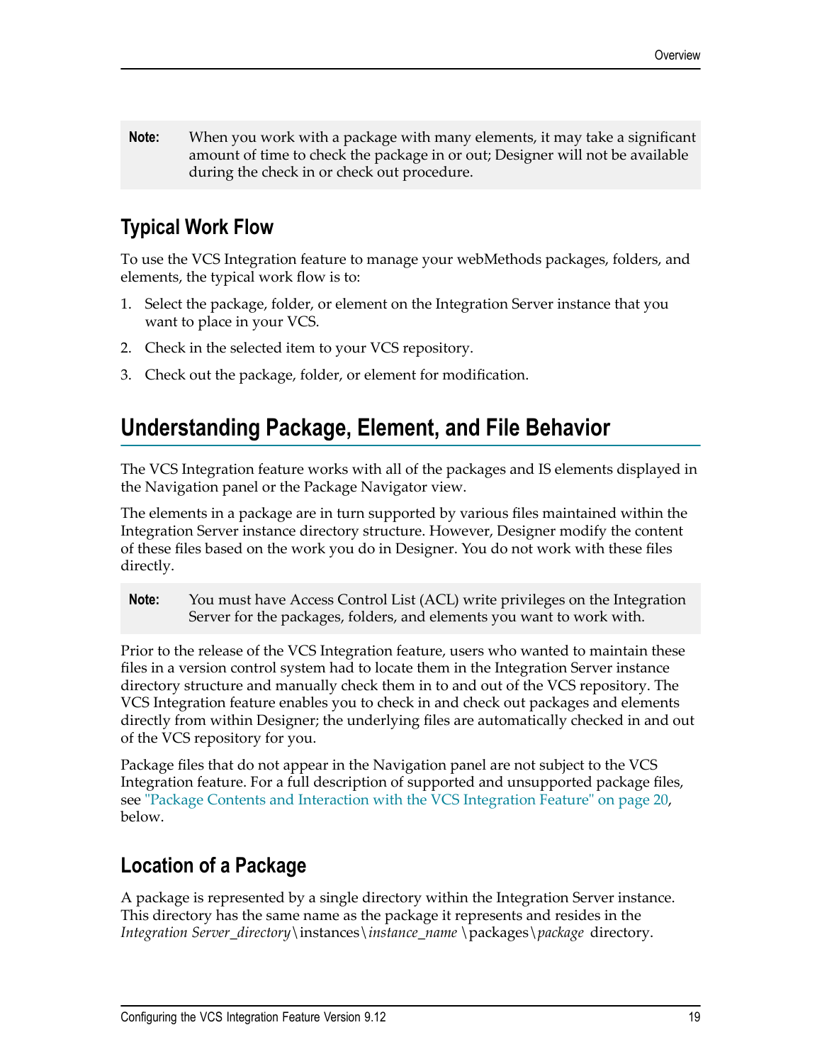**Note:** When you work with a package with many elements, it may take a significant amount of time to check the package in or out; Designer will not be available during the check in or check out procedure.

### Typical Work Flow

To use the VCS Integration feature to manage your webMethods packages, folders, and elements, the typical work flow is to:

1. Select the package, folder, or element on the Integration Server instance that you want to place in your VCS.
2. Check in the selected item to your VCS repository.
3. Check out the package, folder, or element for modification.

## Understanding Package, Element, and File Behavior

The VCS Integration feature works with all of the packages and IS elements displayed in the Navigation panel or the Package Navigator view.

The elements in a package are in turn supported by various files maintained within the Integration Server instance directory structure. However, Designer modify the content of these files based on the work you do in Designer. You do not work with these files directly.

**Note:** You must have Access Control List (ACL) write privileges on the Integration Server for the packages, folders, and elements you want to work with.

Prior to the release of the VCS Integration feature, users who wanted to maintain these files in a version control system had to locate them in the Integration Server instance directory structure and manually check them in to and out of the VCS repository. The VCS Integration feature enables you to check in and check out packages and elements directly from within Designer; the underlying files are automatically checked in and out of the VCS repository for you.

Package files that do not appear in the Navigation panel are not subject to the VCS Integration feature. For a full description of supported and unsupported package files, see "Package Contents and Interaction with the VCS Integration Feature" on page 20, below.

### Location of a Package

A package is represented by a single directory within the Integration Server instance. This directory has the same name as the package it represents and resides in the *Integration Server_directory*\instances\*instance_name* \packages\*package* directory.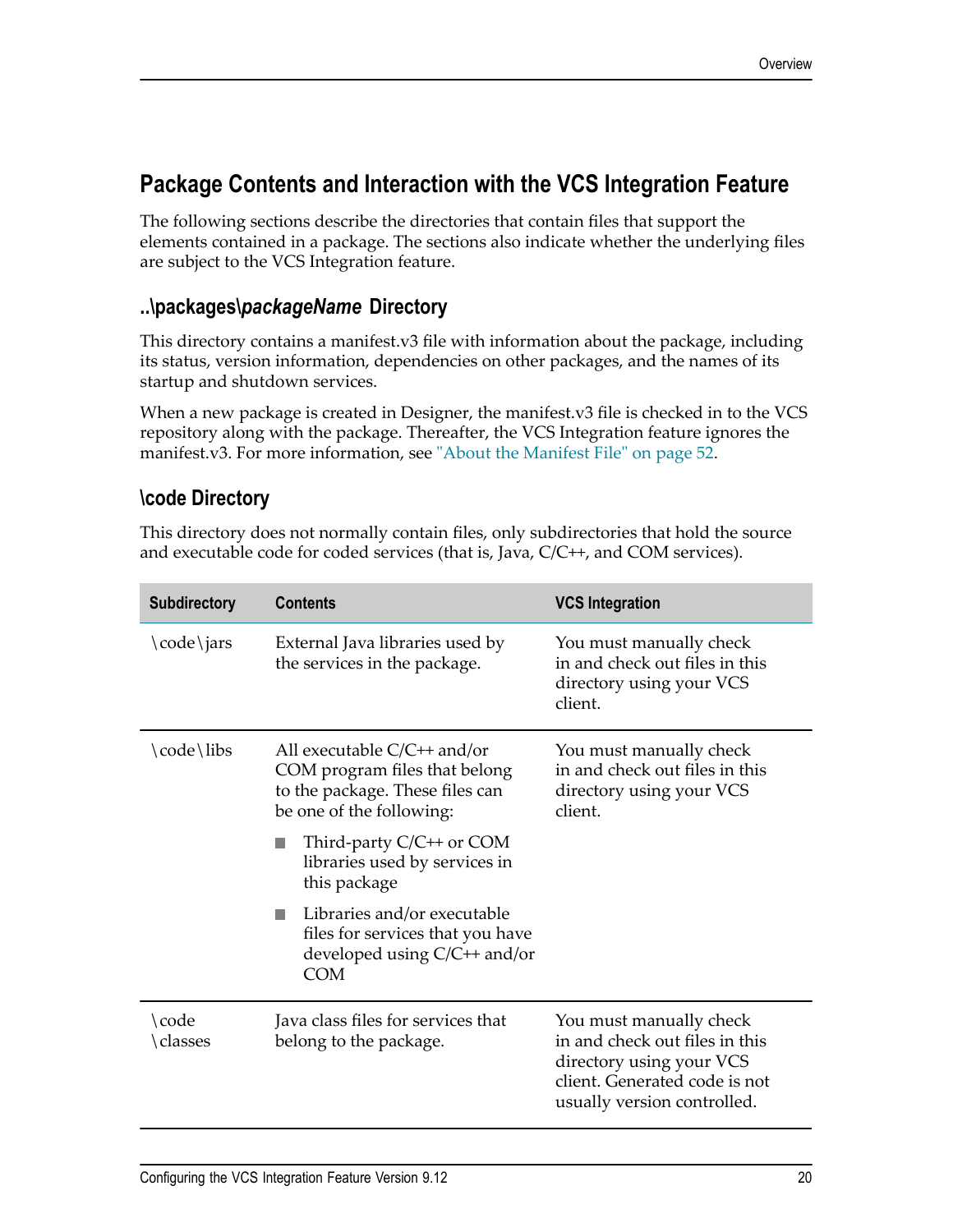## Package Contents and Interaction with the VCS Integration Feature

The following sections describe the directories that contain files that support the elements contained in a package. The sections also indicate whether the underlying files are subject to the VCS Integration feature.

### ..\packages\\*packageName* Directory

This directory contains a manifest.v3 file with information about the package, including its status, version information, dependencies on other packages, and the names of its startup and shutdown services.

When a new package is created in Designer, the manifest.v3 file is checked in to the VCS repository along with the package. Thereafter, the VCS Integration feature ignores the manifest.v3. For more information, see "About the Manifest File" on page 52.

### \code Directory

This directory does not normally contain files, only subdirectories that hold the source and executable code for coded services (that is, Java, C/C++, and COM services).

| Subdirectory | Contents | VCS Integration |
|---|---|---|
| \code\jars | External Java libraries used by the services in the package. | You must manually check in and check out files in this directory using your VCS client. |
| \code\libs | All executable C/C++ and/or COM program files that belong to the package. These files can be one of the following:<br>- Third-party C/C++ or COM libraries used by services in this package<br>- Libraries and/or executable files for services that you have developed using C/C++ and/or COM | You must manually check in and check out files in this directory using your VCS client. |
| \code\classes | Java class files for services that belong to the package. | You must manually check in and check out files in this directory using your VCS client. Generated code is not usually version controlled. |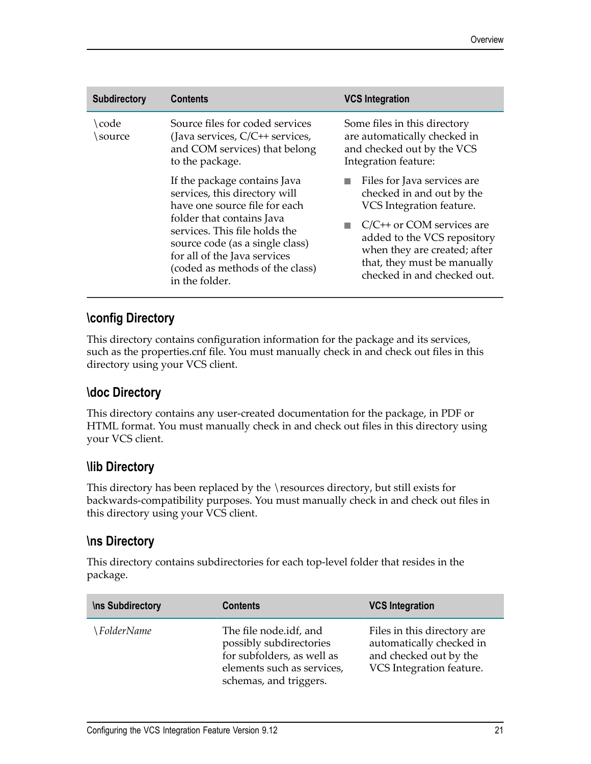| Subdirectory | Contents | VCS Integration |
|---|---|---|
| \code \source | Source files for coded services (Java services, C/C++ services, and COM services) that belong to the package.<br><br>If the package contains Java services, this directory will have one source file for each folder that contains Java services. This file holds the source code (as a single class) for all of the Java services (coded as methods of the class) in the folder. | Some files in this directory are automatically checked in and checked out by the VCS Integration feature:<br><br>■ Files for Java services are checked in and out by the VCS Integration feature.<br><br>■ C/C++ or COM services are added to the VCS repository when they are created; after that, they must be manually checked in and checked out. |

## \config Directory

This directory contains configuration information for the package and its services, such as the properties.cnf file. You must manually check in and check out files in this directory using your VCS client.

## \doc Directory

This directory contains any user-created documentation for the package, in PDF or HTML format. You must manually check in and check out files in this directory using your VCS client.

## \lib Directory

This directory has been replaced by the \resources directory, but still exists for backwards-compatibility purposes. You must manually check in and check out files in this directory using your VCS client.

## \ns Directory

This directory contains subdirectories for each top-level folder that resides in the package.

| \ns Subdirectory | Contents | VCS Integration |
|---|---|---|
| \\*FolderName* | The file node.idf, and possibly subdirectories for subfolders, as well as elements such as services, schemas, and triggers. | Files in this directory are automatically checked in and checked out by the VCS Integration feature. |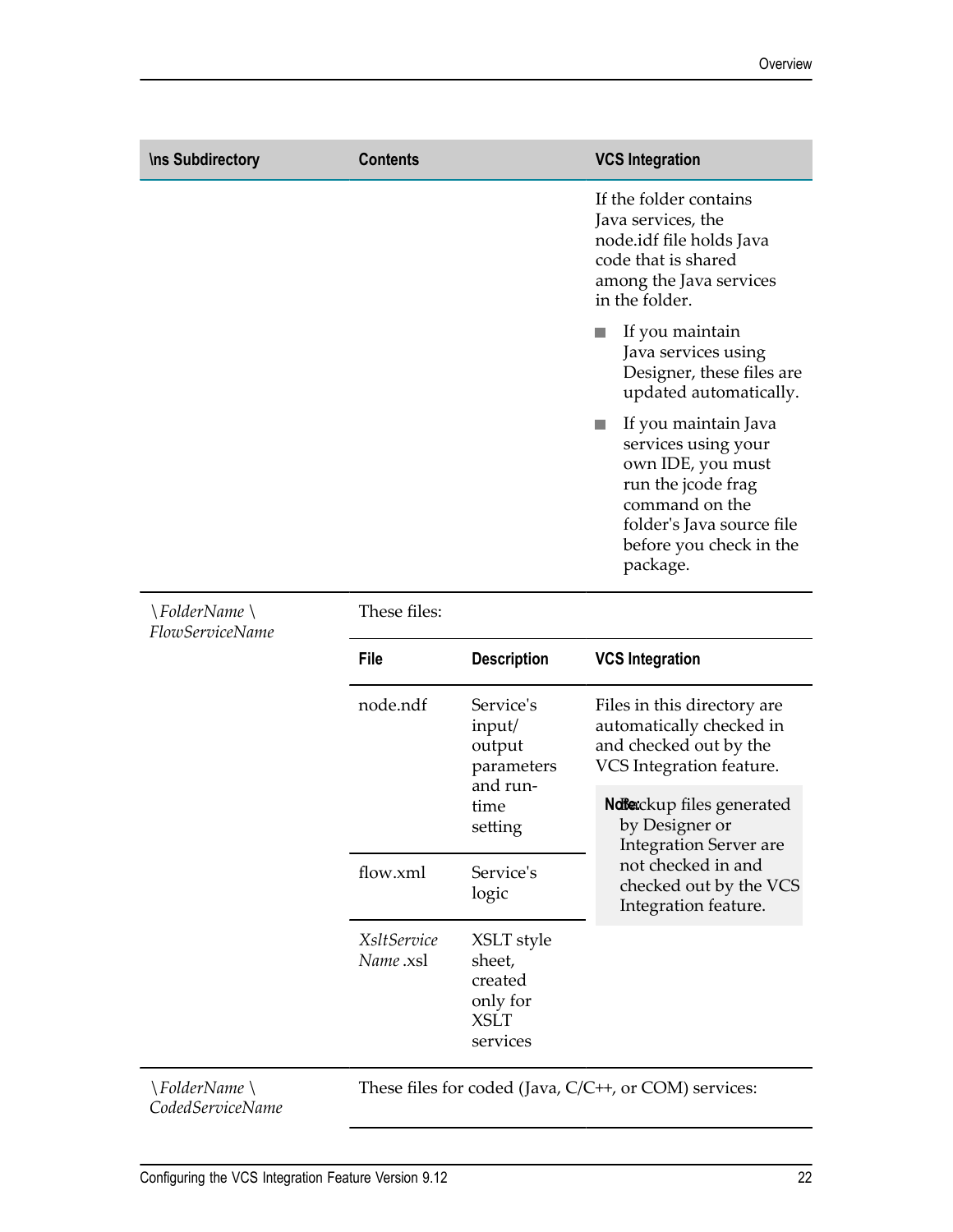| \ns Subdirectory | Contents | VCS Integration |
| --- | --- | --- |
| | | If the folder contains Java services, the node.idf file holds Java code that is shared among the Java services in the folder.<br><br>■ If you maintain Java services using Designer, these files are updated automatically.<br><br>■ If you maintain Java services using your own IDE, you must run the jcode frag command on the folder's Java source file before you check in the package. |
| *\FolderName\ FlowServiceName* | These files: | |

| File | Description | VCS Integration |
| --- | --- | --- |
| node.ndf | Service's input/ output parameters and run-time setting | Files in this directory are automatically checked in and checked out by the VCS Integration feature.<br><br>**Note:** Backup files generated by Designer or Integration Server are not checked in and checked out by the VCS Integration feature. |
| flow.xml | Service's logic | |
| *XsltServiceName* .xsl | XSLT style sheet, created only for XSLT services | |

| \ns Subdirectory | Contents |
| --- | --- |
| *\FolderName\ CodedServiceName* | These files for coded (Java, C/C++, or COM) services: |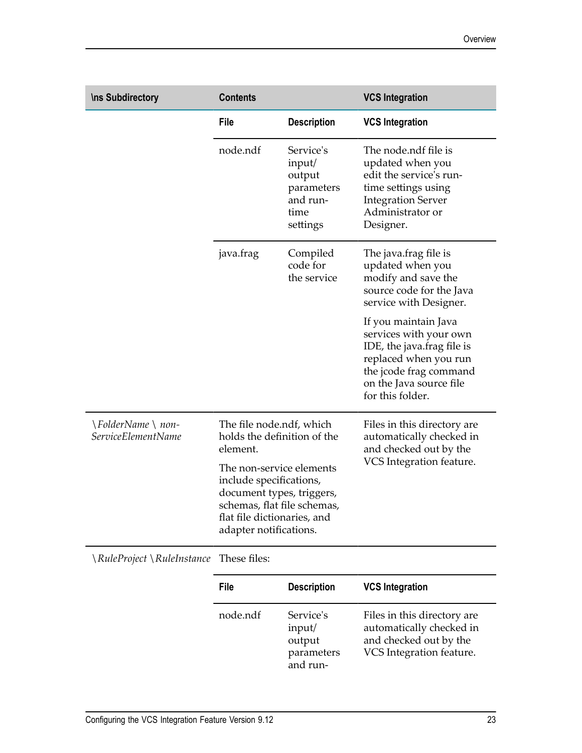| \ns Subdirectory | Contents | | VCS Integration |
|---|---|---|---|
| | **File** | **Description** | **VCS Integration** |
| | node.ndf | Service's input/ output parameters and run-time settings | The node.ndf file is updated when you edit the service's run-time settings using Integration Server Administrator or Designer. |
| | java.frag | Compiled code for the service | The java.frag file is updated when you modify and save the source code for the Java service with Designer.<br><br>If you maintain Java services with your own IDE, the java.frag file is replaced when you run the jcode frag command on the Java source file for this folder. |
| *\FolderName \ non-ServiceElementName* | The file node.ndf, which holds the definition of the element.<br><br>The non-service elements include specifications, document types, triggers, schemas, flat file schemas, flat file dictionaries, and adapter notifications. | | Files in this directory are automatically checked in and checked out by the VCS Integration feature. |
| *\RuleProject \RuleInstance* | These files: | | |
| | **File** | **Description** | **VCS Integration** |
| | node.ndf | Service's input/ output parameters and run- | Files in this directory are automatically checked in and checked out by the VCS Integration feature. |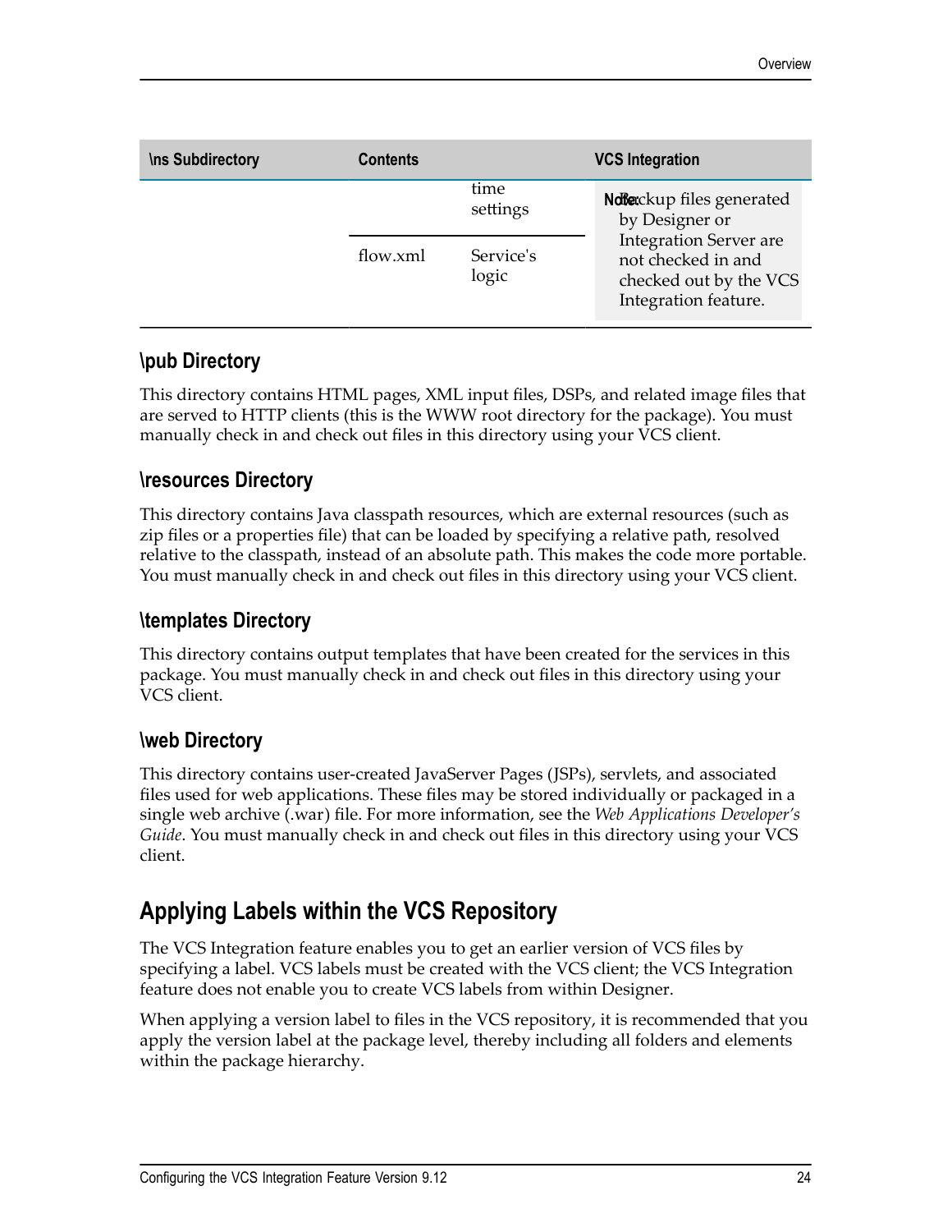| \ns Subdirectory | Contents | | VCS Integration |
|---|---|---|---|
| | | time settings | **Note:** Backup files generated by Designer or Integration Server are not checked in and checked out by the VCS Integration feature. |
| | flow.xml | Service's logic | |

### \pub Directory

This directory contains HTML pages, XML input files, DSPs, and related image files that are served to HTTP clients (this is the WWW root directory for the package). You must manually check in and check out files in this directory using your VCS client.

### \resources Directory

This directory contains Java classpath resources, which are external resources (such as zip files or a properties file) that can be loaded by specifying a relative path, resolved relative to the classpath, instead of an absolute path. This makes the code more portable. You must manually check in and check out files in this directory using your VCS client.

### \templates Directory

This directory contains output templates that have been created for the services in this package. You must manually check in and check out files in this directory using your VCS client.

### \web Directory

This directory contains user-created JavaServer Pages (JSPs), servlets, and associated files used for web applications. These files may be stored individually or packaged in a single web archive (.war) file. For more information, see the *Web Applications Developer's Guide*. You must manually check in and check out files in this directory using your VCS client.

## Applying Labels within the VCS Repository

The VCS Integration feature enables you to get an earlier version of VCS files by specifying a label. VCS labels must be created with the VCS client; the VCS Integration feature does not enable you to create VCS labels from within Designer.

When applying a version label to files in the VCS repository, it is recommended that you apply the version label at the package level, thereby including all folders and elements within the package hierarchy.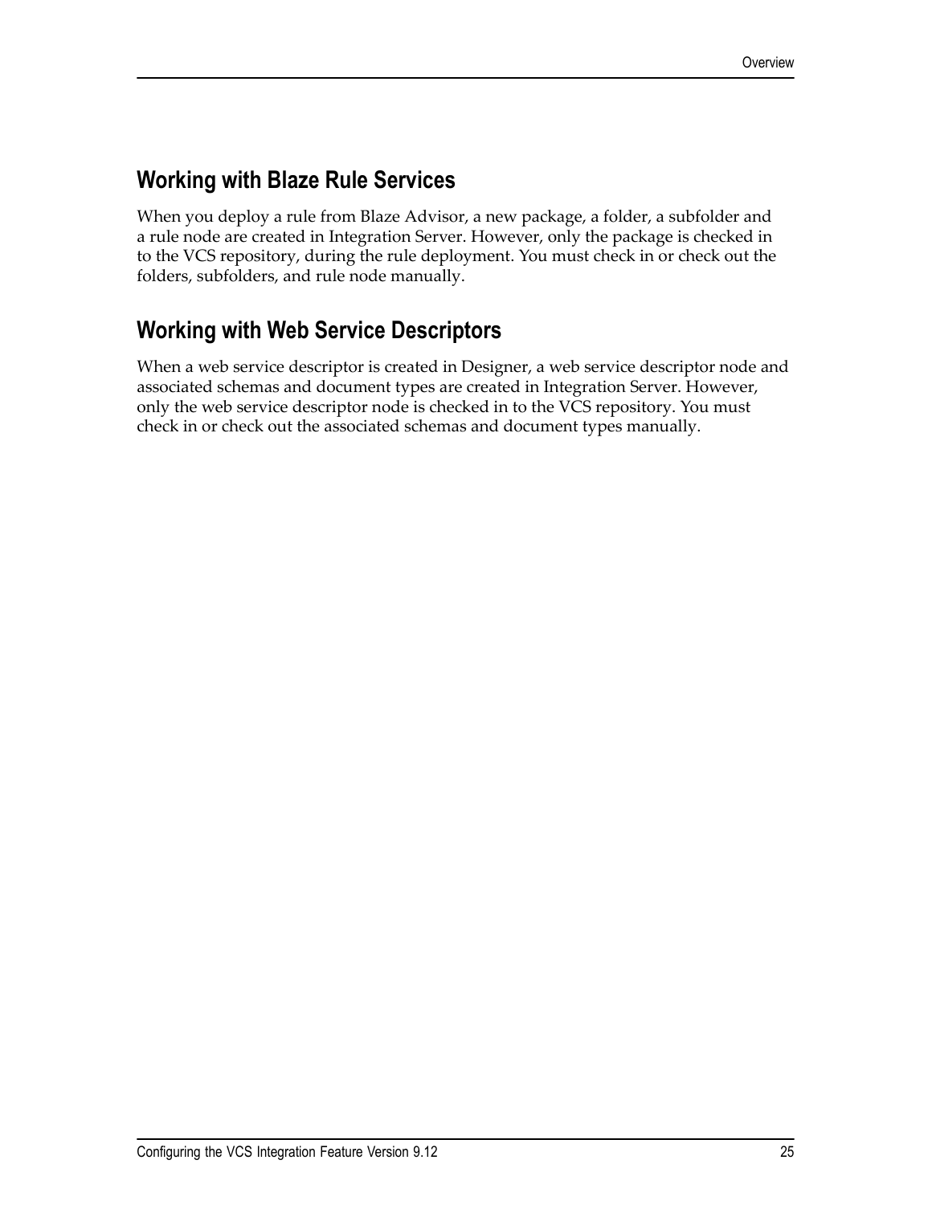## Working with Blaze Rule Services

When you deploy a rule from Blaze Advisor, a new package, a folder, a subfolder and a rule node are created in Integration Server. However, only the package is checked in to the VCS repository, during the rule deployment. You must check in or check out the folders, subfolders, and rule node manually.

## Working with Web Service Descriptors

When a web service descriptor is created in Designer, a web service descriptor node and associated schemas and document types are created in Integration Server. However, only the web service descriptor node is checked in to the VCS repository. You must check in or check out the associated schemas and document types manually.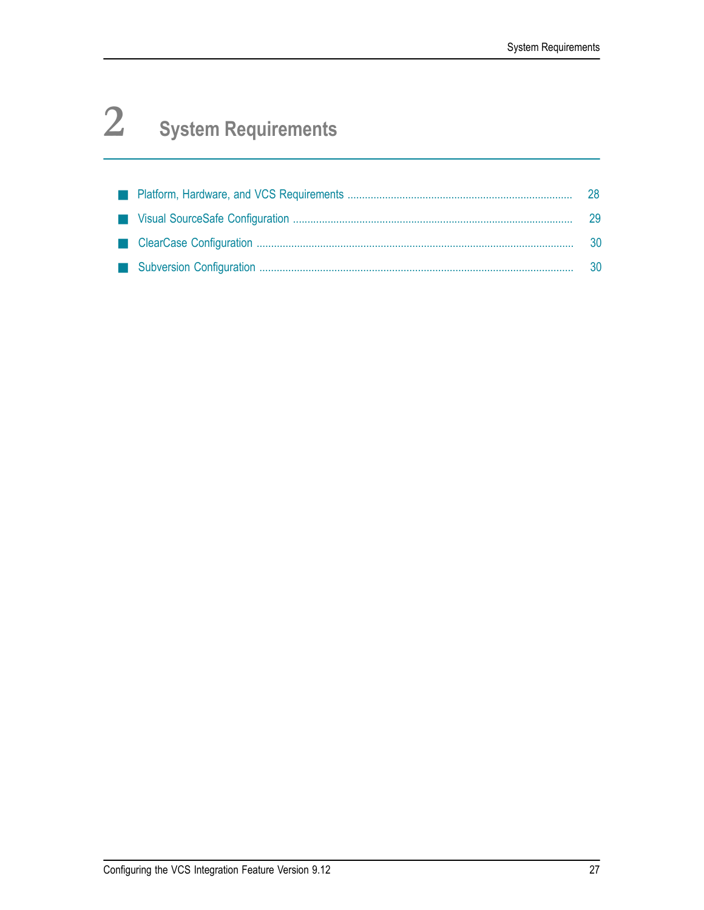# 2 System Requirements

- Platform, Hardware, and VCS Requirements ........ 28
- Visual SourceSafe Configuration ........ 29
- ClearCase Configuration ........ 30
- Subversion Configuration ........ 30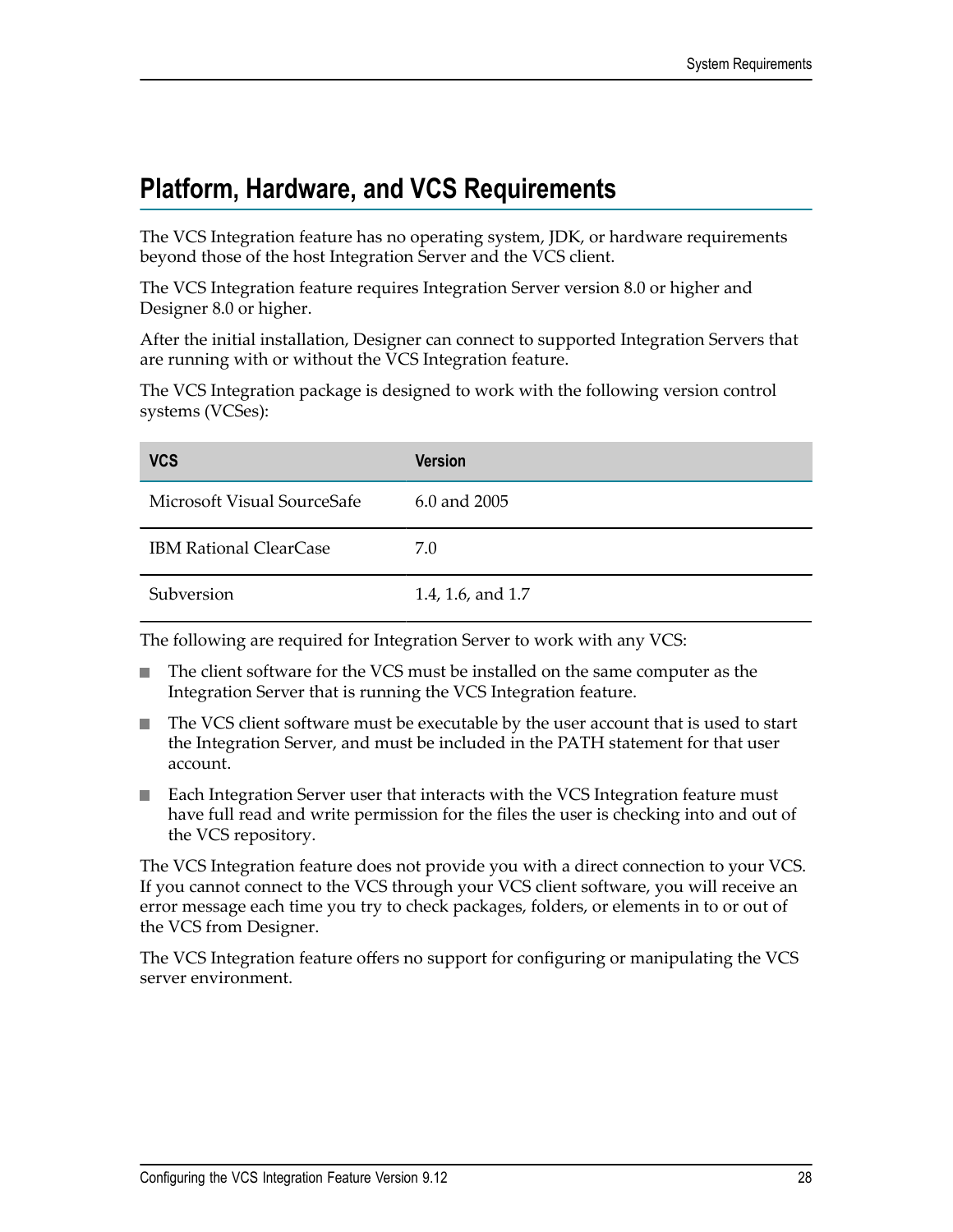## Platform, Hardware, and VCS Requirements

The VCS Integration feature has no operating system, JDK, or hardware requirements beyond those of the host Integration Server and the VCS client.

The VCS Integration feature requires Integration Server version 8.0 or higher and Designer 8.0 or higher.

After the initial installation, Designer can connect to supported Integration Servers that are running with or without the VCS Integration feature.

The VCS Integration package is designed to work with the following version control systems (VCSes):

| VCS | Version |
| --- | --- |
| Microsoft Visual SourceSafe | 6.0 and 2005 |
| IBM Rational ClearCase | 7.0 |
| Subversion | 1.4, 1.6, and 1.7 |

The following are required for Integration Server to work with any VCS:

- The client software for the VCS must be installed on the same computer as the Integration Server that is running the VCS Integration feature.
- The VCS client software must be executable by the user account that is used to start the Integration Server, and must be included in the PATH statement for that user account.
- Each Integration Server user that interacts with the VCS Integration feature must have full read and write permission for the files the user is checking into and out of the VCS repository.

The VCS Integration feature does not provide you with a direct connection to your VCS. If you cannot connect to the VCS through your VCS client software, you will receive an error message each time you try to check packages, folders, or elements in to or out of the VCS from Designer.

The VCS Integration feature offers no support for configuring or manipulating the VCS server environment.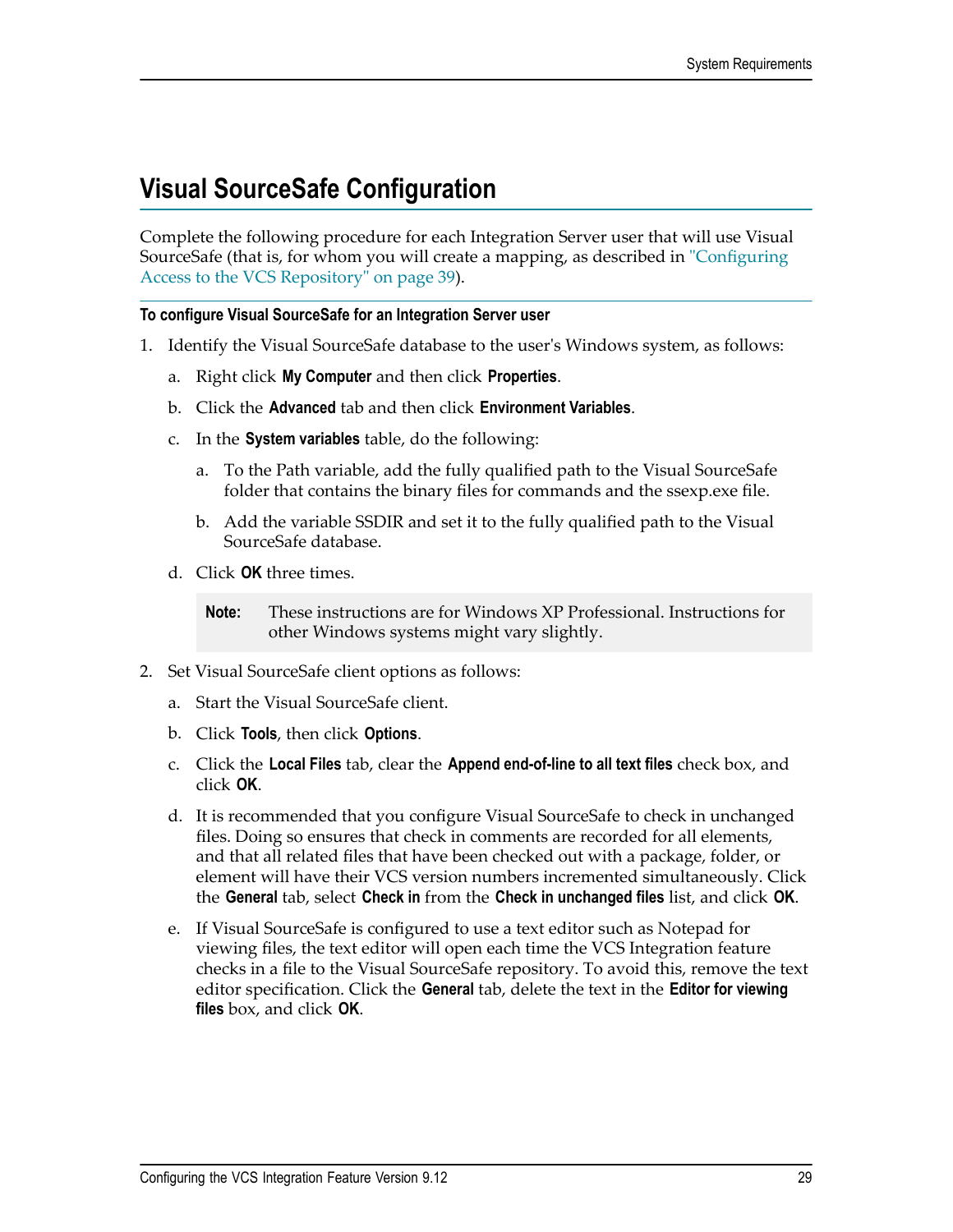## Visual SourceSafe Configuration

Complete the following procedure for each Integration Server user that will use Visual SourceSafe (that is, for whom you will create a mapping, as described in "Configuring Access to the VCS Repository" on page 39).

**To configure Visual SourceSafe for an Integration Server user**

1. Identify the Visual SourceSafe database to the user's Windows system, as follows:
   1. Right click **My Computer** and then click **Properties**.
   2. Click the **Advanced** tab and then click **Environment Variables**.
   3. In the **System variables** table, do the following:
      1. To the Path variable, add the fully qualified path to the Visual SourceSafe folder that contains the binary files for commands and the ssexp.exe file.
      2. Add the variable SSDIR and set it to the fully qualified path to the Visual SourceSafe database.
   4. Click **OK** three times.

   > **Note:** These instructions are for Windows XP Professional. Instructions for other Windows systems might vary slightly.

2. Set Visual SourceSafe client options as follows:
   1. Start the Visual SourceSafe client.
   2. Click **Tools**, then click **Options**.
   3. Click the **Local Files** tab, clear the **Append end-of-line to all text files** check box, and click **OK**.
   4. It is recommended that you configure Visual SourceSafe to check in unchanged files. Doing so ensures that check in comments are recorded for all elements, and that all related files that have been checked out with a package, folder, or element will have their VCS version numbers incremented simultaneously. Click the **General** tab, select **Check in** from the **Check in unchanged files** list, and click **OK**.
   5. If Visual SourceSafe is configured to use a text editor such as Notepad for viewing files, the text editor will open each time the VCS Integration feature checks in a file to the Visual SourceSafe repository. To avoid this, remove the text editor specification. Click the **General** tab, delete the text in the **Editor for viewing files** box, and click **OK**.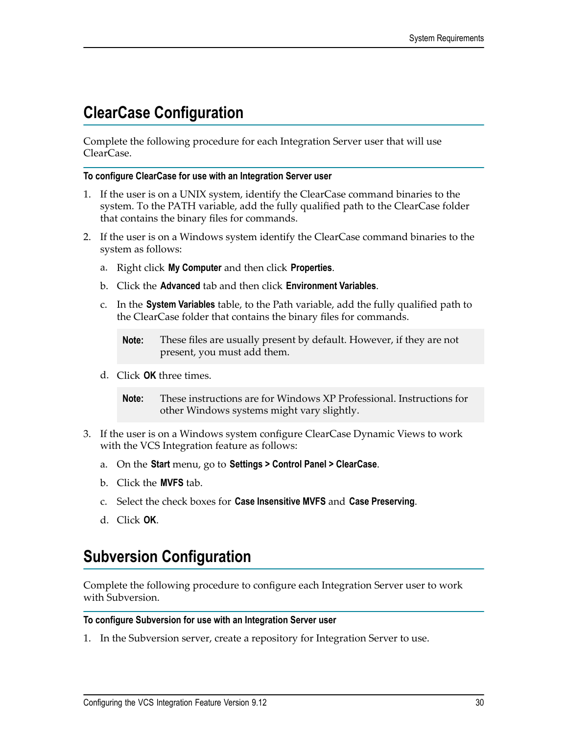## ClearCase Configuration

Complete the following procedure for each Integration Server user that will use ClearCase.

**To configure ClearCase for use with an Integration Server user**

1. If the user is on a UNIX system, identify the ClearCase command binaries to the system. To the PATH variable, add the fully qualified path to the ClearCase folder that contains the binary files for commands.

2. If the user is on a Windows system identify the ClearCase command binaries to the system as follows:

   a. Right click **My Computer** and then click **Properties**.

   b. Click the **Advanced** tab and then click **Environment Variables**.

   c. In the **System Variables** table, to the Path variable, add the fully qualified path to the ClearCase folder that contains the binary files for commands.

      > **Note:** These files are usually present by default. However, if they are not present, you must add them.

   d. Click **OK** three times.

      > **Note:** These instructions are for Windows XP Professional. Instructions for other Windows systems might vary slightly.

3. If the user is on a Windows system configure ClearCase Dynamic Views to work with the VCS Integration feature as follows:

   a. On the **Start** menu, go to **Settings > Control Panel > ClearCase**.

   b. Click the **MVFS** tab.

   c. Select the check boxes for **Case Insensitive MVFS** and **Case Preserving**.

   d. Click **OK**.

## Subversion Configuration

Complete the following procedure to configure each Integration Server user to work with Subversion.

**To configure Subversion for use with an Integration Server user**

1. In the Subversion server, create a repository for Integration Server to use.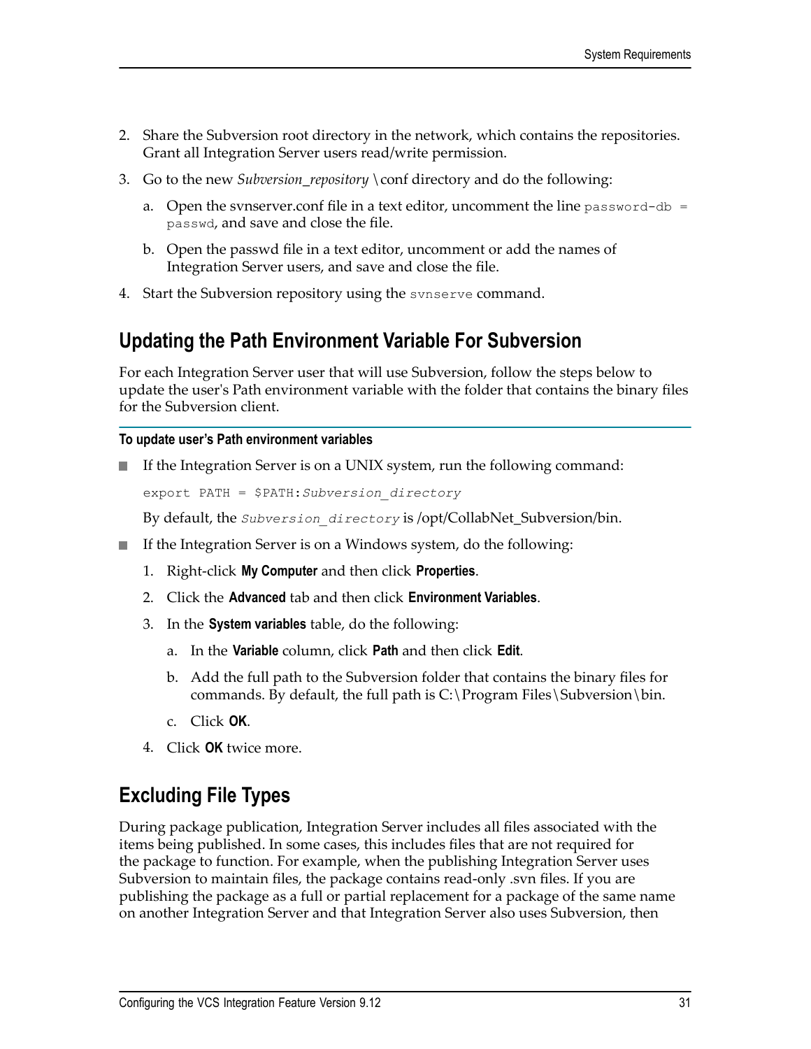2. Share the Subversion root directory in the network, which contains the repositories. Grant all Integration Server users read/write permission.
3. Go to the new *Subversion_repository* \conf directory and do the following:
    a. Open the svnserver.conf file in a text editor, uncomment the line `password-db = passwd`, and save and close the file.
    b. Open the passwd file in a text editor, uncomment or add the names of Integration Server users, and save and close the file.
4. Start the Subversion repository using the `svnserve` command.

## Updating the Path Environment Variable For Subversion

For each Integration Server user that will use Subversion, follow the steps below to update the user's Path environment variable with the folder that contains the binary files for the Subversion client.

**To update user's Path environment variables**

- If the Integration Server is on a UNIX system, run the following command:

  ```
  export PATH = $PATH:Subversion_directory
  ```

  By default, the `Subversion_directory` is /opt/CollabNet_Subversion/bin.

- If the Integration Server is on a Windows system, do the following:
  1. Right-click **My Computer** and then click **Properties**.
  2. Click the **Advanced** tab and then click **Environment Variables**.
  3. In the **System variables** table, do the following:
      a. In the **Variable** column, click **Path** and then click **Edit**.
      b. Add the full path to the Subversion folder that contains the binary files for commands. By default, the full path is C:\Program Files\Subversion\bin.
      c. Click **OK**.
  4. Click **OK** twice more.

## Excluding File Types

During package publication, Integration Server includes all files associated with the items being published. In some cases, this includes files that are not required for the package to function. For example, when the publishing Integration Server uses Subversion to maintain files, the package contains read-only .svn files. If you are publishing the package as a full or partial replacement for a package of the same name on another Integration Server and that Integration Server also uses Subversion, then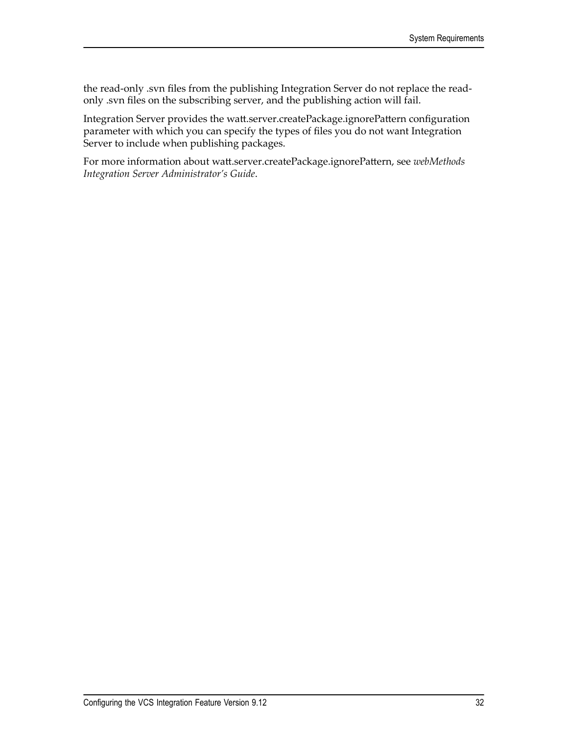the read-only .svn files from the publishing Integration Server do not replace the read-only .svn files on the subscribing server, and the publishing action will fail.

Integration Server provides the watt.server.createPackage.ignorePattern configuration parameter with which you can specify the types of files you do not want Integration Server to include when publishing packages.

For more information about watt.server.createPackage.ignorePattern, see *webMethods Integration Server Administrator's Guide*.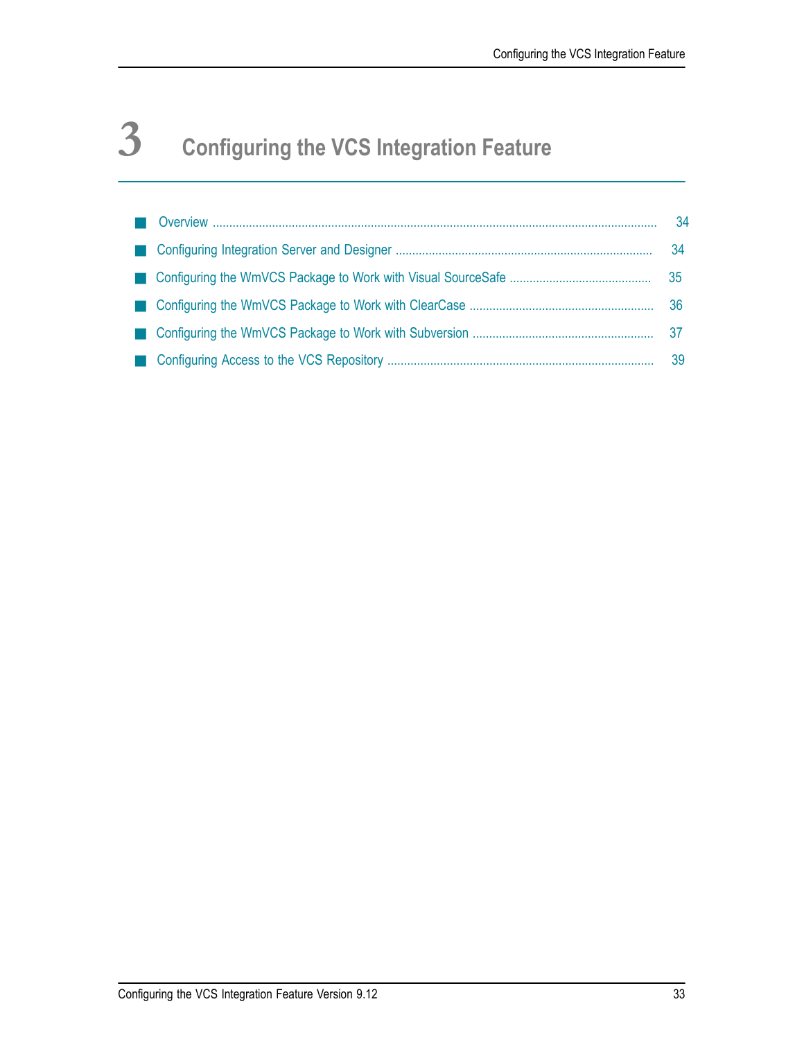# 3 Configuring the VCS Integration Feature

- Overview ..... 34
- Configuring Integration Server and Designer ..... 34
- Configuring the WmVCS Package to Work with Visual SourceSafe ..... 35
- Configuring the WmVCS Package to Work with ClearCase ..... 36
- Configuring the WmVCS Package to Work with Subversion ..... 37
- Configuring Access to the VCS Repository ..... 39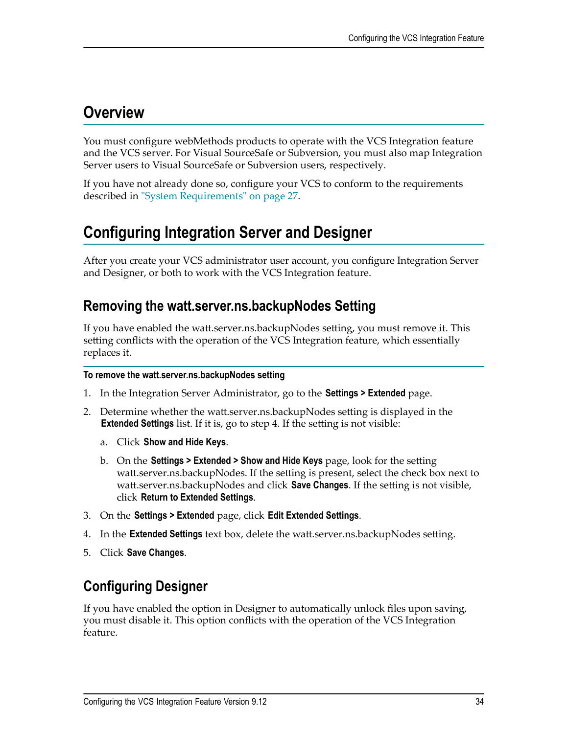## Overview

You must configure webMethods products to operate with the VCS Integration feature and the VCS server. For Visual SourceSafe or Subversion, you must also map Integration Server users to Visual SourceSafe or Subversion users, respectively.

If you have not already done so, configure your VCS to conform to the requirements described in "System Requirements" on page 27.

## Configuring Integration Server and Designer

After you create your VCS administrator user account, you configure Integration Server and Designer, or both to work with the VCS Integration feature.

### Removing the watt.server.ns.backupNodes Setting

If you have enabled the watt.server.ns.backupNodes setting, you must remove it. This setting conflicts with the operation of the VCS Integration feature, which essentially replaces it.

**To remove the watt.server.ns.backupNodes setting**

1. In the Integration Server Administrator, go to the **Settings > Extended** page.
2. Determine whether the watt.server.ns.backupNodes setting is displayed in the **Extended Settings** list. If it is, go to step 4. If the setting is not visible:
   a. Click **Show and Hide Keys**.
   b. On the **Settings > Extended > Show and Hide Keys** page, look for the setting watt.server.ns.backupNodes. If the setting is present, select the check box next to watt.server.ns.backupNodes and click **Save Changes**. If the setting is not visible, click **Return to Extended Settings**.
3. On the **Settings > Extended** page, click **Edit Extended Settings**.
4. In the **Extended Settings** text box, delete the watt.server.ns.backupNodes setting.
5. Click **Save Changes**.

### Configuring Designer

If you have enabled the option in Designer to automatically unlock files upon saving, you must disable it. This option conflicts with the operation of the VCS Integration feature.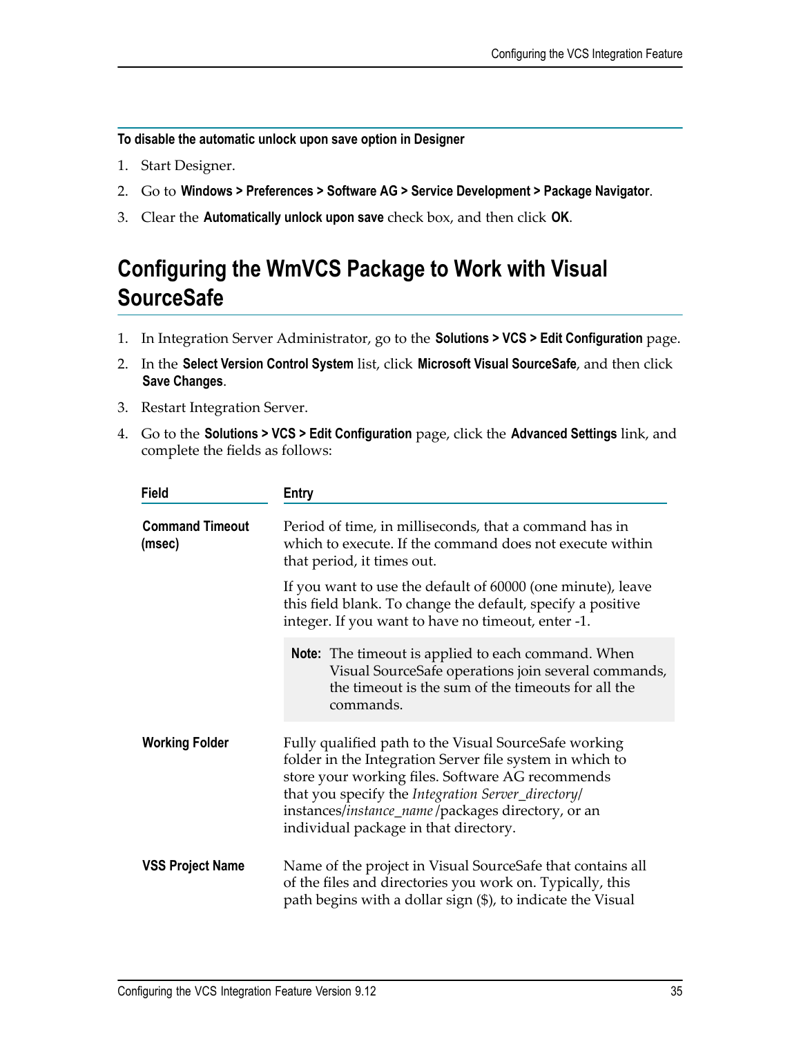**To disable the automatic unlock upon save option in Designer**

1. Start Designer.
2. Go to **Windows > Preferences > Software AG > Service Development > Package Navigator**.
3. Clear the **Automatically unlock upon save** check box, and then click **OK**.

## Configuring the WmVCS Package to Work with Visual SourceSafe

1. In Integration Server Administrator, go to the **Solutions > VCS > Edit Configuration** page.
2. In the **Select Version Control System** list, click **Microsoft Visual SourceSafe**, and then click **Save Changes**.
3. Restart Integration Server.
4. Go to the **Solutions > VCS > Edit Configuration** page, click the **Advanced Settings** link, and complete the fields as follows:

| Field | Entry |
|---|---|
| **Command Timeout (msec)** | Period of time, in milliseconds, that a command has in which to execute. If the command does not execute within that period, it times out.<br><br>If you want to use the default of 60000 (one minute), leave this field blank. To change the default, specify a positive integer. If you want to have no timeout, enter -1.<br><br>**Note:** The timeout is applied to each command. When Visual SourceSafe operations join several commands, the timeout is the sum of the timeouts for all the commands. |
| **Working Folder** | Fully qualified path to the Visual SourceSafe working folder in the Integration Server file system in which to store your working files. Software AG recommends that you specify the *Integration Server_directory*/ instances/*instance_name*/packages directory, or an individual package in that directory. |
| **VSS Project Name** | Name of the project in Visual SourceSafe that contains all of the files and directories you work on. Typically, this path begins with a dollar sign ($), to indicate the Visual |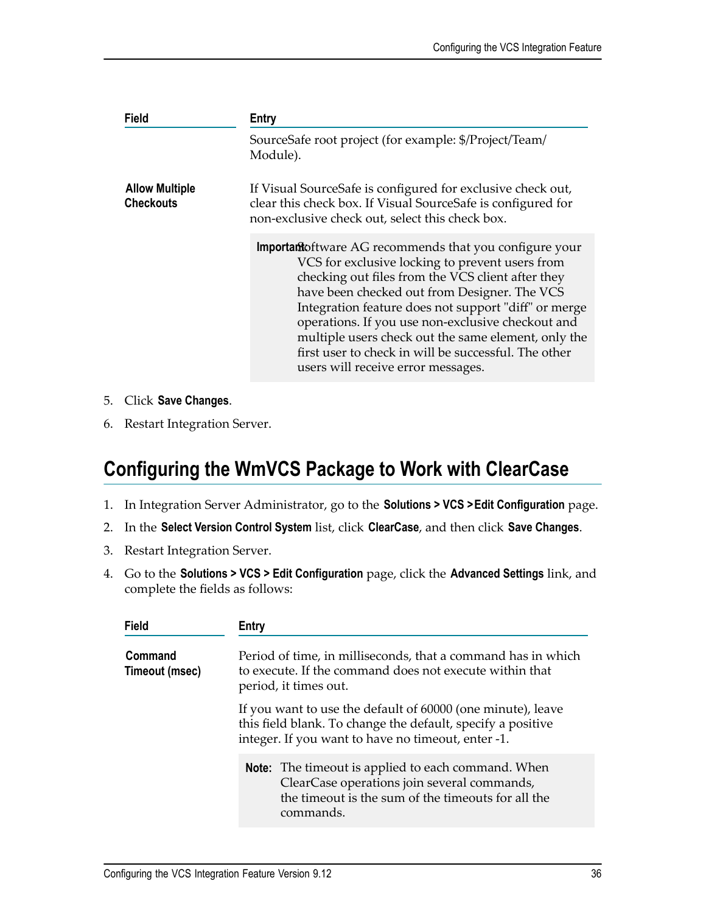| Field | Entry |
|---|---|
| | SourceSafe root project (for example: $/Project/Team/Module). |
| **Allow Multiple Checkouts** | If Visual SourceSafe is configured for exclusive check out, clear this check box. If Visual SourceSafe is configured for non-exclusive check out, select this check box.<br><br>**Important:** Software AG recommends that you configure your VCS for exclusive locking to prevent users from checking out files from the VCS client after they have been checked out from Designer. The VCS Integration feature does not support "diff" or merge operations. If you use non-exclusive checkout and multiple users check out the same element, only the first user to check in will be successful. The other users will receive error messages. |

5. Click **Save Changes**.
6. Restart Integration Server.

## Configuring the WmVCS Package to Work with ClearCase

1. In Integration Server Administrator, go to the **Solutions > VCS >Edit Configuration** page.
2. In the **Select Version Control System** list, click **ClearCase**, and then click **Save Changes**.
3. Restart Integration Server.
4. Go to the **Solutions > VCS > Edit Configuration** page, click the **Advanced Settings** link, and complete the fields as follows:

| Field | Entry |
|---|---|
| **Command Timeout (msec)** | Period of time, in milliseconds, that a command has in which to execute. If the command does not execute within that period, it times out.<br><br>If you want to use the default of 60000 (one minute), leave this field blank. To change the default, specify a positive integer. If you want to have no timeout, enter -1.<br><br>**Note:** The timeout is applied to each command. When ClearCase operations join several commands, the timeout is the sum of the timeouts for all the commands. |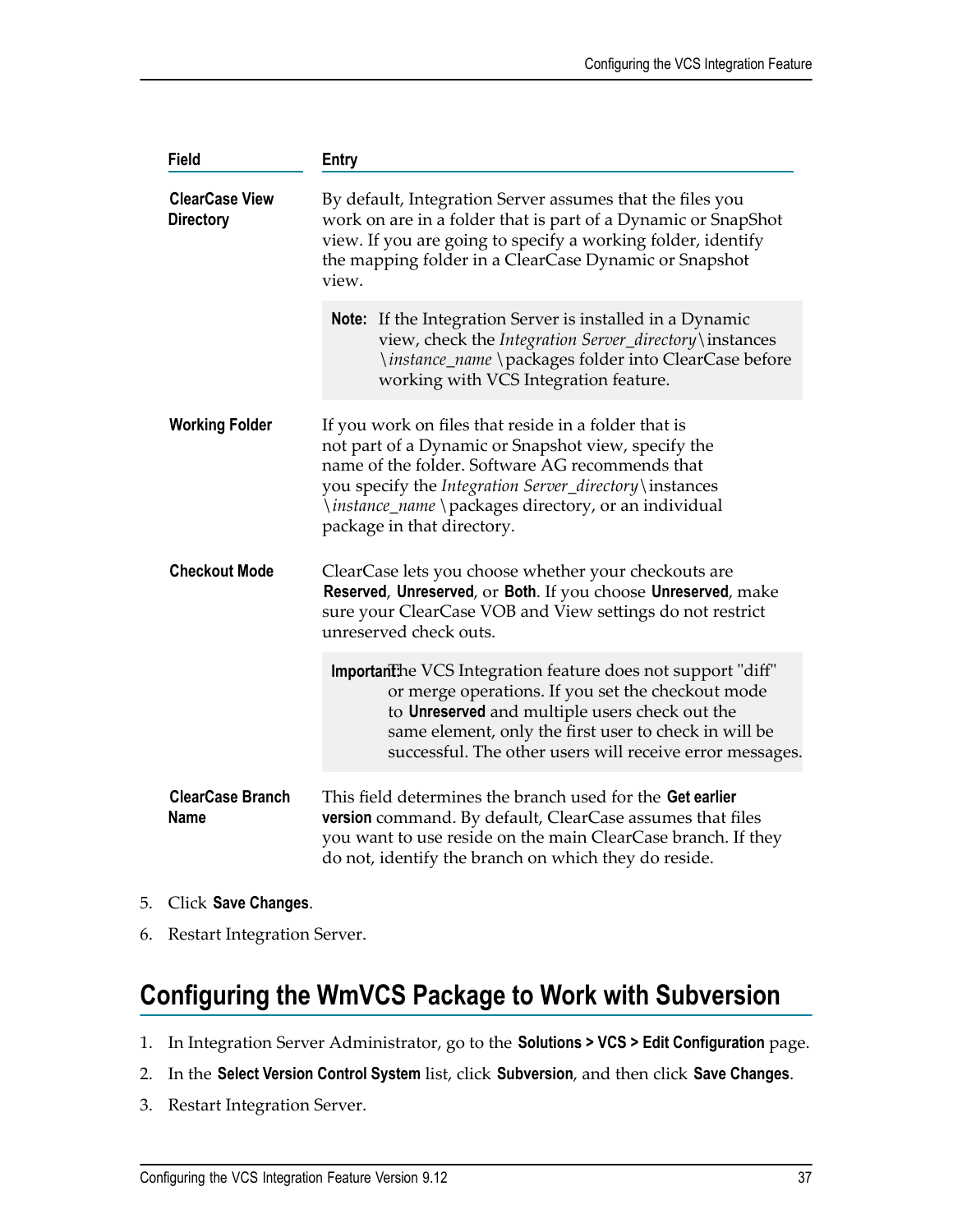| Field | Entry |
| --- | --- |
| **ClearCase View Directory** | By default, Integration Server assumes that the files you work on are in a folder that is part of a Dynamic or SnapShot view. If you are going to specify a working folder, identify the mapping folder in a ClearCase Dynamic or Snapshot view.<br><br>**Note:** If the Integration Server is installed in a Dynamic view, check the *Integration Server_directory*\instances \*instance_name*\packages folder into ClearCase before working with VCS Integration feature. |
| **Working Folder** | If you work on files that reside in a folder that is not part of a Dynamic or Snapshot view, specify the name of the folder. Software AG recommends that you specify the *Integration Server_directory*\instances \*instance_name*\packages directory, or an individual package in that directory. |
| **Checkout Mode** | ClearCase lets you choose whether your checkouts are **Reserved**, **Unreserved**, or **Both**. If you choose **Unreserved**, make sure your ClearCase VOB and View settings do not restrict unreserved check outs.<br><br>**Important:** The VCS Integration feature does not support "diff" or merge operations. If you set the checkout mode to **Unreserved** and multiple users check out the same element, only the first user to check in will be successful. The other users will receive error messages. |
| **ClearCase Branch Name** | This field determines the branch used for the **Get earlier version** command. By default, ClearCase assumes that files you want to use reside on the main ClearCase branch. If they do not, identify the branch on which they do reside. |

5. Click **Save Changes**.
6. Restart Integration Server.

## Configuring the WmVCS Package to Work with Subversion

1. In Integration Server Administrator, go to the **Solutions > VCS > Edit Configuration** page.
2. In the **Select Version Control System** list, click **Subversion**, and then click **Save Changes**.
3. Restart Integration Server.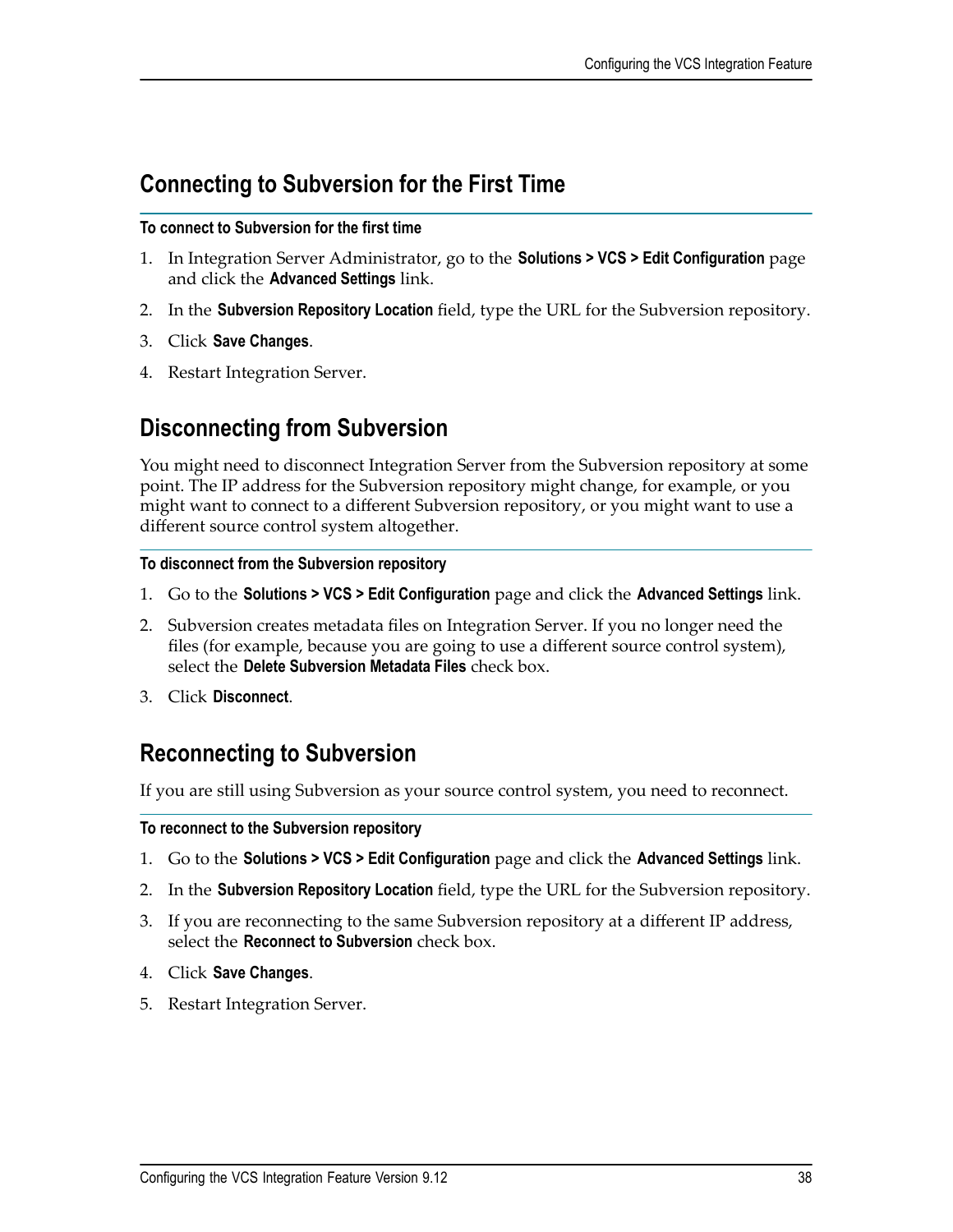## Connecting to Subversion for the First Time

**To connect to Subversion for the first time**

1. In Integration Server Administrator, go to the **Solutions > VCS > Edit Configuration** page and click the **Advanced Settings** link.
2. In the **Subversion Repository Location** field, type the URL for the Subversion repository.
3. Click **Save Changes**.
4. Restart Integration Server.

## Disconnecting from Subversion

You might need to disconnect Integration Server from the Subversion repository at some point. The IP address for the Subversion repository might change, for example, or you might want to connect to a different Subversion repository, or you might want to use a different source control system altogether.

**To disconnect from the Subversion repository**

1. Go to the **Solutions > VCS > Edit Configuration** page and click the **Advanced Settings** link.
2. Subversion creates metadata files on Integration Server. If you no longer need the files (for example, because you are going to use a different source control system), select the **Delete Subversion Metadata Files** check box.
3. Click **Disconnect**.

## Reconnecting to Subversion

If you are still using Subversion as your source control system, you need to reconnect.

**To reconnect to the Subversion repository**

1. Go to the **Solutions > VCS > Edit Configuration** page and click the **Advanced Settings** link.
2. In the **Subversion Repository Location** field, type the URL for the Subversion repository.
3. If you are reconnecting to the same Subversion repository at a different IP address, select the **Reconnect to Subversion** check box.
4. Click **Save Changes**.
5. Restart Integration Server.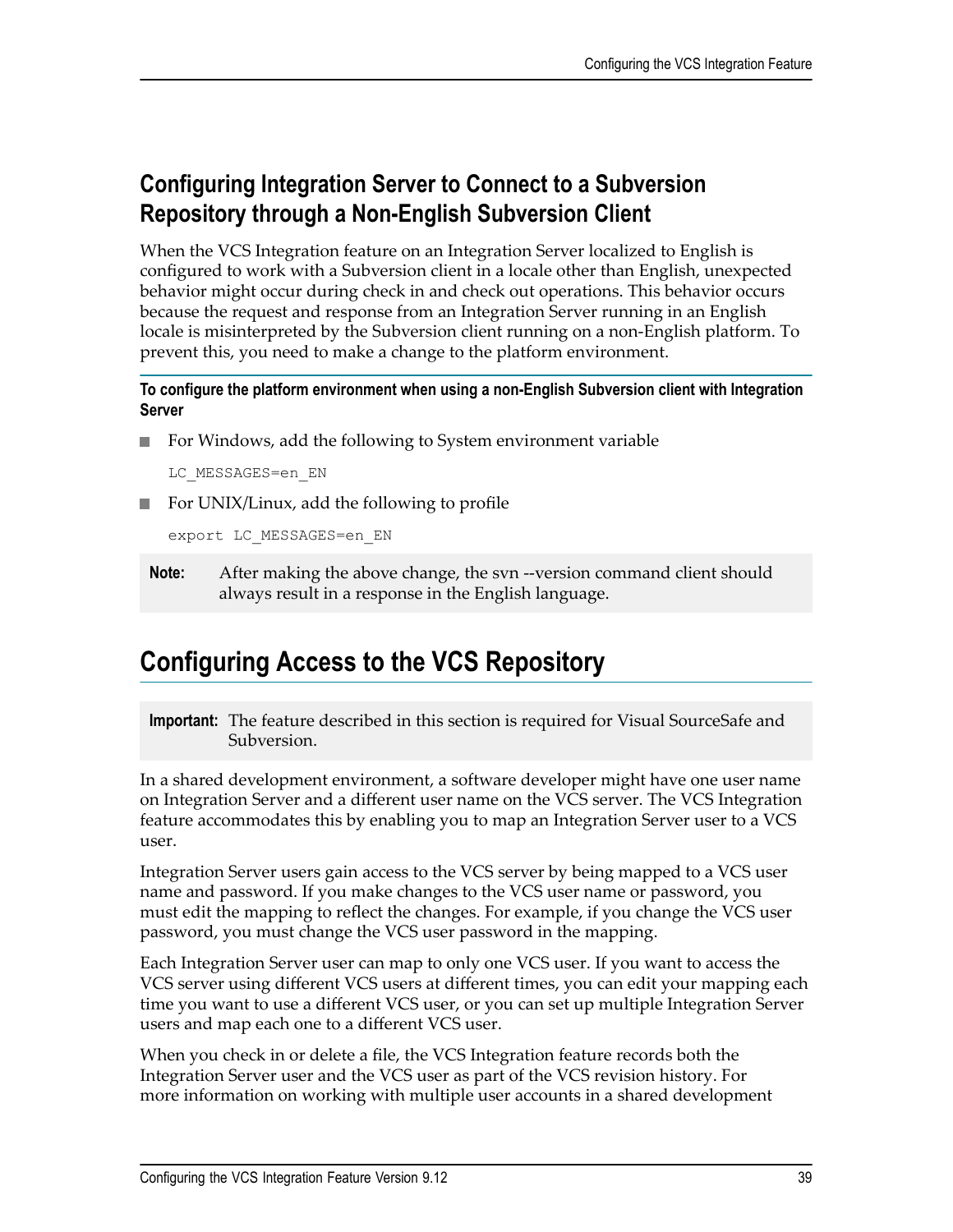## Configuring Integration Server to Connect to a Subversion Repository through a Non-English Subversion Client

When the VCS Integration feature on an Integration Server localized to English is configured to work with a Subversion client in a locale other than English, unexpected behavior might occur during check in and check out operations. This behavior occurs because the request and response from an Integration Server running in an English locale is misinterpreted by the Subversion client running on a non-English platform. To prevent this, you need to make a change to the platform environment.

**To configure the platform environment when using a non-English Subversion client with Integration Server**

- For Windows, add the following to System environment variable

  ```
  LC_MESSAGES=en_EN
  ```

- For UNIX/Linux, add the following to profile

  ```
  export LC_MESSAGES=en_EN
  ```

**Note:** After making the above change, the svn --version command client should always result in a response in the English language.

# Configuring Access to the VCS Repository

**Important:** The feature described in this section is required for Visual SourceSafe and Subversion.

In a shared development environment, a software developer might have one user name on Integration Server and a different user name on the VCS server. The VCS Integration feature accommodates this by enabling you to map an Integration Server user to a VCS user.

Integration Server users gain access to the VCS server by being mapped to a VCS user name and password. If you make changes to the VCS user name or password, you must edit the mapping to reflect the changes. For example, if you change the VCS user password, you must change the VCS user password in the mapping.

Each Integration Server user can map to only one VCS user. If you want to access the VCS server using different VCS users at different times, you can edit your mapping each time you want to use a different VCS user, or you can set up multiple Integration Server users and map each one to a different VCS user.

When you check in or delete a file, the VCS Integration feature records both the Integration Server user and the VCS user as part of the VCS revision history. For more information on working with multiple user accounts in a shared development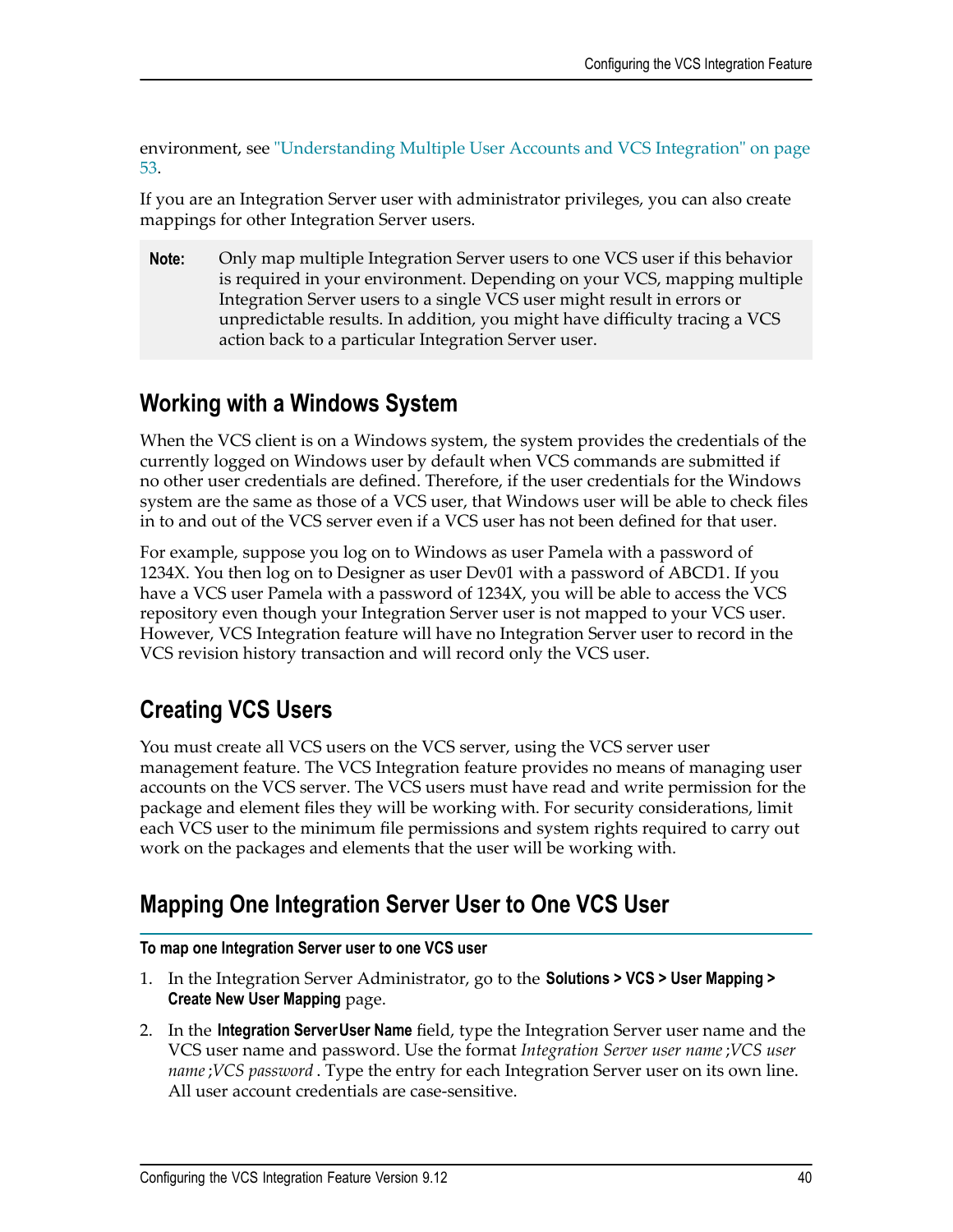environment, see "Understanding Multiple User Accounts and VCS Integration" on page 53.

If you are an Integration Server user with administrator privileges, you can also create mappings for other Integration Server users.

> **Note:** Only map multiple Integration Server users to one VCS user if this behavior is required in your environment. Depending on your VCS, mapping multiple Integration Server users to a single VCS user might result in errors or unpredictable results. In addition, you might have difficulty tracing a VCS action back to a particular Integration Server user.

## Working with a Windows System

When the VCS client is on a Windows system, the system provides the credentials of the currently logged on Windows user by default when VCS commands are submitted if no other user credentials are defined. Therefore, if the user credentials for the Windows system are the same as those of a VCS user, that Windows user will be able to check files in to and out of the VCS server even if a VCS user has not been defined for that user.

For example, suppose you log on to Windows as user Pamela with a password of 1234X. You then log on to Designer as user Dev01 with a password of ABCD1. If you have a VCS user Pamela with a password of 1234X, you will be able to access the VCS repository even though your Integration Server user is not mapped to your VCS user. However, VCS Integration feature will have no Integration Server user to record in the VCS revision history transaction and will record only the VCS user.

## Creating VCS Users

You must create all VCS users on the VCS server, using the VCS server user management feature. The VCS Integration feature provides no means of managing user accounts on the VCS server. The VCS users must have read and write permission for the package and element files they will be working with. For security considerations, limit each VCS user to the minimum file permissions and system rights required to carry out work on the packages and elements that the user will be working with.

## Mapping One Integration Server User to One VCS User

**To map one Integration Server user to one VCS user**

1. In the Integration Server Administrator, go to the **Solutions > VCS > User Mapping > Create New User Mapping** page.
2. In the **Integration ServerUser Name** field, type the Integration Server user name and the VCS user name and password. Use the format *Integration Server user name* ;*VCS user name* ;*VCS password* . Type the entry for each Integration Server user on its own line. All user account credentials are case-sensitive.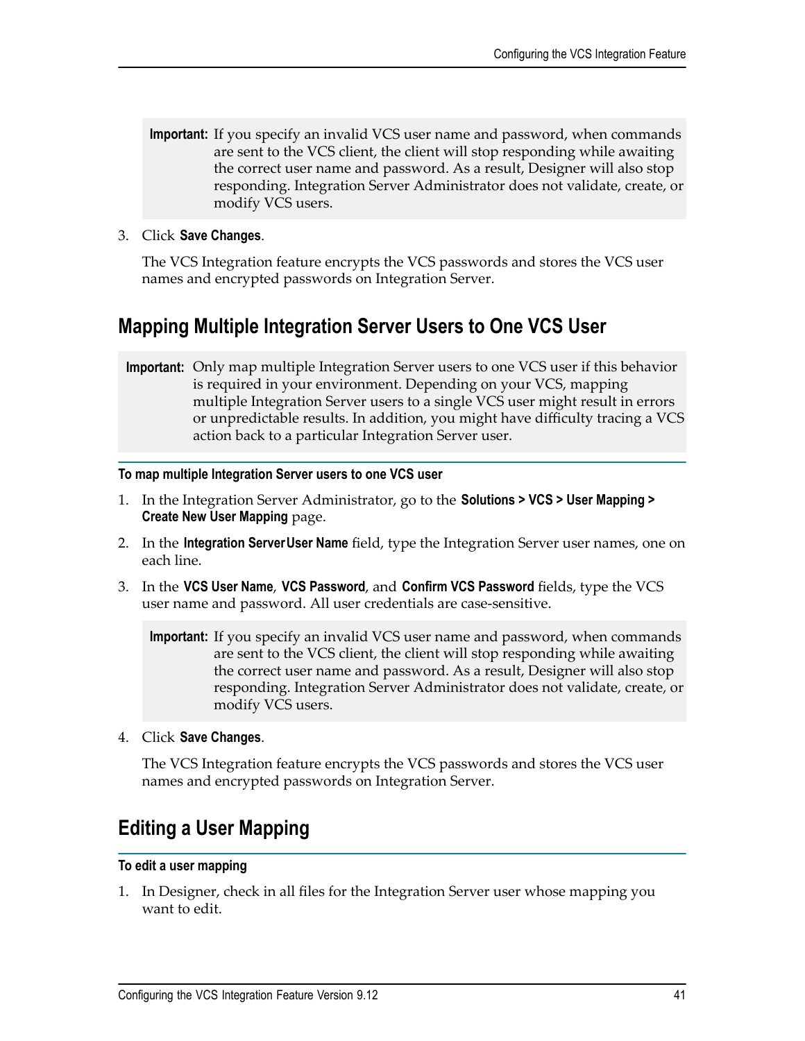**Important:** If you specify an invalid VCS user name and password, when commands are sent to the VCS client, the client will stop responding while awaiting the correct user name and password. As a result, Designer will also stop responding. Integration Server Administrator does not validate, create, or modify VCS users.

3. Click **Save Changes**.

   The VCS Integration feature encrypts the VCS passwords and stores the VCS user names and encrypted passwords on Integration Server.

## Mapping Multiple Integration Server Users to One VCS User

**Important:** Only map multiple Integration Server users to one VCS user if this behavior is required in your environment. Depending on your VCS, mapping multiple Integration Server users to a single VCS user might result in errors or unpredictable results. In addition, you might have difficulty tracing a VCS action back to a particular Integration Server user.

#### To map multiple Integration Server users to one VCS user

1. In the Integration Server Administrator, go to the **Solutions > VCS > User Mapping > Create New User Mapping** page.
2. In the **Integration ServerUser Name** field, type the Integration Server user names, one on each line.
3. In the **VCS User Name**, **VCS Password**, and **Confirm VCS Password** fields, type the VCS user name and password. All user credentials are case-sensitive.

   **Important:** If you specify an invalid VCS user name and password, when commands are sent to the VCS client, the client will stop responding while awaiting the correct user name and password. As a result, Designer will also stop responding. Integration Server Administrator does not validate, create, or modify VCS users.

4. Click **Save Changes**.

   The VCS Integration feature encrypts the VCS passwords and stores the VCS user names and encrypted passwords on Integration Server.

## Editing a User Mapping

#### To edit a user mapping

1. In Designer, check in all files for the Integration Server user whose mapping you want to edit.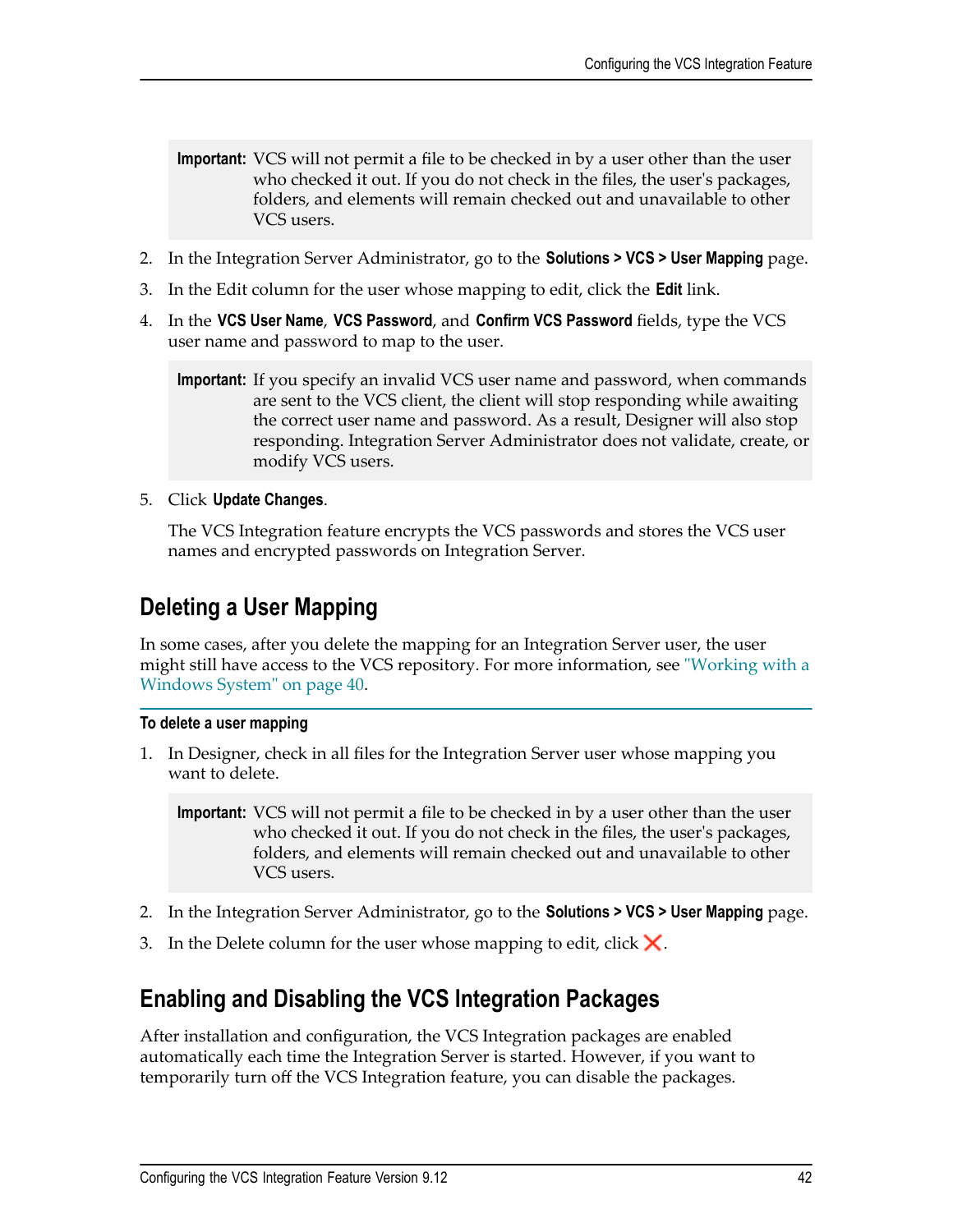> **Important:** VCS will not permit a file to be checked in by a user other than the user who checked it out. If you do not check in the files, the user's packages, folders, and elements will remain checked out and unavailable to other VCS users.

2. In the Integration Server Administrator, go to the **Solutions > VCS > User Mapping** page.
3. In the Edit column for the user whose mapping to edit, click the **Edit** link.
4. In the **VCS User Name**, **VCS Password**, and **Confirm VCS Password** fields, type the VCS user name and password to map to the user.

   > **Important:** If you specify an invalid VCS user name and password, when commands are sent to the VCS client, the client will stop responding while awaiting the correct user name and password. As a result, Designer will also stop responding. Integration Server Administrator does not validate, create, or modify VCS users.

5. Click **Update Changes**.

   The VCS Integration feature encrypts the VCS passwords and stores the VCS user names and encrypted passwords on Integration Server.

## Deleting a User Mapping

In some cases, after you delete the mapping for an Integration Server user, the user might still have access to the VCS repository. For more information, see "Working with a Windows System" on page 40.

**To delete a user mapping**

1. In Designer, check in all files for the Integration Server user whose mapping you want to delete.

   > **Important:** VCS will not permit a file to be checked in by a user other than the user who checked it out. If you do not check in the files, the user's packages, folders, and elements will remain checked out and unavailable to other VCS users.

2. In the Integration Server Administrator, go to the **Solutions > VCS > User Mapping** page.
3. In the Delete column for the user whose mapping to edit, click ❌.

## Enabling and Disabling the VCS Integration Packages

After installation and configuration, the VCS Integration packages are enabled automatically each time the Integration Server is started. However, if you want to temporarily turn off the VCS Integration feature, you can disable the packages.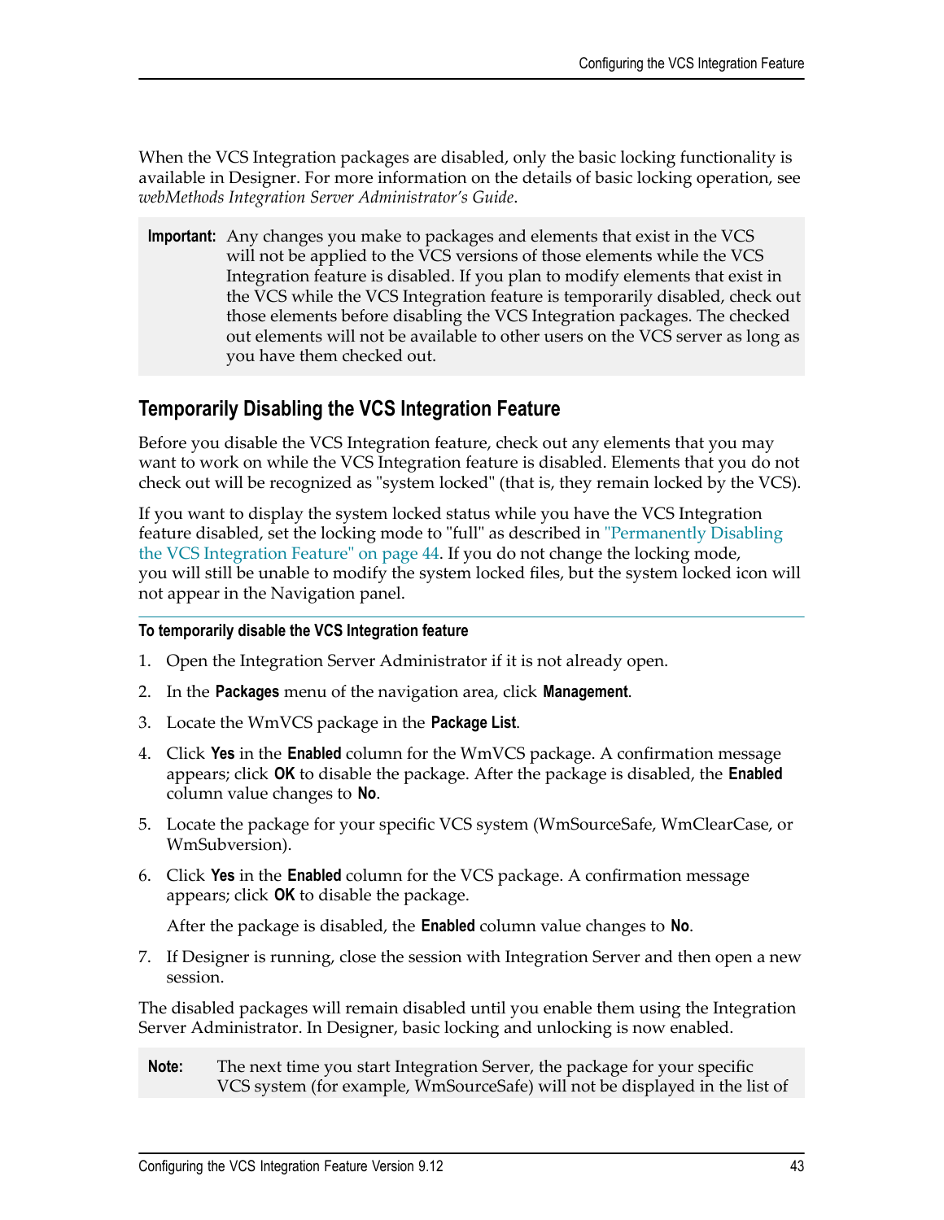When the VCS Integration packages are disabled, only the basic locking functionality is available in Designer. For more information on the details of basic locking operation, see *webMethods Integration Server Administrator's Guide*.

> **Important:** Any changes you make to packages and elements that exist in the VCS will not be applied to the VCS versions of those elements while the VCS Integration feature is disabled. If you plan to modify elements that exist in the VCS while the VCS Integration feature is temporarily disabled, check out those elements before disabling the VCS Integration packages. The checked out elements will not be available to other users on the VCS server as long as you have them checked out.

## Temporarily Disabling the VCS Integration Feature

Before you disable the VCS Integration feature, check out any elements that you may want to work on while the VCS Integration feature is disabled. Elements that you do not check out will be recognized as "system locked" (that is, they remain locked by the VCS).

If you want to display the system locked status while you have the VCS Integration feature disabled, set the locking mode to "full" as described in "Permanently Disabling the VCS Integration Feature" on page 44. If you do not change the locking mode, you will still be unable to modify the system locked files, but the system locked icon will not appear in the Navigation panel.

**To temporarily disable the VCS Integration feature**

1. Open the Integration Server Administrator if it is not already open.
2. In the **Packages** menu of the navigation area, click **Management**.
3. Locate the WmVCS package in the **Package List**.
4. Click **Yes** in the **Enabled** column for the WmVCS package. A confirmation message appears; click **OK** to disable the package. After the package is disabled, the **Enabled** column value changes to **No**.
5. Locate the package for your specific VCS system (WmSourceSafe, WmClearCase, or WmSubversion).
6. Click **Yes** in the **Enabled** column for the VCS package. A confirmation message appears; click **OK** to disable the package.

   After the package is disabled, the **Enabled** column value changes to **No**.
7. If Designer is running, close the session with Integration Server and then open a new session.

The disabled packages will remain disabled until you enable them using the Integration Server Administrator. In Designer, basic locking and unlocking is now enabled.

> **Note:** The next time you start Integration Server, the package for your specific VCS system (for example, WmSourceSafe) will not be displayed in the list of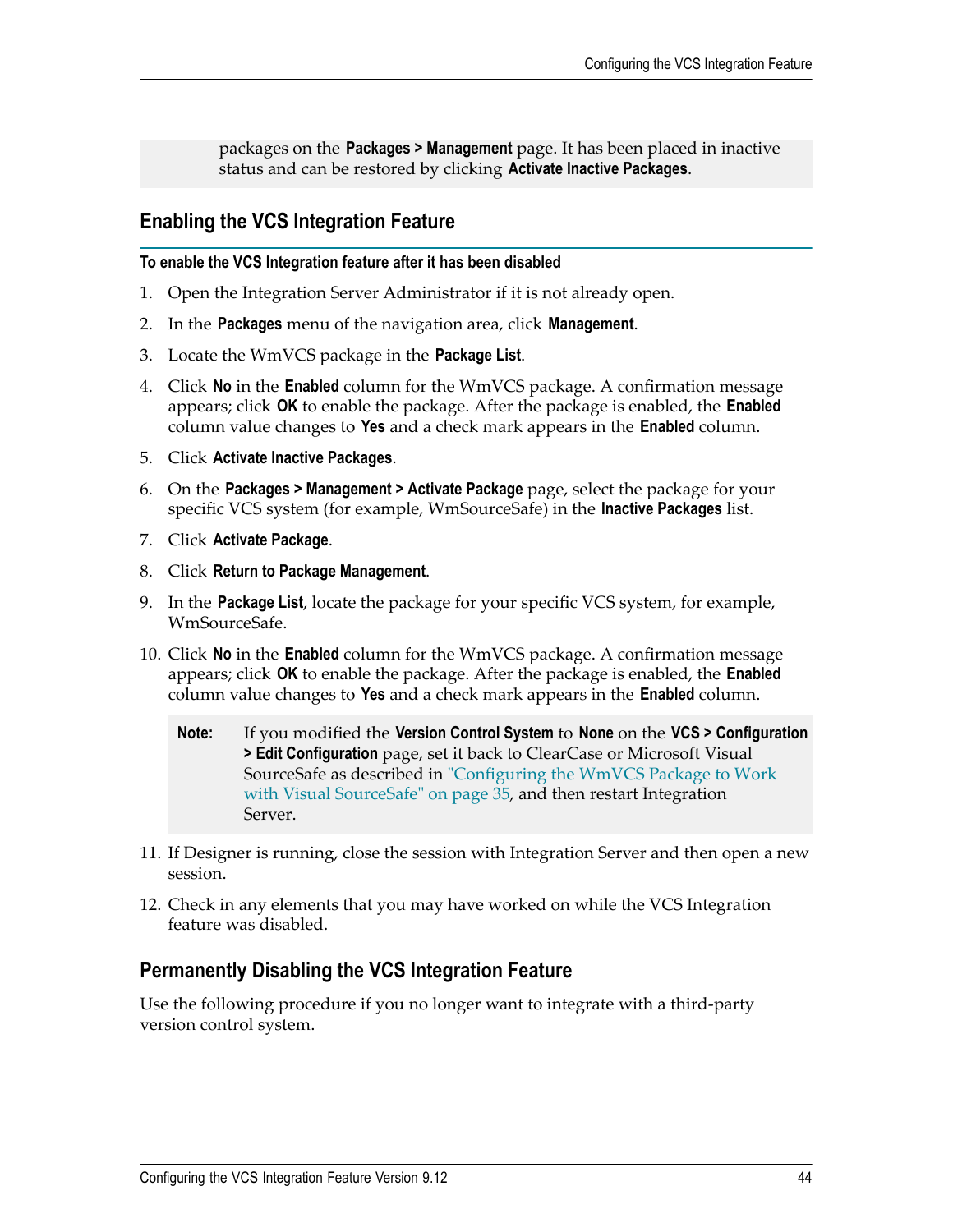packages on the **Packages > Management** page. It has been placed in inactive status and can be restored by clicking **Activate Inactive Packages**.

## Enabling the VCS Integration Feature

**To enable the VCS Integration feature after it has been disabled**

1. Open the Integration Server Administrator if it is not already open.
2. In the **Packages** menu of the navigation area, click **Management**.
3. Locate the WmVCS package in the **Package List**.
4. Click **No** in the **Enabled** column for the WmVCS package. A confirmation message appears; click **OK** to enable the package. After the package is enabled, the **Enabled** column value changes to **Yes** and a check mark appears in the **Enabled** column.
5. Click **Activate Inactive Packages**.
6. On the **Packages > Management > Activate Package** page, select the package for your specific VCS system (for example, WmSourceSafe) in the **Inactive Packages** list.
7. Click **Activate Package**.
8. Click **Return to Package Management**.
9. In the **Package List**, locate the package for your specific VCS system, for example, WmSourceSafe.
10. Click **No** in the **Enabled** column for the WmVCS package. A confirmation message appears; click **OK** to enable the package. After the package is enabled, the **Enabled** column value changes to **Yes** and a check mark appears in the **Enabled** column.

    **Note:** If you modified the **Version Control System** to **None** on the **VCS > Configuration > Edit Configuration** page, set it back to ClearCase or Microsoft Visual SourceSafe as described in "Configuring the WmVCS Package to Work with Visual SourceSafe" on page 35, and then restart Integration Server.

11. If Designer is running, close the session with Integration Server and then open a new session.
12. Check in any elements that you may have worked on while the VCS Integration feature was disabled.

## Permanently Disabling the VCS Integration Feature

Use the following procedure if you no longer want to integrate with a third-party version control system.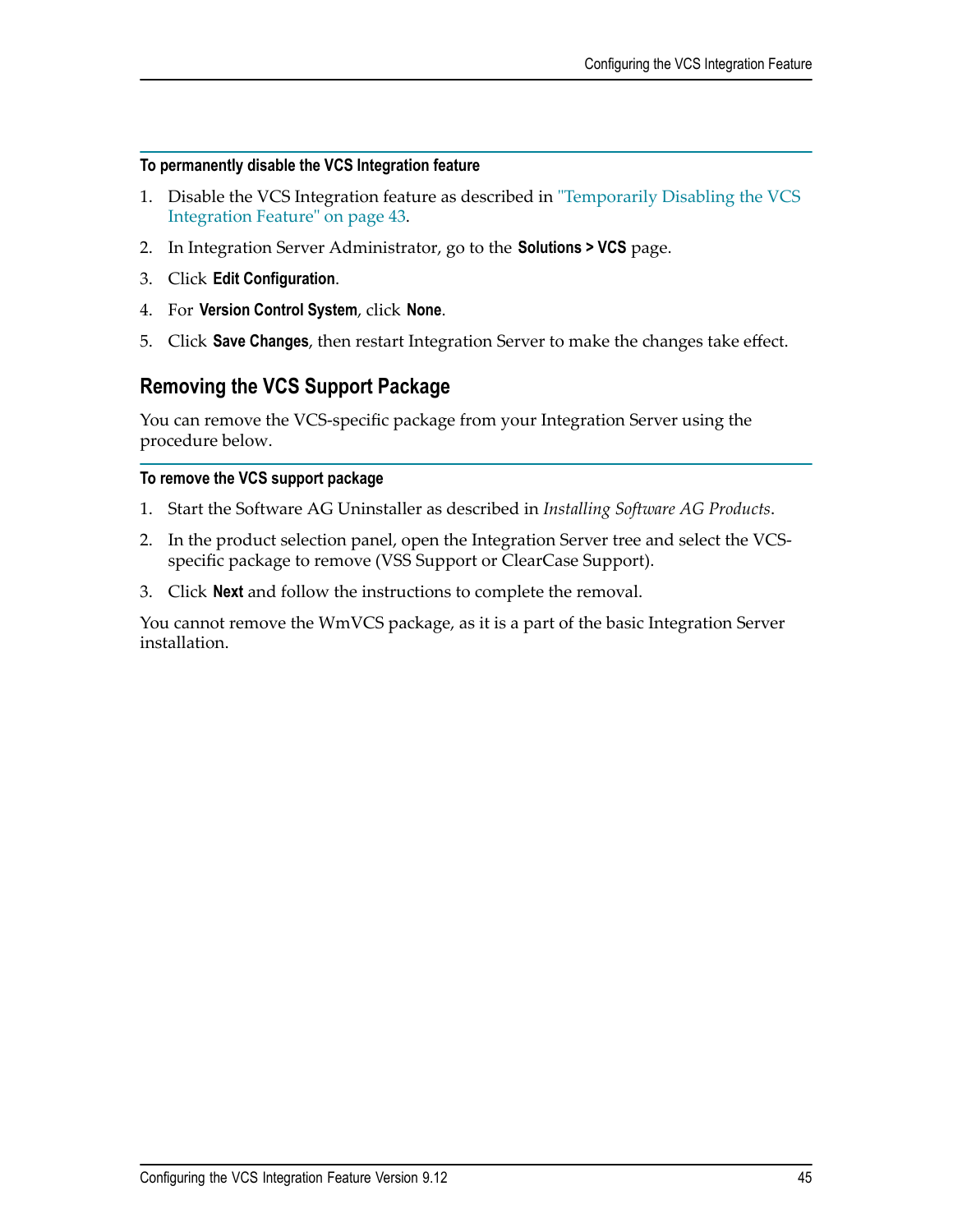#### To permanently disable the VCS Integration feature

1. Disable the VCS Integration feature as described in "Temporarily Disabling the VCS Integration Feature" on page 43.
2. In Integration Server Administrator, go to the **Solutions > VCS** page.
3. Click **Edit Configuration**.
4. For **Version Control System**, click **None**.
5. Click **Save Changes**, then restart Integration Server to make the changes take effect.

## Removing the VCS Support Package

You can remove the VCS-specific package from your Integration Server using the procedure below.

#### To remove the VCS support package

1. Start the Software AG Uninstaller as described in *Installing Software AG Products*.
2. In the product selection panel, open the Integration Server tree and select the VCS-specific package to remove (VSS Support or ClearCase Support).
3. Click **Next** and follow the instructions to complete the removal.

You cannot remove the WmVCS package, as it is a part of the basic Integration Server installation.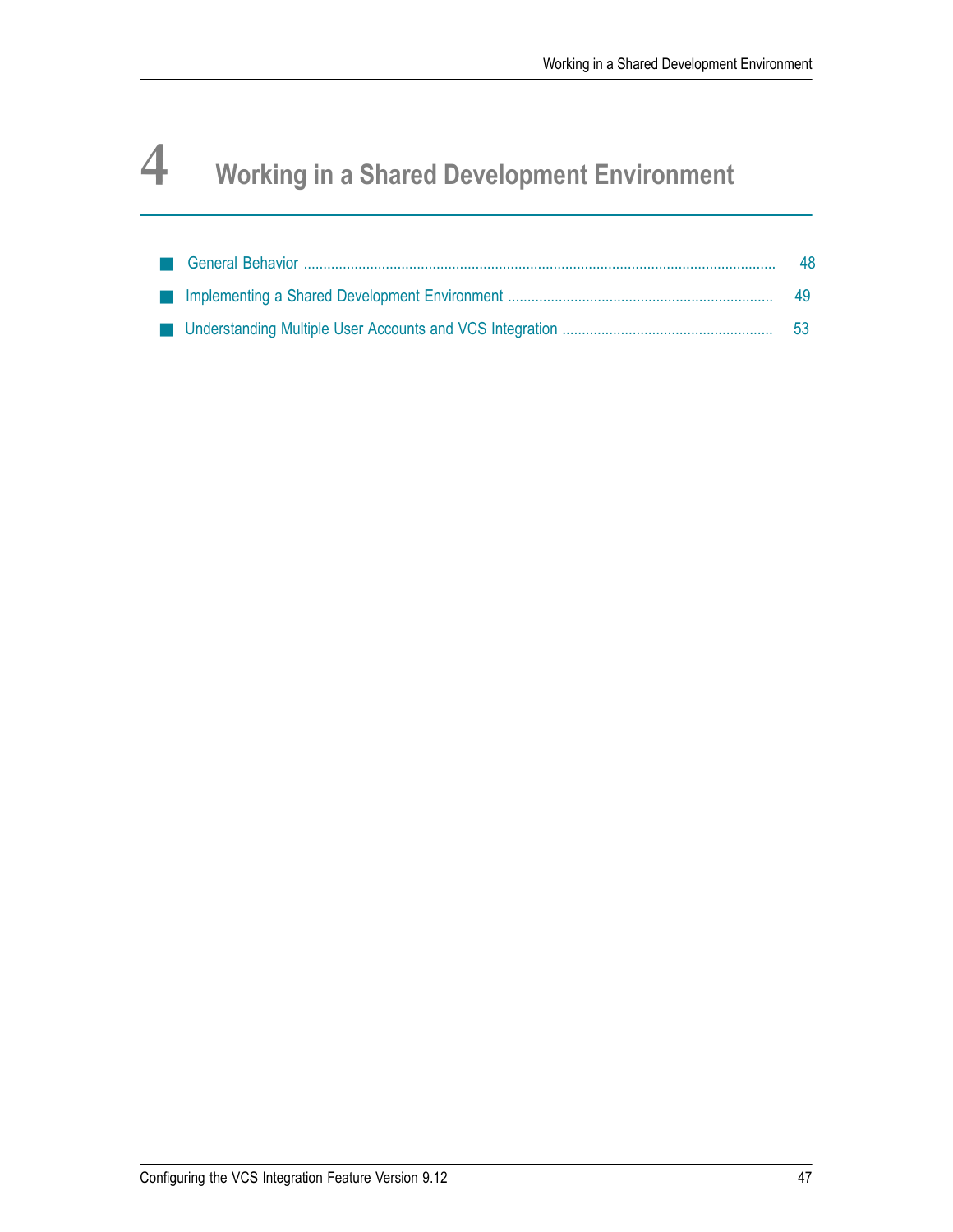# 4 Working in a Shared Development Environment

- General Behavior ........................................................ 48
- Implementing a Shared Development Environment ........................................................ 49
- Understanding Multiple User Accounts and VCS Integration ........................................................ 53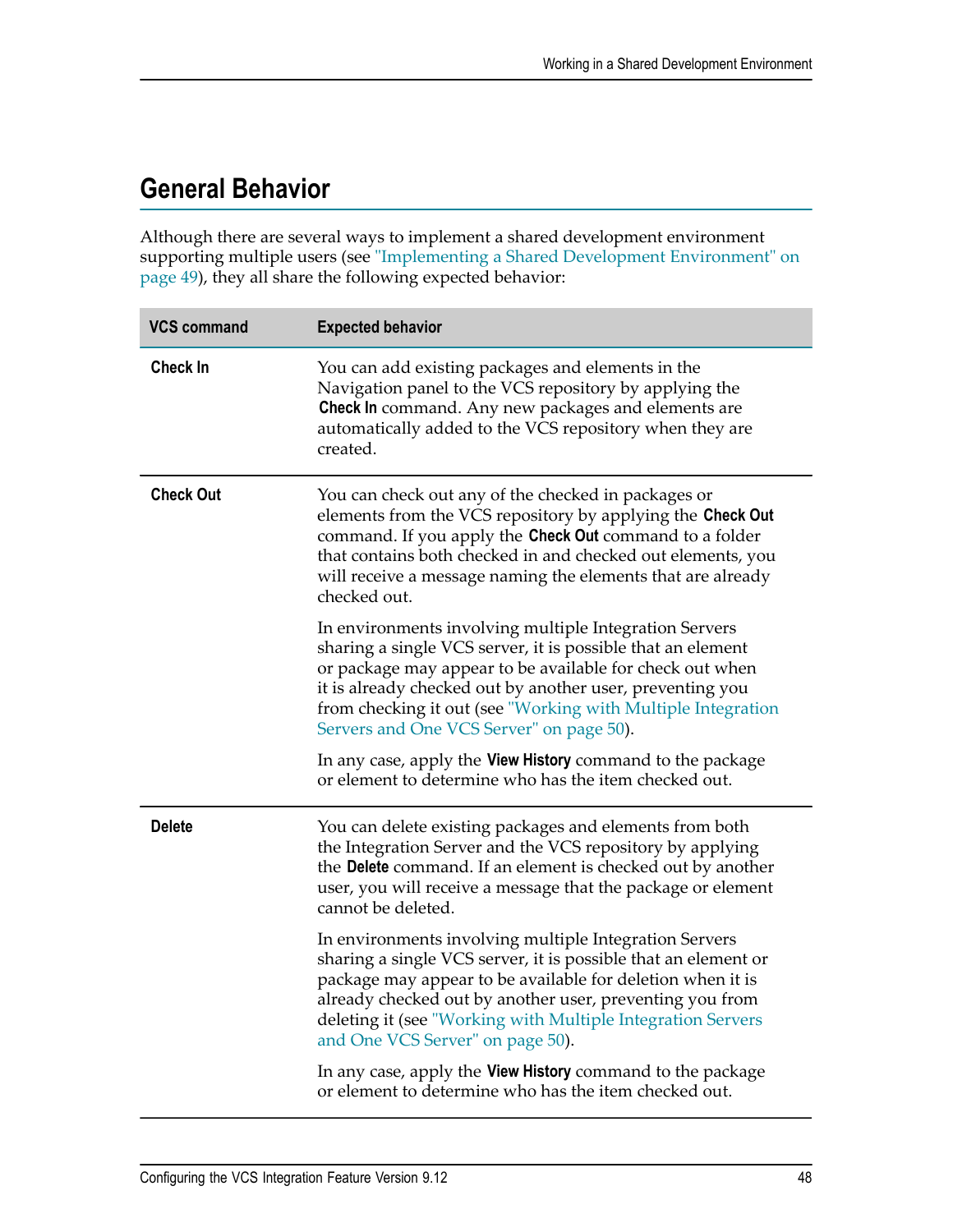## General Behavior

Although there are several ways to implement a shared development environment supporting multiple users (see "Implementing a Shared Development Environment" on page 49), they all share the following expected behavior:

| VCS command | Expected behavior |
| --- | --- |
| **Check In** | You can add existing packages and elements in the Navigation panel to the VCS repository by applying the **Check In** command. Any new packages and elements are automatically added to the VCS repository when they are created. |
| **Check Out** | You can check out any of the checked in packages or elements from the VCS repository by applying the **Check Out** command. If you apply the **Check Out** command to a folder that contains both checked in and checked out elements, you will receive a message naming the elements that are already checked out.<br><br>In environments involving multiple Integration Servers sharing a single VCS server, it is possible that an element or package may appear to be available for check out when it is already checked out by another user, preventing you from checking it out (see "Working with Multiple Integration Servers and One VCS Server" on page 50).<br><br>In any case, apply the **View History** command to the package or element to determine who has the item checked out. |
| **Delete** | You can delete existing packages and elements from both the Integration Server and the VCS repository by applying the **Delete** command. If an element is checked out by another user, you will receive a message that the package or element cannot be deleted.<br><br>In environments involving multiple Integration Servers sharing a single VCS server, it is possible that an element or package may appear to be available for deletion when it is already checked out by another user, preventing you from deleting it (see "Working with Multiple Integration Servers and One VCS Server" on page 50).<br><br>In any case, apply the **View History** command to the package or element to determine who has the item checked out. |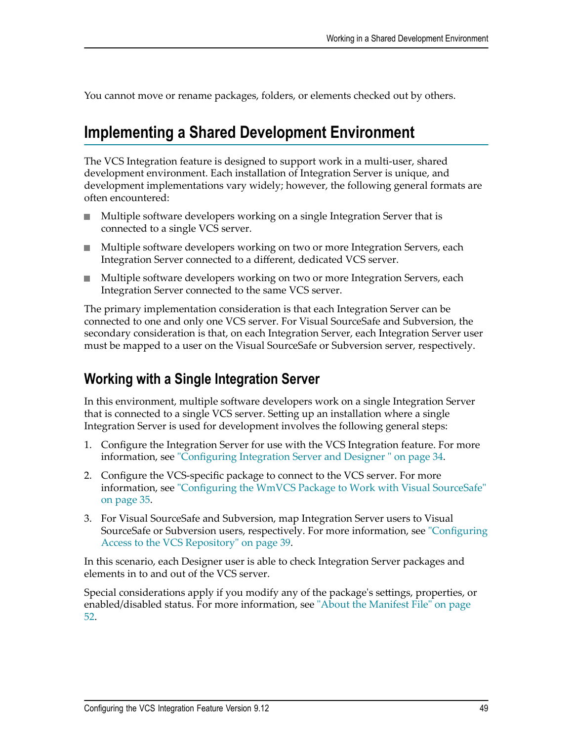You cannot move or rename packages, folders, or elements checked out by others.

## Implementing a Shared Development Environment

The VCS Integration feature is designed to support work in a multi-user, shared development environment. Each installation of Integration Server is unique, and development implementations vary widely; however, the following general formats are often encountered:

- Multiple software developers working on a single Integration Server that is connected to a single VCS server.
- Multiple software developers working on two or more Integration Servers, each Integration Server connected to a different, dedicated VCS server.
- Multiple software developers working on two or more Integration Servers, each Integration Server connected to the same VCS server.

The primary implementation consideration is that each Integration Server can be connected to one and only one VCS server. For Visual SourceSafe and Subversion, the secondary consideration is that, on each Integration Server, each Integration Server user must be mapped to a user on the Visual SourceSafe or Subversion server, respectively.

### Working with a Single Integration Server

In this environment, multiple software developers work on a single Integration Server that is connected to a single VCS server. Setting up an installation where a single Integration Server is used for development involves the following general steps:

1. Configure the Integration Server for use with the VCS Integration feature. For more information, see "Configuring Integration Server and Designer " on page 34.
2. Configure the VCS-specific package to connect to the VCS server. For more information, see "Configuring the WmVCS Package to Work with Visual SourceSafe" on page 35.
3. For Visual SourceSafe and Subversion, map Integration Server users to Visual SourceSafe or Subversion users, respectively. For more information, see "Configuring Access to the VCS Repository" on page 39.

In this scenario, each Designer user is able to check Integration Server packages and elements in to and out of the VCS server.

Special considerations apply if you modify any of the package's settings, properties, or enabled/disabled status. For more information, see "About the Manifest File" on page 52.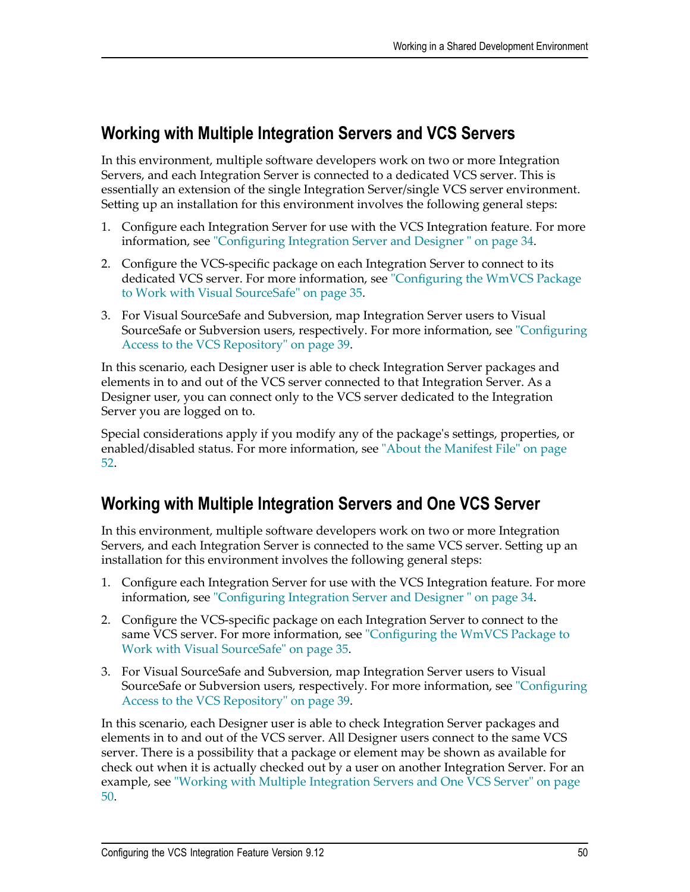## Working with Multiple Integration Servers and VCS Servers

In this environment, multiple software developers work on two or more Integration Servers, and each Integration Server is connected to a dedicated VCS server. This is essentially an extension of the single Integration Server/single VCS server environment. Setting up an installation for this environment involves the following general steps:

1. Configure each Integration Server for use with the VCS Integration feature. For more information, see "Configuring Integration Server and Designer " on page 34.
2. Configure the VCS-specific package on each Integration Server to connect to its dedicated VCS server. For more information, see "Configuring the WmVCS Package to Work with Visual SourceSafe" on page 35.
3. For Visual SourceSafe and Subversion, map Integration Server users to Visual SourceSafe or Subversion users, respectively. For more information, see "Configuring Access to the VCS Repository" on page 39.

In this scenario, each Designer user is able to check Integration Server packages and elements in to and out of the VCS server connected to that Integration Server. As a Designer user, you can connect only to the VCS server dedicated to the Integration Server you are logged on to.

Special considerations apply if you modify any of the package's settings, properties, or enabled/disabled status. For more information, see "About the Manifest File" on page 52.

## Working with Multiple Integration Servers and One VCS Server

In this environment, multiple software developers work on two or more Integration Servers, and each Integration Server is connected to the same VCS server. Setting up an installation for this environment involves the following general steps:

1. Configure each Integration Server for use with the VCS Integration feature. For more information, see "Configuring Integration Server and Designer " on page 34.
2. Configure the VCS-specific package on each Integration Server to connect to the same VCS server. For more information, see "Configuring the WmVCS Package to Work with Visual SourceSafe" on page 35.
3. For Visual SourceSafe and Subversion, map Integration Server users to Visual SourceSafe or Subversion users, respectively. For more information, see "Configuring Access to the VCS Repository" on page 39.

In this scenario, each Designer user is able to check Integration Server packages and elements in to and out of the VCS server. All Designer users connect to the same VCS server. There is a possibility that a package or element may be shown as available for check out when it is actually checked out by a user on another Integration Server. For an example, see "Working with Multiple Integration Servers and One VCS Server" on page 50.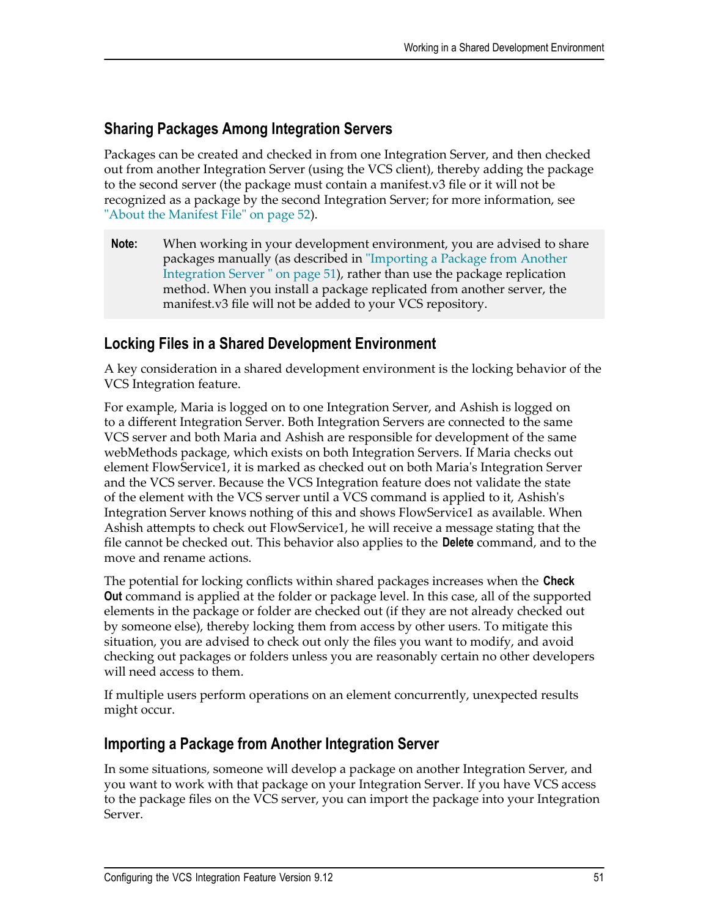## Sharing Packages Among Integration Servers

Packages can be created and checked in from one Integration Server, and then checked out from another Integration Server (using the VCS client), thereby adding the package to the second server (the package must contain a manifest.v3 file or it will not be recognized as a package by the second Integration Server; for more information, see "About the Manifest File" on page 52).

> **Note:** When working in your development environment, you are advised to share packages manually (as described in "Importing a Package from Another Integration Server " on page 51), rather than use the package replication method. When you install a package replicated from another server, the manifest.v3 file will not be added to your VCS repository.

## Locking Files in a Shared Development Environment

A key consideration in a shared development environment is the locking behavior of the VCS Integration feature.

For example, Maria is logged on to one Integration Server, and Ashish is logged on to a different Integration Server. Both Integration Servers are connected to the same VCS server and both Maria and Ashish are responsible for development of the same webMethods package, which exists on both Integration Servers. If Maria checks out element FlowService1, it is marked as checked out on both Maria's Integration Server and the VCS server. Because the VCS Integration feature does not validate the state of the element with the VCS server until a VCS command is applied to it, Ashish's Integration Server knows nothing of this and shows FlowService1 as available. When Ashish attempts to check out FlowService1, he will receive a message stating that the file cannot be checked out. This behavior also applies to the **Delete** command, and to the move and rename actions.

The potential for locking conflicts within shared packages increases when the **Check Out** command is applied at the folder or package level. In this case, all of the supported elements in the package or folder are checked out (if they are not already checked out by someone else), thereby locking them from access by other users. To mitigate this situation, you are advised to check out only the files you want to modify, and avoid checking out packages or folders unless you are reasonably certain no other developers will need access to them.

If multiple users perform operations on an element concurrently, unexpected results might occur.

## Importing a Package from Another Integration Server

In some situations, someone will develop a package on another Integration Server, and you want to work with that package on your Integration Server. If you have VCS access to the package files on the VCS server, you can import the package into your Integration Server.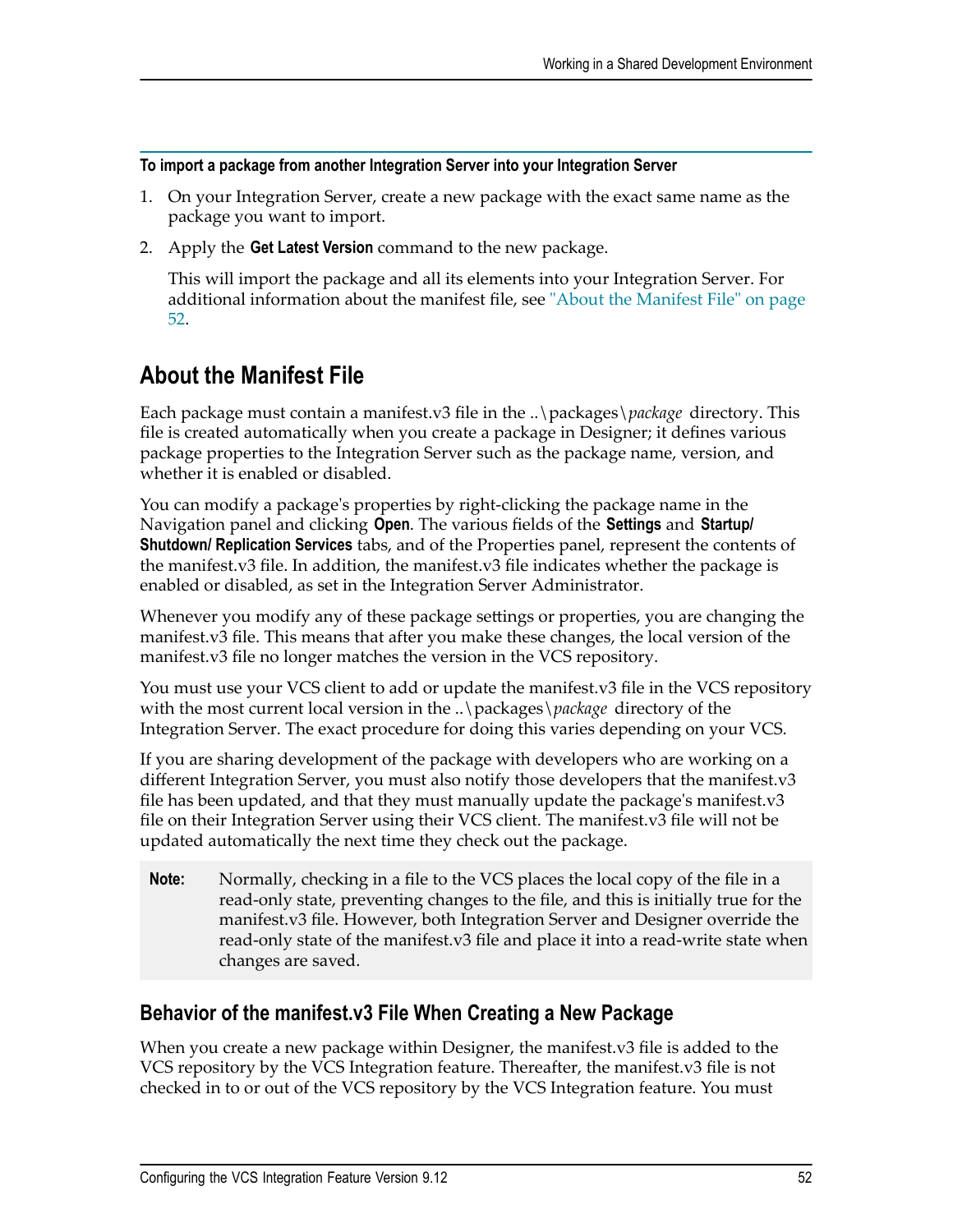**To import a package from another Integration Server into your Integration Server**

1. On your Integration Server, create a new package with the exact same name as the package you want to import.
2. Apply the **Get Latest Version** command to the new package.

   This will import the package and all its elements into your Integration Server. For additional information about the manifest file, see "About the Manifest File" on page 52.

## About the Manifest File

Each package must contain a manifest.v3 file in the ..\packages\*package* directory. This file is created automatically when you create a package in Designer; it defines various package properties to the Integration Server such as the package name, version, and whether it is enabled or disabled.

You can modify a package's properties by right-clicking the package name in the Navigation panel and clicking **Open**. The various fields of the **Settings** and **Startup/ Shutdown/ Replication Services** tabs, and of the Properties panel, represent the contents of the manifest.v3 file. In addition, the manifest.v3 file indicates whether the package is enabled or disabled, as set in the Integration Server Administrator.

Whenever you modify any of these package settings or properties, you are changing the manifest.v3 file. This means that after you make these changes, the local version of the manifest.v3 file no longer matches the version in the VCS repository.

You must use your VCS client to add or update the manifest.v3 file in the VCS repository with the most current local version in the ..\packages\*package* directory of the Integration Server. The exact procedure for doing this varies depending on your VCS.

If you are sharing development of the package with developers who are working on a different Integration Server, you must also notify those developers that the manifest.v3 file has been updated, and that they must manually update the package's manifest.v3 file on their Integration Server using their VCS client. The manifest.v3 file will not be updated automatically the next time they check out the package.

> **Note:** Normally, checking in a file to the VCS places the local copy of the file in a read-only state, preventing changes to the file, and this is initially true for the manifest.v3 file. However, both Integration Server and Designer override the read-only state of the manifest.v3 file and place it into a read-write state when changes are saved.

### Behavior of the manifest.v3 File When Creating a New Package

When you create a new package within Designer, the manifest.v3 file is added to the VCS repository by the VCS Integration feature. Thereafter, the manifest.v3 file is not checked in to or out of the VCS repository by the VCS Integration feature. You must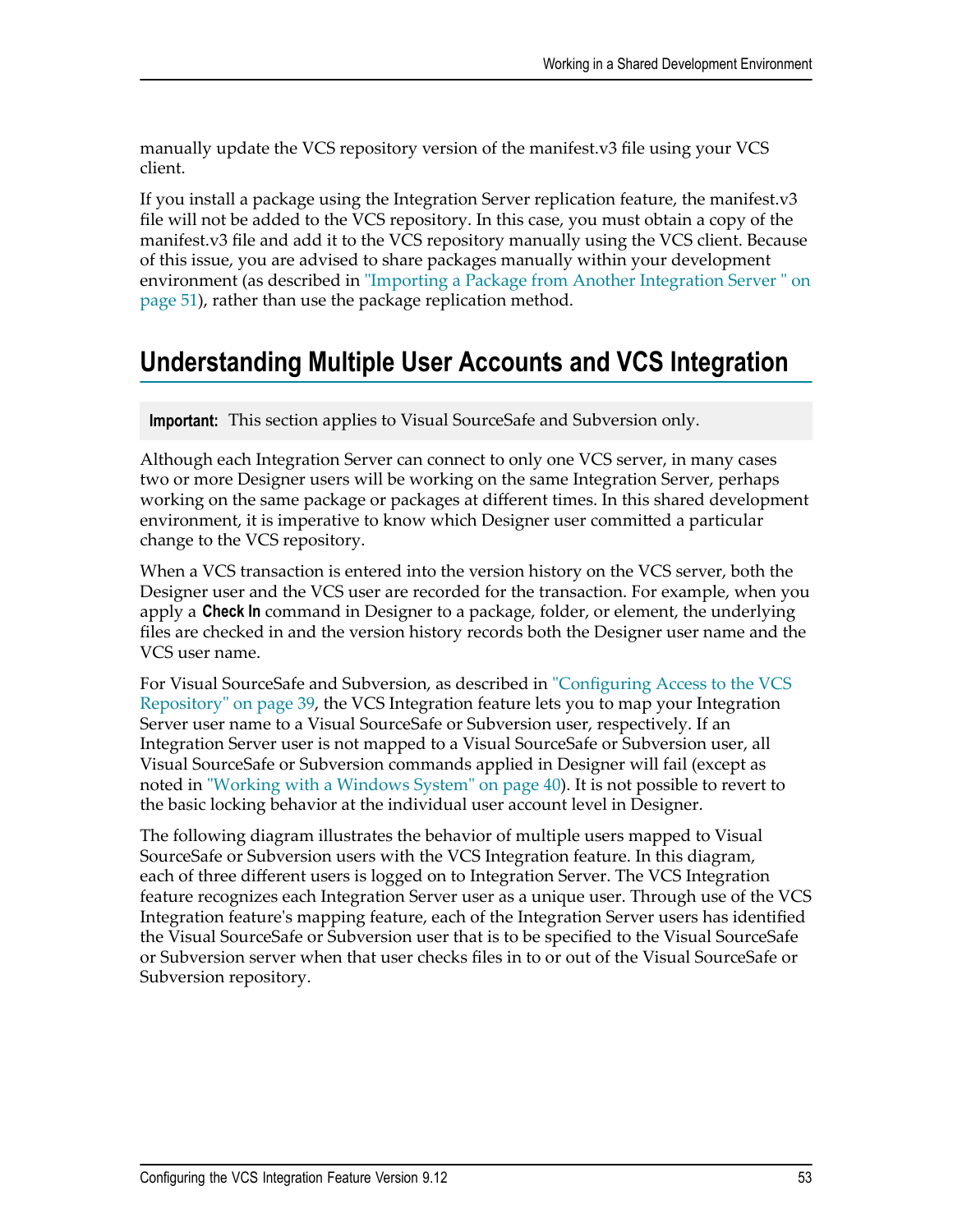manually update the VCS repository version of the manifest.v3 file using your VCS client.

If you install a package using the Integration Server replication feature, the manifest.v3 file will not be added to the VCS repository. In this case, you must obtain a copy of the manifest.v3 file and add it to the VCS repository manually using the VCS client. Because of this issue, you are advised to share packages manually within your development environment (as described in "Importing a Package from Another Integration Server " on page 51), rather than use the package replication method.

## Understanding Multiple User Accounts and VCS Integration

> **Important:** This section applies to Visual SourceSafe and Subversion only.

Although each Integration Server can connect to only one VCS server, in many cases two or more Designer users will be working on the same Integration Server, perhaps working on the same package or packages at different times. In this shared development environment, it is imperative to know which Designer user committed a particular change to the VCS repository.

When a VCS transaction is entered into the version history on the VCS server, both the Designer user and the VCS user are recorded for the transaction. For example, when you apply a **Check In** command in Designer to a package, folder, or element, the underlying files are checked in and the version history records both the Designer user name and the VCS user name.

For Visual SourceSafe and Subversion, as described in "Configuring Access to the VCS Repository" on page 39, the VCS Integration feature lets you to map your Integration Server user name to a Visual SourceSafe or Subversion user, respectively. If an Integration Server user is not mapped to a Visual SourceSafe or Subversion user, all Visual SourceSafe or Subversion commands applied in Designer will fail (except as noted in "Working with a Windows System" on page 40). It is not possible to revert to the basic locking behavior at the individual user account level in Designer.

The following diagram illustrates the behavior of multiple users mapped to Visual SourceSafe or Subversion users with the VCS Integration feature. In this diagram, each of three different users is logged on to Integration Server. The VCS Integration feature recognizes each Integration Server user as a unique user. Through use of the VCS Integration feature's mapping feature, each of the Integration Server users has identified the Visual SourceSafe or Subversion user that is to be specified to the Visual SourceSafe or Subversion server when that user checks files in to or out of the Visual SourceSafe or Subversion repository.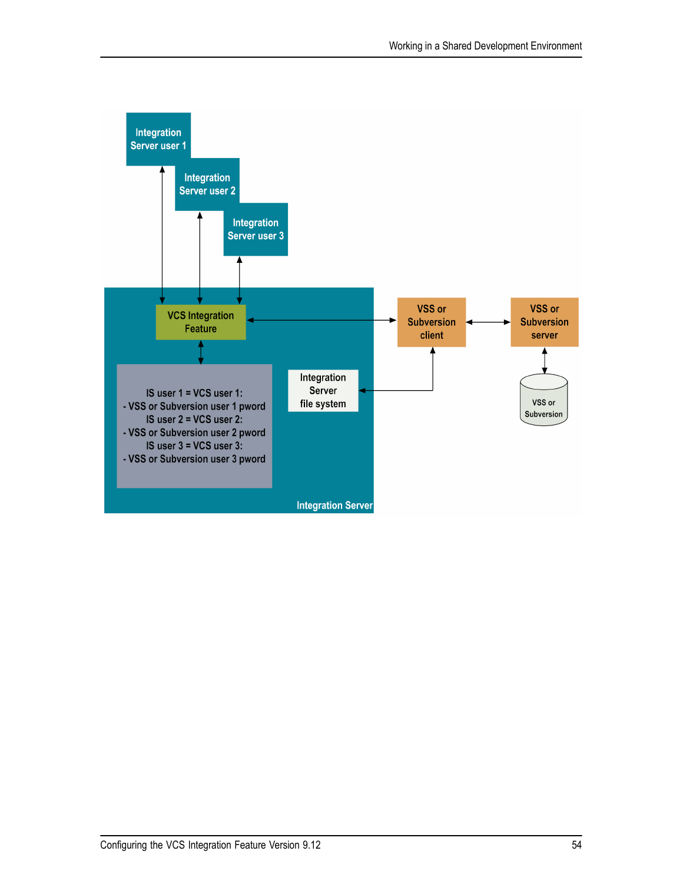Integration Server user 1

Integration Server user 2

Integration Server user 3

VCS Integration Feature

IS user 1 = VCS user 1:
- VSS or Subversion user 1 pword
IS user 2 = VCS user 2:
- VSS or Subversion user 2 pword
IS user 3 = VCS user 3:
- VSS or Subversion user 3 pword

Integration Server file system

Integration Server

VSS or Subversion client

VSS or Subversion server

VSS or Subversion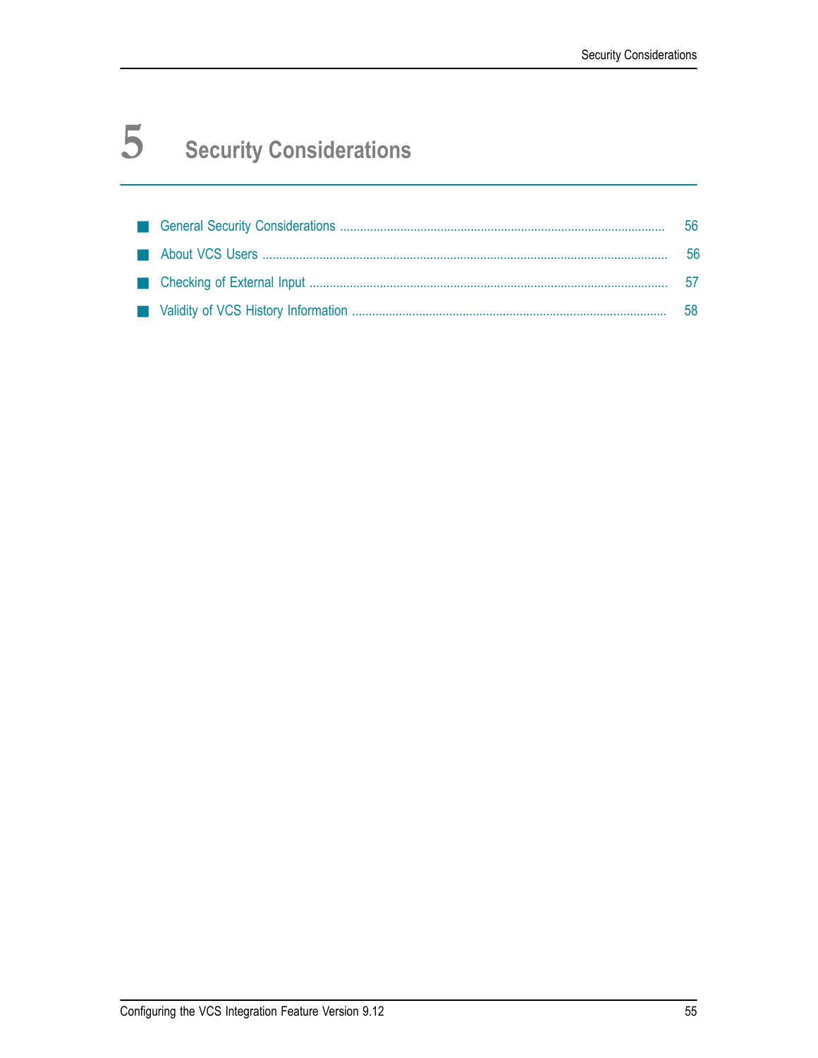# 5 Security Considerations

- General Security Considerations ........ 56
- About VCS Users ........ 56
- Checking of External Input ........ 57
- Validity of VCS History Information ........ 58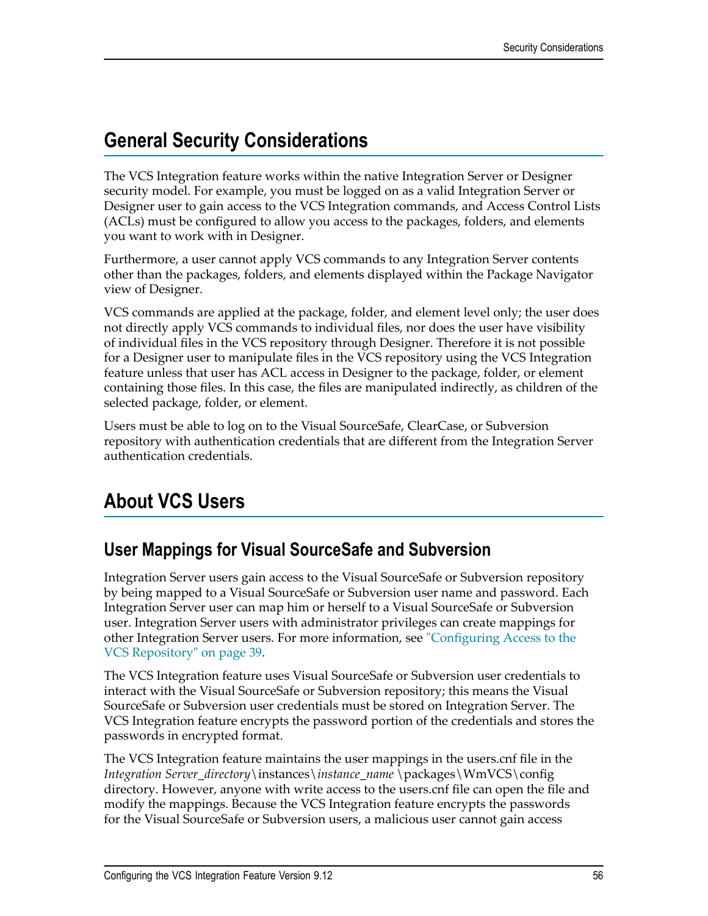## General Security Considerations

The VCS Integration feature works within the native Integration Server or Designer security model. For example, you must be logged on as a valid Integration Server or Designer user to gain access to the VCS Integration commands, and Access Control Lists (ACLs) must be configured to allow you access to the packages, folders, and elements you want to work with in Designer.

Furthermore, a user cannot apply VCS commands to any Integration Server contents other than the packages, folders, and elements displayed within the Package Navigator view of Designer.

VCS commands are applied at the package, folder, and element level only; the user does not directly apply VCS commands to individual files, nor does the user have visibility of individual files in the VCS repository through Designer. Therefore it is not possible for a Designer user to manipulate files in the VCS repository using the VCS Integration feature unless that user has ACL access in Designer to the package, folder, or element containing those files. In this case, the files are manipulated indirectly, as children of the selected package, folder, or element.

Users must be able to log on to the Visual SourceSafe, ClearCase, or Subversion repository with authentication credentials that are different from the Integration Server authentication credentials.

## About VCS Users

### User Mappings for Visual SourceSafe and Subversion

Integration Server users gain access to the Visual SourceSafe or Subversion repository by being mapped to a Visual SourceSafe or Subversion user name and password. Each Integration Server user can map him or herself to a Visual SourceSafe or Subversion user. Integration Server users with administrator privileges can create mappings for other Integration Server users. For more information, see "Configuring Access to the VCS Repository" on page 39.

The VCS Integration feature uses Visual SourceSafe or Subversion user credentials to interact with the Visual SourceSafe or Subversion repository; this means the Visual SourceSafe or Subversion user credentials must be stored on Integration Server. The VCS Integration feature encrypts the password portion of the credentials and stores the passwords in encrypted format.

The VCS Integration feature maintains the user mappings in the users.cnf file in the *Integration Server_directory*\instances\*instance_name* \packages\WmVCS\config directory. However, anyone with write access to the users.cnf file can open the file and modify the mappings. Because the VCS Integration feature encrypts the passwords for the Visual SourceSafe or Subversion users, a malicious user cannot gain access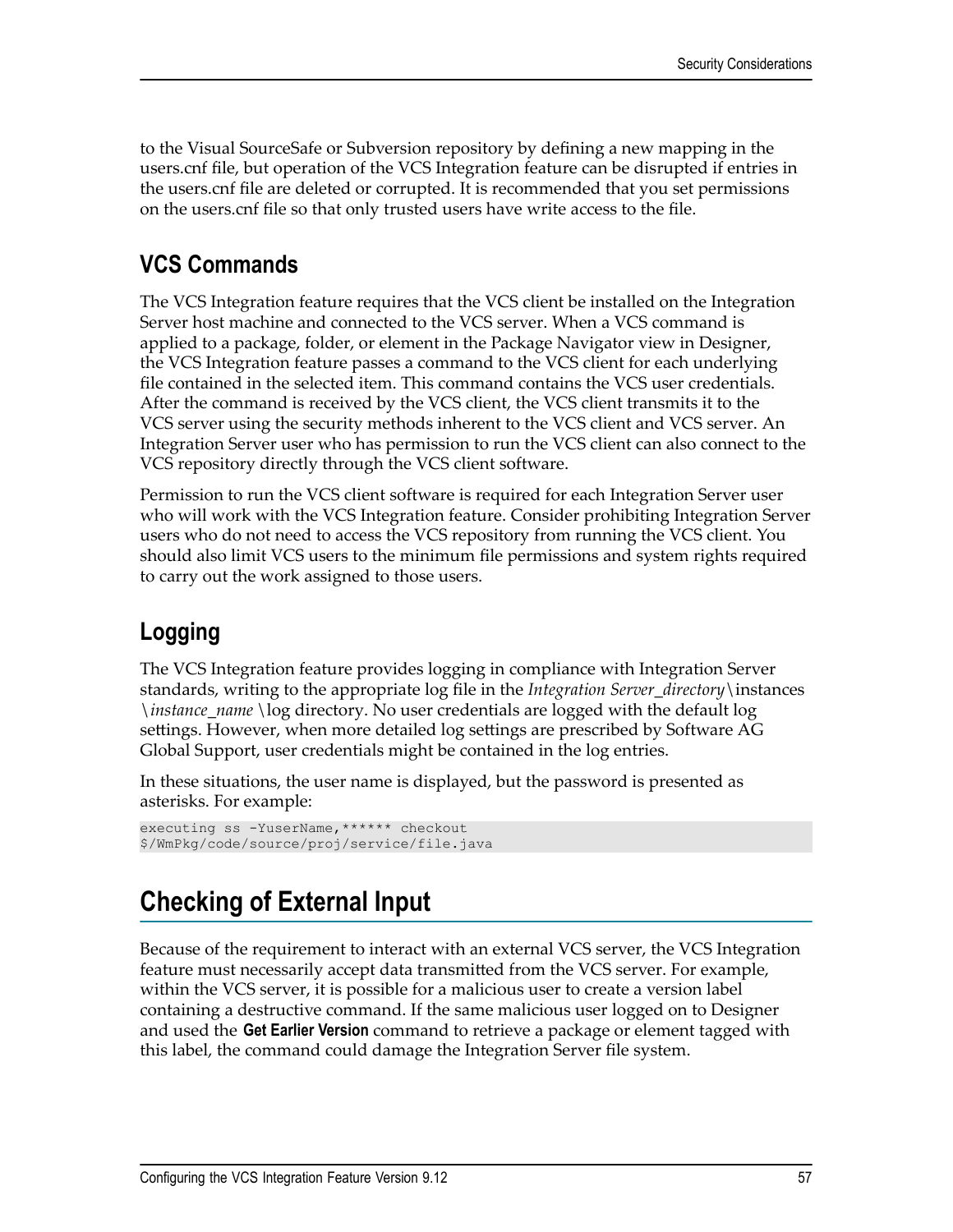to the Visual SourceSafe or Subversion repository by defining a new mapping in the users.cnf file, but operation of the VCS Integration feature can be disrupted if entries in the users.cnf file are deleted or corrupted. It is recommended that you set permissions on the users.cnf file so that only trusted users have write access to the file.

## VCS Commands

The VCS Integration feature requires that the VCS client be installed on the Integration Server host machine and connected to the VCS server. When a VCS command is applied to a package, folder, or element in the Package Navigator view in Designer, the VCS Integration feature passes a command to the VCS client for each underlying file contained in the selected item. This command contains the VCS user credentials. After the command is received by the VCS client, the VCS client transmits it to the VCS server using the security methods inherent to the VCS client and VCS server. An Integration Server user who has permission to run the VCS client can also connect to the VCS repository directly through the VCS client software.

Permission to run the VCS client software is required for each Integration Server user who will work with the VCS Integration feature. Consider prohibiting Integration Server users who do not need to access the VCS repository from running the VCS client. You should also limit VCS users to the minimum file permissions and system rights required to carry out the work assigned to those users.

## Logging

The VCS Integration feature provides logging in compliance with Integration Server standards, writing to the appropriate log file in the *Integration Server_directory*\instances \*instance_name* \log directory. No user credentials are logged with the default log settings. However, when more detailed log settings are prescribed by Software AG Global Support, user credentials might be contained in the log entries.

In these situations, the user name is displayed, but the password is presented as asterisks. For example:

```
executing ss -YuserName,****** checkout
$/WmPkg/code/source/proj/service/file.java
```

# Checking of External Input

Because of the requirement to interact with an external VCS server, the VCS Integration feature must necessarily accept data transmitted from the VCS server. For example, within the VCS server, it is possible for a malicious user to create a version label containing a destructive command. If the same malicious user logged on to Designer and used the **Get Earlier Version** command to retrieve a package or element tagged with this label, the command could damage the Integration Server file system.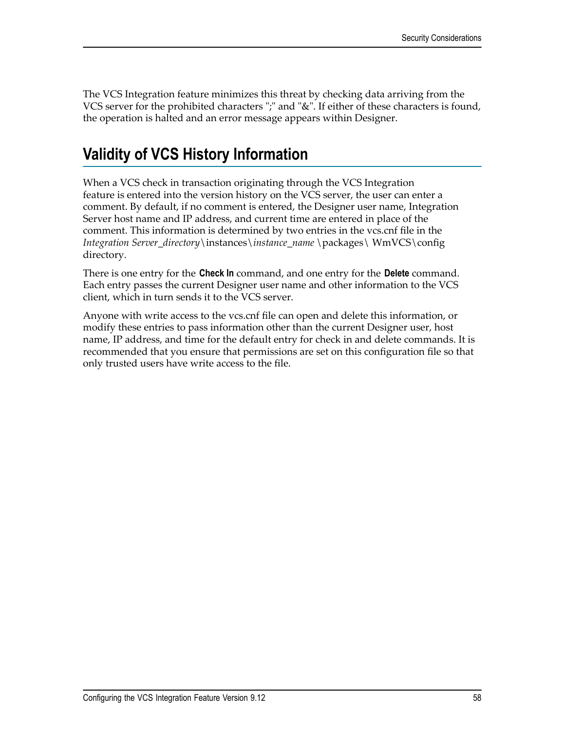The VCS Integration feature minimizes this threat by checking data arriving from the VCS server for the prohibited characters ";" and "&". If either of these characters is found, the operation is halted and an error message appears within Designer.

## Validity of VCS History Information

When a VCS check in transaction originating through the VCS Integration feature is entered into the version history on the VCS server, the user can enter a comment. By default, if no comment is entered, the Designer user name, Integration Server host name and IP address, and current time are entered in place of the comment. This information is determined by two entries in the vcs.cnf file in the *Integration Server_directory*\instances\*instance_name* \packages\ WmVCS\config directory.

There is one entry for the **Check In** command, and one entry for the **Delete** command. Each entry passes the current Designer user name and other information to the VCS client, which in turn sends it to the VCS server.

Anyone with write access to the vcs.cnf file can open and delete this information, or modify these entries to pass information other than the current Designer user, host name, IP address, and time for the default entry for check in and delete commands. It is recommended that you ensure that permissions are set on this configuration file so that only trusted users have write access to the file.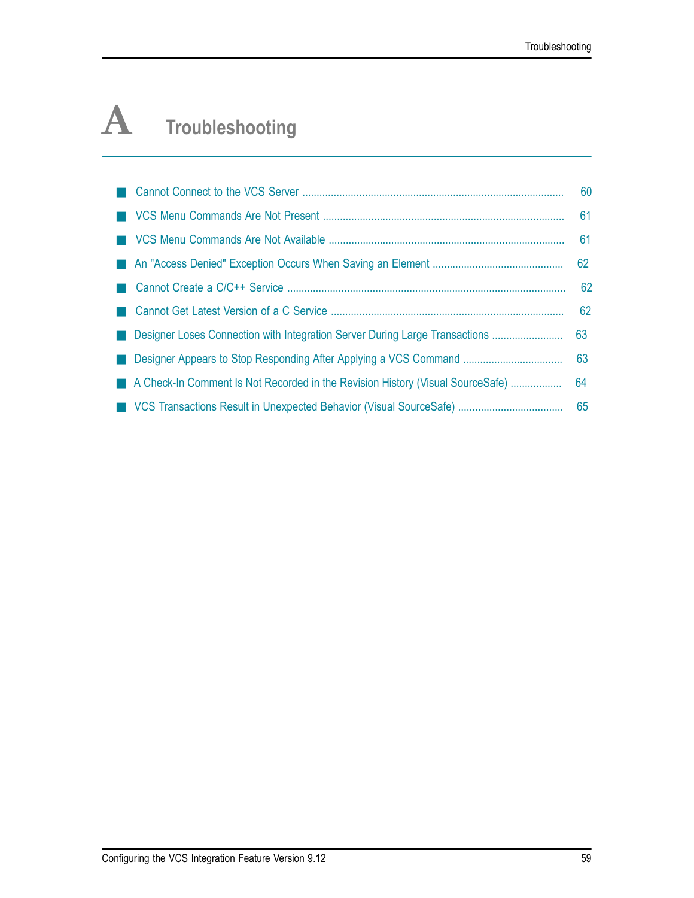# A Troubleshooting

- Cannot Connect to the VCS Server .......... 60
- VCS Menu Commands Are Not Present .......... 61
- VCS Menu Commands Are Not Available .......... 61
- An "Access Denied" Exception Occurs When Saving an Element .......... 62
- Cannot Create a C/C++ Service .......... 62
- Cannot Get Latest Version of a C Service .......... 62
- Designer Loses Connection with Integration Server During Large Transactions .......... 63
- Designer Appears to Stop Responding After Applying a VCS Command .......... 63
- A Check-In Comment Is Not Recorded in the Revision History (Visual SourceSafe) .......... 64
- VCS Transactions Result in Unexpected Behavior (Visual SourceSafe) .......... 65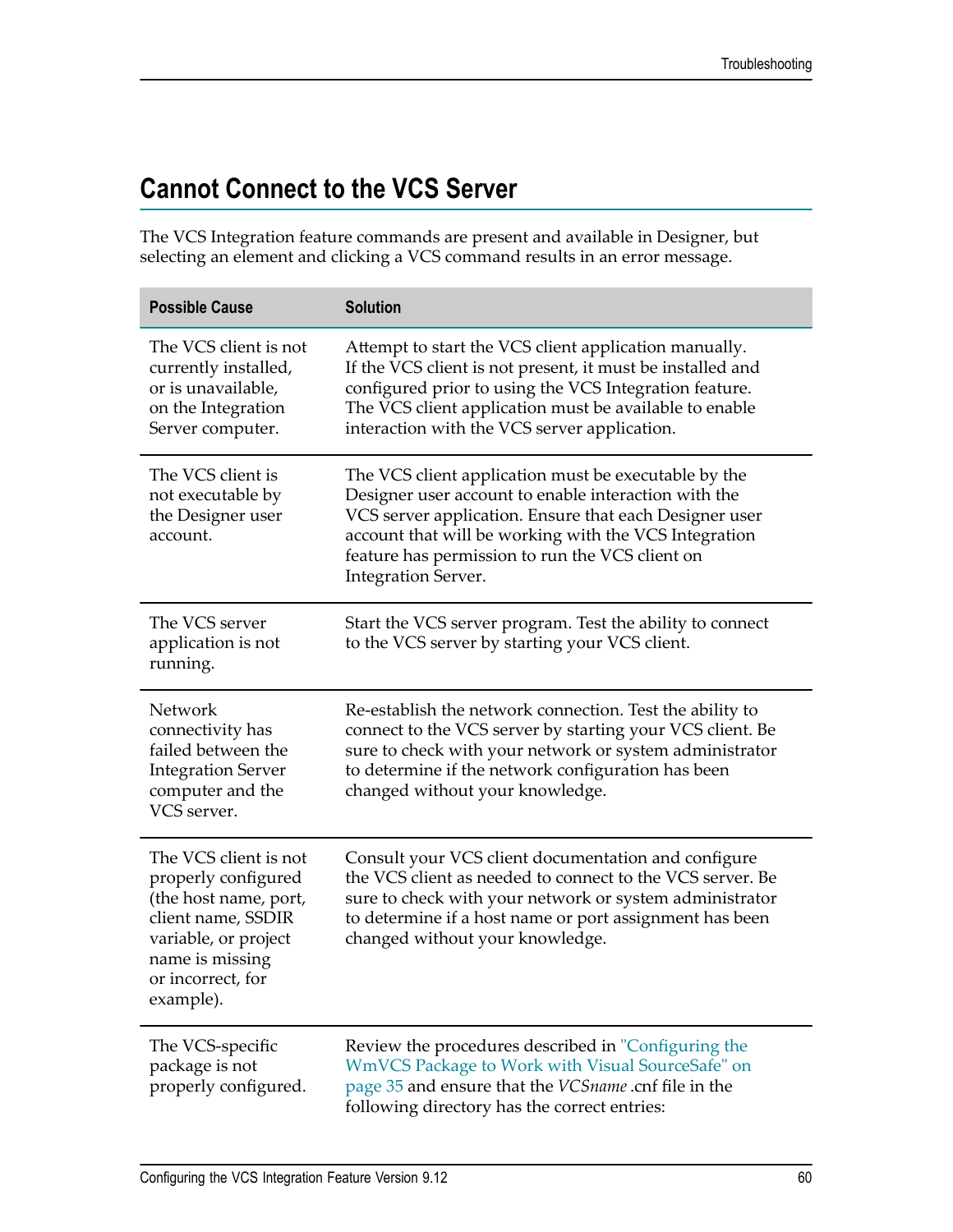## Cannot Connect to the VCS Server

The VCS Integration feature commands are present and available in Designer, but selecting an element and clicking a VCS command results in an error message.

| Possible Cause | Solution |
|---|---|
| The VCS client is not currently installed, or is unavailable, on the Integration Server computer. | Attempt to start the VCS client application manually. If the VCS client is not present, it must be installed and configured prior to using the VCS Integration feature. The VCS client application must be available to enable interaction with the VCS server application. |
| The VCS client is not executable by the Designer user account. | The VCS client application must be executable by the Designer user account to enable interaction with the VCS server application. Ensure that each Designer user account that will be working with the VCS Integration feature has permission to run the VCS client on Integration Server. |
| The VCS server application is not running. | Start the VCS server program. Test the ability to connect to the VCS server by starting your VCS client. |
| Network connectivity has failed between the Integration Server computer and the VCS server. | Re-establish the network connection. Test the ability to connect to the VCS server by starting your VCS client. Be sure to check with your network or system administrator to determine if the network configuration has been changed without your knowledge. |
| The VCS client is not properly configured (the host name, port, client name, SSDIR variable, or project name is missing or incorrect, for example). | Consult your VCS client documentation and configure the VCS client as needed to connect to the VCS server. Be sure to check with your network or system administrator to determine if a host name or port assignment has been changed without your knowledge. |
| The VCS-specific package is not properly configured. | Review the procedures described in "Configuring the WmVCS Package to Work with Visual SourceSafe" on page 35 and ensure that the *VCSname* .cnf file in the following directory has the correct entries: |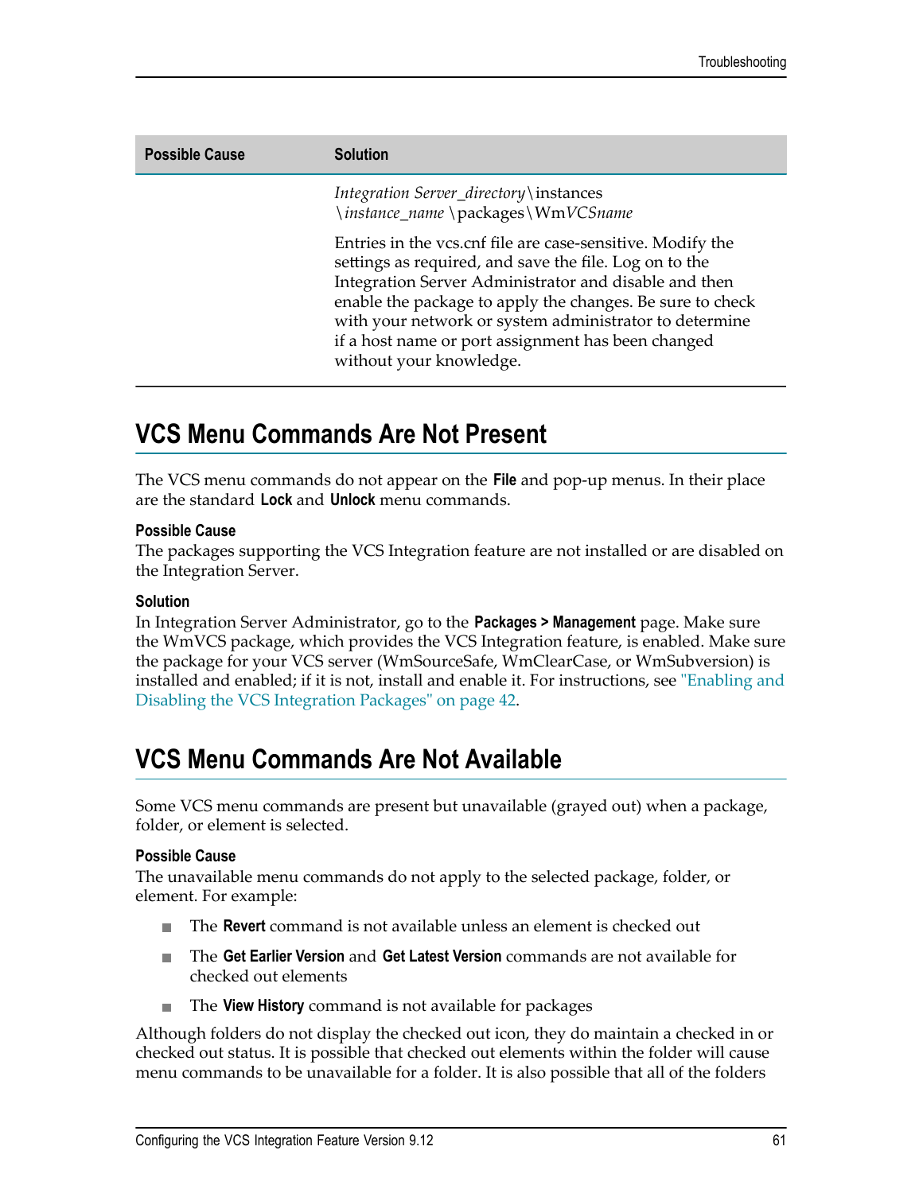| Possible Cause | Solution |
| --- | --- |
| | *Integration Server_directory*\instances \*instance_name*\packages\Wm*VCSname*<br><br>Entries in the vcs.cnf file are case-sensitive. Modify the settings as required, and save the file. Log on to the Integration Server Administrator and disable and then enable the package to apply the changes. Be sure to check with your network or system administrator to determine if a host name or port assignment has been changed without your knowledge. |

## VCS Menu Commands Are Not Present

The VCS menu commands do not appear on the **File** and pop-up menus. In their place are the standard **Lock** and **Unlock** menu commands.

**Possible Cause**
The packages supporting the VCS Integration feature are not installed or are disabled on the Integration Server.

**Solution**
In Integration Server Administrator, go to the **Packages > Management** page. Make sure the WmVCS package, which provides the VCS Integration feature, is enabled. Make sure the package for your VCS server (WmSourceSafe, WmClearCase, or WmSubversion) is installed and enabled; if it is not, install and enable it. For instructions, see "Enabling and Disabling the VCS Integration Packages" on page 42.

## VCS Menu Commands Are Not Available

Some VCS menu commands are present but unavailable (grayed out) when a package, folder, or element is selected.

**Possible Cause**
The unavailable menu commands do not apply to the selected package, folder, or element. For example:

- The **Revert** command is not available unless an element is checked out
- The **Get Earlier Version** and **Get Latest Version** commands are not available for checked out elements
- The **View History** command is not available for packages

Although folders do not display the checked out icon, they do maintain a checked in or checked out status. It is possible that checked out elements within the folder will cause menu commands to be unavailable for a folder. It is also possible that all of the folders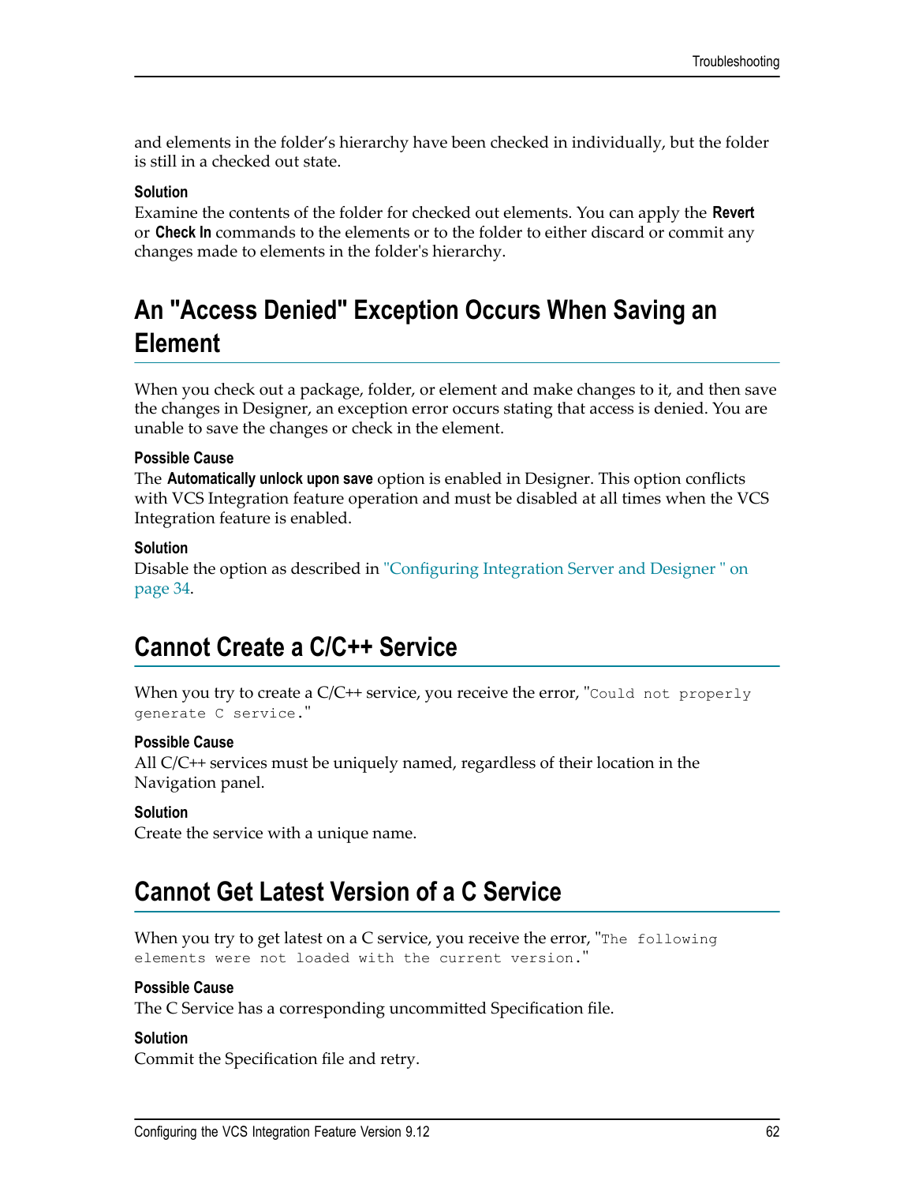and elements in the folder's hierarchy have been checked in individually, but the folder is still in a checked out state.

**Solution**

Examine the contents of the folder for checked out elements. You can apply the **Revert** or **Check In** commands to the elements or to the folder to either discard or commit any changes made to elements in the folder's hierarchy.

## An "Access Denied" Exception Occurs When Saving an Element

When you check out a package, folder, or element and make changes to it, and then save the changes in Designer, an exception error occurs stating that access is denied. You are unable to save the changes or check in the element.

**Possible Cause**

The **Automatically unlock upon save** option is enabled in Designer. This option conflicts with VCS Integration feature operation and must be disabled at all times when the VCS Integration feature is enabled.

**Solution**

Disable the option as described in "Configuring Integration Server and Designer " on page 34.

## Cannot Create a C/C++ Service

When you try to create a C/C++ service, you receive the error, "`Could not properly generate C service.`"

**Possible Cause**

All C/C++ services must be uniquely named, regardless of their location in the Navigation panel.

**Solution**

Create the service with a unique name.

## Cannot Get Latest Version of a C Service

When you try to get latest on a C service, you receive the error, "`The following elements were not loaded with the current version.`"

**Possible Cause**

The C Service has a corresponding uncommitted Specification file.

**Solution**

Commit the Specification file and retry.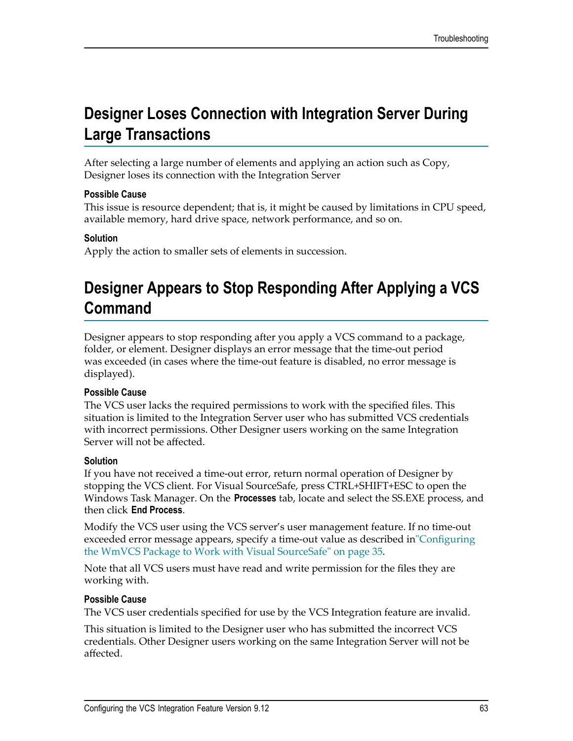## Designer Loses Connection with Integration Server During Large Transactions

After selecting a large number of elements and applying an action such as Copy, Designer loses its connection with the Integration Server

**Possible Cause**

This issue is resource dependent; that is, it might be caused by limitations in CPU speed, available memory, hard drive space, network performance, and so on.

**Solution**

Apply the action to smaller sets of elements in succession.

## Designer Appears to Stop Responding After Applying a VCS Command

Designer appears to stop responding after you apply a VCS command to a package, folder, or element. Designer displays an error message that the time-out period was exceeded (in cases where the time-out feature is disabled, no error message is displayed).

**Possible Cause**

The VCS user lacks the required permissions to work with the specified files. This situation is limited to the Integration Server user who has submitted VCS credentials with incorrect permissions. Other Designer users working on the same Integration Server will not be affected.

**Solution**

If you have not received a time-out error, return normal operation of Designer by stopping the VCS client. For Visual SourceSafe, press CTRL+SHIFT+ESC to open the Windows Task Manager. On the **Processes** tab, locate and select the SS.EXE process, and then click **End Process**.

Modify the VCS user using the VCS server's user management feature. If no time-out exceeded error message appears, specify a time-out value as described in"Configuring the WmVCS Package to Work with Visual SourceSafe" on page 35.

Note that all VCS users must have read and write permission for the files they are working with.

**Possible Cause**

The VCS user credentials specified for use by the VCS Integration feature are invalid.

This situation is limited to the Designer user who has submitted the incorrect VCS credentials. Other Designer users working on the same Integration Server will not be affected.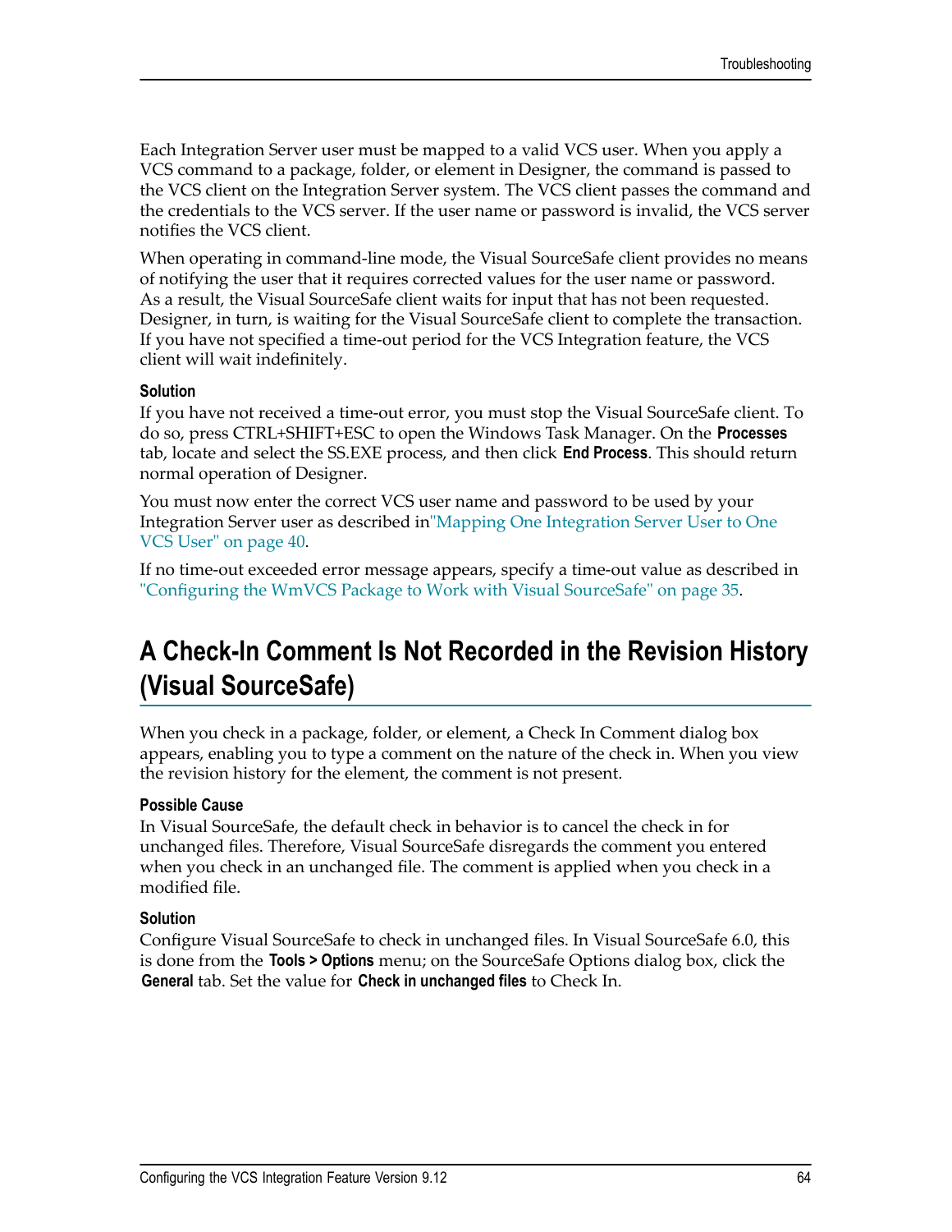Each Integration Server user must be mapped to a valid VCS user. When you apply a VCS command to a package, folder, or element in Designer, the command is passed to the VCS client on the Integration Server system. The VCS client passes the command and the credentials to the VCS server. If the user name or password is invalid, the VCS server notifies the VCS client.

When operating in command-line mode, the Visual SourceSafe client provides no means of notifying the user that it requires corrected values for the user name or password. As a result, the Visual SourceSafe client waits for input that has not been requested. Designer, in turn, is waiting for the Visual SourceSafe client to complete the transaction. If you have not specified a time-out period for the VCS Integration feature, the VCS client will wait indefinitely.

**Solution**

If you have not received a time-out error, you must stop the Visual SourceSafe client. To do so, press CTRL+SHIFT+ESC to open the Windows Task Manager. On the **Processes** tab, locate and select the SS.EXE process, and then click **End Process**. This should return normal operation of Designer.

You must now enter the correct VCS user name and password to be used by your Integration Server user as described in"Mapping One Integration Server User to One VCS User" on page 40.

If no time-out exceeded error message appears, specify a time-out value as described in "Configuring the WmVCS Package to Work with Visual SourceSafe" on page 35.

## A Check-In Comment Is Not Recorded in the Revision History (Visual SourceSafe)

When you check in a package, folder, or element, a Check In Comment dialog box appears, enabling you to type a comment on the nature of the check in. When you view the revision history for the element, the comment is not present.

**Possible Cause**

In Visual SourceSafe, the default check in behavior is to cancel the check in for unchanged files. Therefore, Visual SourceSafe disregards the comment you entered when you check in an unchanged file. The comment is applied when you check in a modified file.

**Solution**

Configure Visual SourceSafe to check in unchanged files. In Visual SourceSafe 6.0, this is done from the **Tools > Options** menu; on the SourceSafe Options dialog box, click the **General** tab. Set the value for **Check in unchanged files** to Check In.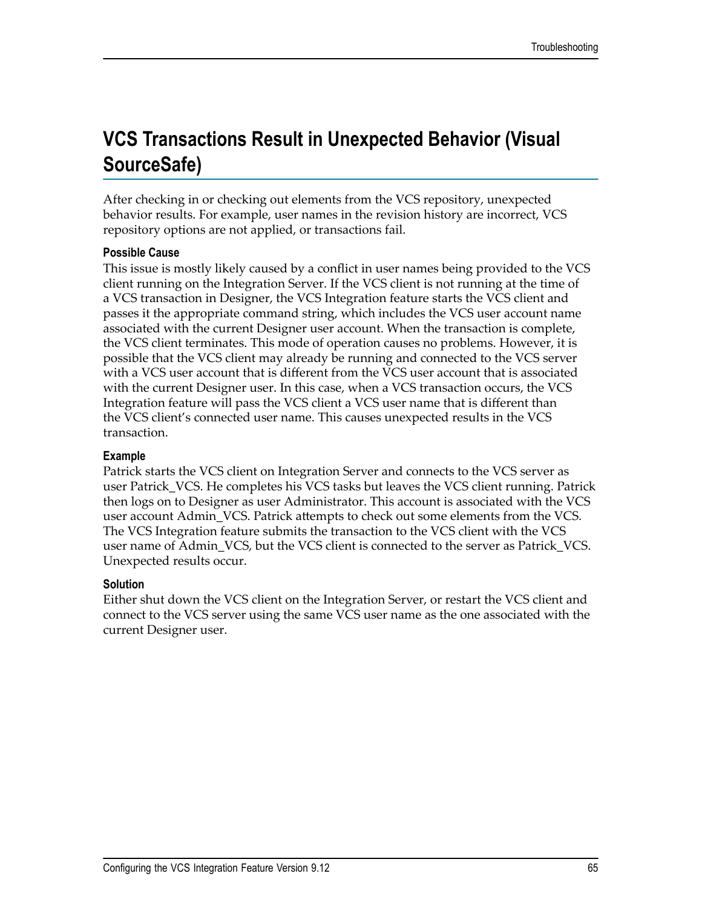## VCS Transactions Result in Unexpected Behavior (Visual SourceSafe)

After checking in or checking out elements from the VCS repository, unexpected behavior results. For example, user names in the revision history are incorrect, VCS repository options are not applied, or transactions fail.

**Possible Cause**

This issue is mostly likely caused by a conflict in user names being provided to the VCS client running on the Integration Server. If the VCS client is not running at the time of a VCS transaction in Designer, the VCS Integration feature starts the VCS client and passes it the appropriate command string, which includes the VCS user account name associated with the current Designer user account. When the transaction is complete, the VCS client terminates. This mode of operation causes no problems. However, it is possible that the VCS client may already be running and connected to the VCS server with a VCS user account that is different from the VCS user account that is associated with the current Designer user. In this case, when a VCS transaction occurs, the VCS Integration feature will pass the VCS client a VCS user name that is different than the VCS client's connected user name. This causes unexpected results in the VCS transaction.

**Example**

Patrick starts the VCS client on Integration Server and connects to the VCS server as user Patrick_VCS. He completes his VCS tasks but leaves the VCS client running. Patrick then logs on to Designer as user Administrator. This account is associated with the VCS user account Admin_VCS. Patrick attempts to check out some elements from the VCS. The VCS Integration feature submits the transaction to the VCS client with the VCS user name of Admin_VCS, but the VCS client is connected to the server as Patrick_VCS. Unexpected results occur.

**Solution**

Either shut down the VCS client on the Integration Server, or restart the VCS client and connect to the VCS server using the same VCS user name as the one associated with the current Designer user.